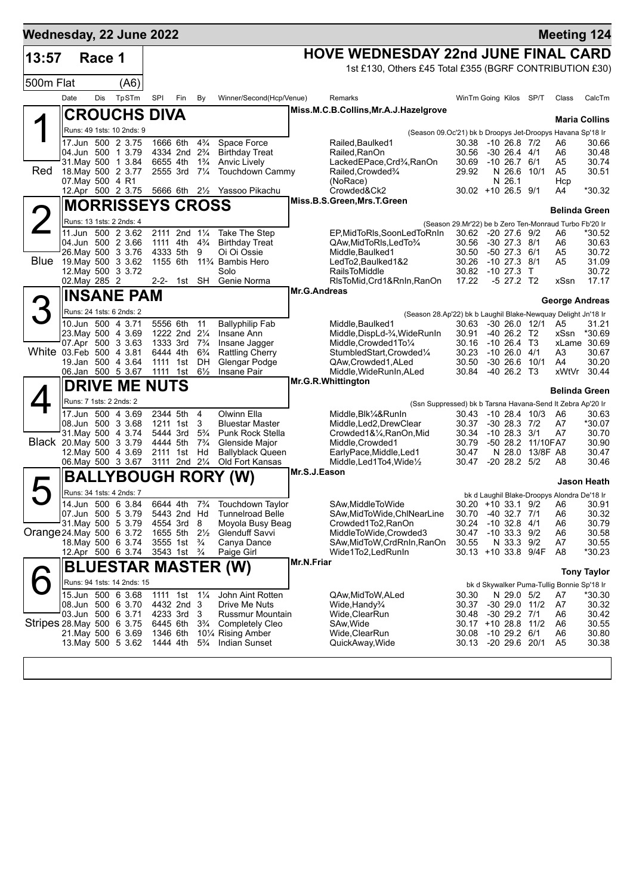# Wednesday, 22 June 2022 — Meeting 124

## 13:57 Race 1 — HOVE WEDNESDAY 22nd JUNE FINAL CARD

500m Flat (A6)

1st £130, Others £45 Total £355 (BGRF CONTRIBUTION £30)

| Date | Dis | TpSTm | SPI | Fin | By | Winner/Second(Hcp/Venue) | Remarks | WinTm | Going | Kilos | SP/T | Class | CalcTm |
|---|---|---|---|---|---|---|---|---|---|---|---|---|---|

### 1 — Red — CROUCHS DIVA
Miss.M.C.B.Collins,Mr.A.J.Hazelgrove — **Maria Collins**

Runs: 49 1sts: 10 2nds: 9 — (Season 09.Oc'21) bk b Droopys Jet-Droopys Havana Sp'18 Ir

| Date | Dis | TpSTm | SPI | Fin | By | Winner/Second(Hcp/Venue) | Remarks | WinTm | Going | Kilos | SP/T | Class | CalcTm |
|---|---|---|---|---|---|---|---|---|---|---|---|---|---|
| 17.Jun | 500 | 2 3.75 | 1666 | 6th | 4¾ | Space Force | Railed,Baulked1 | 30.38 | -10 | 26.8 | 7/2 | A6 | 30.66 |
| 04.Jun | 500 | 1 3.79 | 4334 | 2nd | 2¾ | Birthday Treat | Railed,RanOn | 30.56 | -30 | 26.4 | 4/1 | A6 | 30.48 |
| 31.May | 500 | 1 3.84 | 6655 | 4th | 1¾ | Anvic Lively | LackedEPace,Crd¾,RanOn | 30.69 | -10 | 26.7 | 6/1 | A5 | 30.74 |
| 18.May | 500 | 2 3.77 | 2555 | 3rd | 7¼ | Touchdown Cammy | Railed,Crowded¾ | 29.92 | N | 26.6 | 10/1 | A5 | 30.51 |
| 07.May | 500 | 4 R1 | | | | | (NoRace) | | N | 26.1 | | Hcp | |
| 12.Apr | 500 | 2 3.75 | 5666 | 6th | 2½ | Yassoo Pikachu | Crowded&Ck2 | 30.02 | +10 | 26.5 | 9/1 | A4 | *30.32 |

### 2 — Blue — MORRISSEYS CROSS
Miss.B.S.Green,Mrs.T.Green — **Belinda Green**

Runs: 13 1sts: 2 2nds: 4 — (Season 29.Mr'22) be b Zero Ten-Monraud Turbo Fb'20 Ir

| Date | Dis | TpSTm | SPI | Fin | By | Winner/Second(Hcp/Venue) | Remarks | WinTm | Going | Kilos | SP/T | Class | CalcTm |
|---|---|---|---|---|---|---|---|---|---|---|---|---|---|
| 11.Jun | 500 | 2 3.62 | 2111 | 2nd | 1¼ | Take The Step | EP,MidToRls,SoonLedToRnIn | 30.62 | -20 | 27.6 | 9/2 | A6 | *30.52 |
| 04.Jun | 500 | 2 3.66 | 1111 | 4th | 4¾ | Birthday Treat | QAw,MidToRls,LedTo¾ | 30.56 | -30 | 27.3 | 8/1 | A6 | 30.63 |
| 26.May | 500 | 3 3.76 | 4333 | 5th | 9 | Oi Oi Ossie | Middle,Baulked1 | 30.50 | -50 | 27.3 | 6/1 | A5 | 30.72 |
| 19.May | 500 | 3 3.62 | 1155 | 6th | 11¾ | Bambis Hero | LedTo2,Baulked1&2 | 30.26 | -10 | 27.3 | 8/1 | A5 | 31.09 |
| 12.May | 500 | 3 3.72 | | | | Solo | RailsToMiddle | 30.82 | -10 | 27.3 | T | | 30.72 |
| 02.May | 285 | 2 | 2-2- | 1st | SH | Genie Norma | RlsToMid,Crd1&RnIn,RanOn | 17.22 | -5 | 27.2 | T2 | xSsn | 17.17 |

### 3 — White — INSANE PAM
Mr.G.Andreas — **George Andreas**

Runs: 24 1sts: 6 2nds: 2 — (Season 28.Ap'22) bk b Laughil Blake-Newquay Delight Jn'18 Ir

| Date | Dis | TpSTm | SPI | Fin | By | Winner/Second(Hcp/Venue) | Remarks | WinTm | Going | Kilos | SP/T | Class | CalcTm |
|---|---|---|---|---|---|---|---|---|---|---|---|---|---|
| 10.Jun | 500 | 4 3.71 | 5556 | 6th | 11 | Ballyphilip Fab | Middle,Baulked1 | 30.63 | -30 | 26.0 | 12/1 | A5 | 31.21 |
| 23.May | 500 | 4 3.69 | 1222 | 2nd | 2¼ | Insane Ann | Middle,DispLd-¾,WideRunIn | 30.91 | -40 | 26.2 | T2 | xSsn | *30.69 |
| 07.Apr | 500 | 3 3.63 | 1333 | 3rd | 7¾ | Insane Jagger | Middle,Crowded1To¼ | 30.16 | -10 | 26.4 | T3 | xLame | 30.69 |
| 03.Feb | 500 | 4 3.81 | 6444 | 4th | 6¾ | Rattling Cherry | StumbledStart,Crowded¼ | 30.23 | -10 | 26.0 | 4/1 | A3 | 30.67 |
| 19.Jan | 500 | 4 3.64 | 1111 | 1st | DH | Glengar Podge | QAw,Crowded1,ALed | 30.50 | -30 | 26.6 | 10/1 | A4 | 30.20 |
| 06.Jan | 500 | 5 3.67 | 1111 | 1st | 6½ | Insane Pair | Middle,WideRunIn,ALed | 30.84 | -40 | 26.2 | T3 | xWtVr | 30.44 |

### 4 — Black — DRIVE ME NUTS
Mr.G.R.Whittington — **Belinda Green**

Runs: 7 1sts: 2 2nds: 2 — (Ssn Suppressed) bk b Tarsna Havana-Send It Zebra Ap'20 Ir

| Date | Dis | TpSTm | SPI | Fin | By | Winner/Second(Hcp/Venue) | Remarks | WinTm | Going | Kilos | SP/T | Class | CalcTm |
|---|---|---|---|---|---|---|---|---|---|---|---|---|---|
| 17.Jun | 500 | 4 3.69 | 2344 | 5th | 4 | Olwinn Ella | Middle,Blk¼&RunIn | 30.43 | -10 | 28.4 | 10/3 | A6 | 30.63 |
| 08.Jun | 500 | 3 3.68 | 1211 | 1st | 3 | Bluestar Master | Middle,Led2,DrewClear | 30.37 | -30 | 28.3 | 7/2 | A7 | *30.07 |
| 31.May | 500 | 4 3.74 | 5444 | 3rd | 5¾ | Punk Rock Stella | Crowded1&¼,RanOn,Mid | 30.34 | -10 | 28.3 | 3/1 | A7 | 30.70 |
| 20.May | 500 | 3 3.79 | 4444 | 5th | 7¾ | Glenside Major | Middle,Crowded1 | 30.79 | -50 | 28.2 | 11/10F | A7 | 30.90 |
| 12.May | 500 | 4 3.69 | 2111 | 1st | Hd | Ballyblack Queen | EarlyPace,Middle,Led1 | 30.47 | N | 28.0 | 13/8F | A8 | 30.47 |
| 06.May | 500 | 3 3.67 | 3111 | 2nd | 2¼ | Old Fort Kansas | Middle,Led1To4,Wide½ | 30.47 | -20 | 28.2 | 5/2 | A8 | 30.46 |

### 5 — Orange — BALLYBOUGH RORY (W)
Mr.S.J.Eason — **Jason Heath**

Runs: 34 1sts: 4 2nds: 7 — bk d Laughil Blake-Droopys Alondra De'18 Ir

| Date | Dis | TpSTm | SPI | Fin | By | Winner/Second(Hcp/Venue) | Remarks | WinTm | Going | Kilos | SP/T | Class | CalcTm |
|---|---|---|---|---|---|---|---|---|---|---|---|---|---|
| 14.Jun | 500 | 6 3.84 | 6644 | 4th | 7¾ | Touchdown Taylor | SAw,MiddleToWide | 30.20 | +10 | 33.1 | 9/2 | A6 | 30.91 |
| 07.Jun | 500 | 5 3.79 | 5443 | 2nd | Hd | Tunnelroad Belle | SAw,MidToWide,ChlNearLine | 30.70 | -40 | 32.7 | 7/1 | A6 | 30.32 |
| 31.May | 500 | 5 3.79 | 4554 | 3rd | 8 | Moyola Busy Beag | Crowded1To2,RanOn | 30.24 | -10 | 32.8 | 4/1 | A6 | 30.79 |
| 24.May | 500 | 6 3.72 | 1655 | 5th | 2½ | Glenduff Savvi | MiddleToWide,Crowded3 | 30.47 | -10 | 33.3 | 9/2 | A6 | 30.58 |
| 18.May | 500 | 6 3.74 | 3555 | 1st | ¾ | Canya Dance | SAw,MidToW,CrdRnIn,RanOn | 30.55 | N | 33.3 | 9/2 | A7 | 30.55 |
| 12.Apr | 500 | 6 3.74 | 3543 | 1st | ¾ | Paige Girl | Wide1To2,LedRunIn | 30.13 | +10 | 33.8 | 9/4F | A8 | *30.23 |

### 6 — Stripes — BLUESTAR MASTER (W)
Mr.N.Friar — **Tony Taylor**

Runs: 94 1sts: 14 2nds: 15 — bk d Skywalker Puma-Tullig Bonnie Sp'18 Ir

| Date | Dis | TpSTm | SPI | Fin | By | Winner/Second(Hcp/Venue) | Remarks | WinTm | Going | Kilos | SP/T | Class | CalcTm |
|---|---|---|---|---|---|---|---|---|---|---|---|---|---|
| 15.Jun | 500 | 6 3.68 | 1111 | 1st | 1¼ | John Aint Rotten | QAw,MidToW,ALed | 30.30 | N | 29.0 | 5/2 | A7 | *30.30 |
| 08.Jun | 500 | 6 3.70 | 4432 | 2nd | 3 | Drive Me Nuts | Wide,Handy¾ | 30.37 | -30 | 29.0 | 11/2 | A7 | 30.32 |
| 03.Jun | 500 | 6 3.71 | 4233 | 3rd | 3 | Russmur Mountain | Wide,ClearRun | 30.48 | -30 | 29.2 | 7/1 | A6 | 30.42 |
| 28.May | 500 | 6 3.75 | 6445 | 6th | 3¾ | Completely Cleo | SAw,Wide | 30.17 | +10 | 28.8 | 11/2 | A6 | 30.55 |
| 21.May | 500 | 6 3.69 | 1346 | 6th | 10¼ | Rising Amber | Wide,ClearRun | 30.08 | -10 | 29.2 | 6/1 | A6 | 30.80 |
| 13.May | 500 | 5 3.62 | 1444 | 4th | 5¾ | Indian Sunset | QuickAway,Wide | 30.13 | -20 | 29.6 | 20/1 | A5 | 30.38 |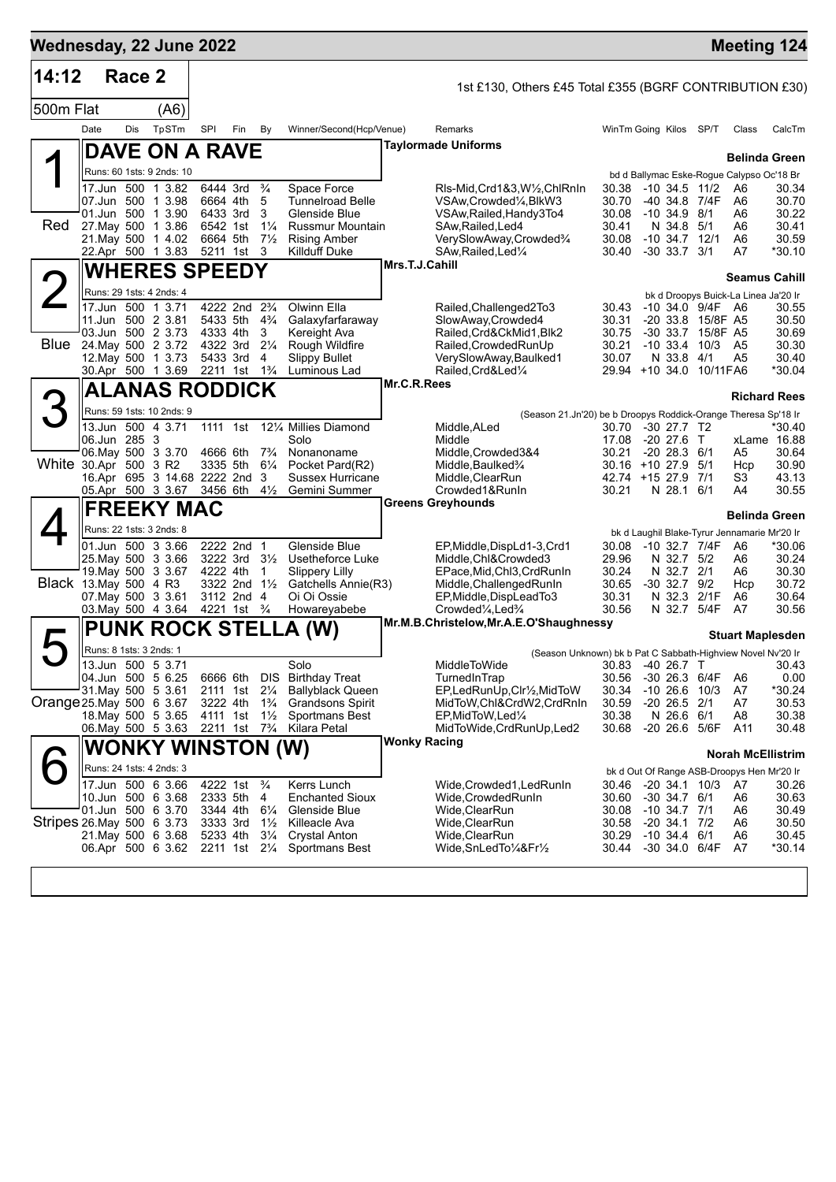# Wednesday, 22 June 2022 — Meeting 124

## 14:12 Race 2

500m Flat (A6)

1st £130, Others £45 Total £355 (BGRF CONTRIBUTION £30)

### 1 — DAVE ON A RAVE (Red)

Taylormade Uniforms — **Belinda Green**

Runs: 60 1sts: 9 2nds: 10 — bd d Ballymac Eske-Rogue Calypso Oc'18 Br

| Date | Dis | TpSTm | SPI | Fin | By | Winner/Second(Hcp/Venue) | Remarks | WinTm | Going | Kilos | SP/T | Class | CalcTm |
|---|---|---|---|---|---|---|---|---|---|---|---|---|---|
| 17.Jun | 500 | 1 3.82 | 6444 | 3rd | ¾ | Space Force | Rls-Mid,Crd1&3,W½,ChlRnIn | 30.38 | -10 | 34.5 | 11/2 | A6 | 30.34 |
| 07.Jun | 500 | 1 3.98 | 6664 | 4th | 5 | Tunnelroad Belle | VSAw,Crowded¼,BlkW3 | 30.70 | -40 | 34.8 | 7/4F | A6 | 30.70 |
| 01.Jun | 500 | 1 3.90 | 6433 | 3rd | 3 | Glenside Blue | VSAw,Railed,Handy3To4 | 30.08 | -10 | 34.9 | 8/1 | A6 | 30.22 |
| 27.May | 500 | 1 3.86 | 6542 | 1st | 1¼ | Russmur Mountain | SAw,Railed,Led4 | 30.41 | N | 34.8 | 5/1 | A6 | 30.41 |
| 21.May | 500 | 1 4.02 | 6664 | 5th | 7½ | Rising Amber | VerySlowAway,Crowded¾ | 30.08 | -10 | 34.7 | 12/1 | A6 | 30.59 |
| 22.Apr | 500 | 1 3.83 | 5211 | 1st | 3 | Killduff Duke | SAw,Railed,Led¼ | 30.40 | -30 | 33.7 | 3/1 | A7 | *30.10 |

### 2 — WHERES SPEEDY (Blue)

Mrs.T.J.Cahill — **Seamus Cahill**

Runs: 29 1sts: 4 2nds: 4 — bk d Droopys Buick-La Linea Ja'20 Ir

| Date | Dis | TpSTm | SPI | Fin | By | Winner/Second(Hcp/Venue) | Remarks | WinTm | Going | Kilos | SP/T | Class | CalcTm |
|---|---|---|---|---|---|---|---|---|---|---|---|---|---|
| 17.Jun | 500 | 1 3.71 | 4222 | 2nd | 2¾ | Olwinn Ella | Railed,Challenged2To3 | 30.43 | -10 | 34.0 | 9/4F | A6 | 30.55 |
| 11.Jun | 500 | 2 3.81 | 5433 | 5th | 4¾ | Galaxyfarfaraway | SlowAway,Crowded4 | 30.31 | -20 | 33.8 | 15/8F | A5 | 30.50 |
| 03.Jun | 500 | 2 3.73 | 4333 | 4th | 3 | Kereight Ava | Railed,Crd&CkMid1,Blk2 | 30.75 | -30 | 33.7 | 15/8F | A5 | 30.69 |
| 24.May | 500 | 2 3.72 | 4322 | 3rd | 2¼ | Rough Wildfire | Railed,CrowdedRunUp | 30.21 | -10 | 33.4 | 10/3 | A5 | 30.30 |
| 12.May | 500 | 1 3.73 | 5433 | 3rd | 4 | Slippy Bullet | VerySlowAway,Baulked1 | 30.07 | N | 33.8 | 4/1 | A5 | 30.40 |
| 30.Apr | 500 | 1 3.69 | 2211 | 1st | 1¾ | Luminous Lad | Railed,Crd&Led¼ | 29.94 | +10 | 34.0 | 10/11F | A6 | *30.04 |

### 3 — ALANAS RODDICK (White)

Mr.C.R.Rees — **Richard Rees**

Runs: 59 1sts: 10 2nds: 9 — (Season 21.Jn'20) be b Droopys Roddick-Orange Theresa Sp'18 Ir

| Date | Dis | TpSTm | SPI | Fin | By | Winner/Second(Hcp/Venue) | Remarks | WinTm | Going | Kilos | SP/T | Class | CalcTm |
|---|---|---|---|---|---|---|---|---|---|---|---|---|---|
| 13.Jun | 500 | 4 3.71 | 1111 | 1st | 12¼ | Millies Diamond | Middle,ALed | 30.70 | -30 | 27.7 | T2 | | *30.40 |
| 06.Jun | 285 | 3 | | | | Solo | Middle | 17.08 | -20 | 27.6 | T | xLame | 16.88 |
| 06.May | 500 | 3 3.70 | 4666 | 6th | 7¾ | Nonanoname | Middle,Crowded3&4 | 30.21 | -20 | 28.3 | 6/1 | A5 | 30.64 |
| 30.Apr | 500 | 3 R2 | 3335 | 5th | 6¼ | Pocket Pard(R2) | Middle,Baulked¾ | 30.16 | +10 | 27.9 | 5/1 | Hcp | 30.90 |
| 16.Apr | 695 | 3 14.68 | 2222 | 2nd | 3 | Sussex Hurricane | Middle,ClearRun | 42.74 | +15 | 27.9 | 7/1 | S3 | 43.13 |
| 05.Apr | 500 | 3 3.67 | 3456 | 6th | 4½ | Gemini Summer | Crowded1&RunIn | 30.21 | N | 28.1 | 6/1 | A4 | 30.55 |

### 4 — FREEKY MAC (Black)

Greens Greyhounds — **Belinda Green**

Runs: 22 1sts: 3 2nds: 8 — bk d Laughil Blake-Tyrur Jennamarie Mr'20 Ir

| Date | Dis | TpSTm | SPI | Fin | By | Winner/Second(Hcp/Venue) | Remarks | WinTm | Going | Kilos | SP/T | Class | CalcTm |
|---|---|---|---|---|---|---|---|---|---|---|---|---|---|
| 01.Jun | 500 | 3 3.66 | 2222 | 2nd | 1 | Glenside Blue | EP,Middle,DispLd1-3,Crd1 | 30.08 | -10 | 32.7 | 7/4F | A6 | *30.06 |
| 25.May | 500 | 3 3.66 | 3222 | 3rd | 3½ | Usetheforce Luke | Middle,Chl&Crowded3 | 29.96 | N | 32.7 | 5/2 | A6 | 30.24 |
| 19.May | 500 | 3 3.67 | 4222 | 4th | 1 | Slippery Lilly | EPace,Mid,Chl3,CrdRunIn | 30.24 | N | 32.7 | 2/1 | A6 | 30.30 |
| 13.May | 500 | 4 R3 | 3322 | 2nd | 1½ | Gatchells Annie(R3) | Middle,ChallengedRunIn | 30.65 | -30 | 32.7 | 9/2 | Hcp | 30.72 |
| 07.May | 500 | 3 3.61 | 3112 | 2nd | 4 | Oi Oi Ossie | EP,Middle,DispLeadTo3 | 30.31 | N | 32.3 | 2/1F | A6 | 30.64 |
| 03.May | 500 | 4 3.64 | 4221 | 1st | ¾ | Howareyabebe | Crowded¼,Led¾ | 30.56 | N | 32.7 | 5/4F | A7 | 30.56 |

### 5 — PUNK ROCK STELLA (W) (Orange)

Mr.M.B.Christelow,Mr.A.E.O'Shaughnessy — **Stuart Maplesden**

Runs: 8 1sts: 3 2nds: 1 — (Season Unknown) bk b Pat C Sabbath-Highview Novel Nv'20 Ir

| Date | Dis | TpSTm | SPI | Fin | By | Winner/Second(Hcp/Venue) | Remarks | WinTm | Going | Kilos | SP/T | Class | CalcTm |
|---|---|---|---|---|---|---|---|---|---|---|---|---|---|
| 13.Jun | 500 | 5 3.71 | | | | Solo | MiddleToWide | 30.83 | -40 | 26.7 | T | | 30.43 |
| 04.Jun | 500 | 5 6.25 | 6666 | 6th | DIS | Birthday Treat | TurnedInTrap | 30.56 | -30 | 26.3 | 6/4F | A6 | 0.00 |
| 31.May | 500 | 5 3.61 | 2111 | 1st | 2¼ | Ballyblack Queen | EP,LedRunUp,Clr½,MidToW | 30.34 | -10 | 26.6 | 10/3 | A7 | *30.24 |
| 25.May | 500 | 6 3.67 | 3222 | 4th | 1¾ | Grandsons Spirit | MidToW,Chl&CrdW2,CrdRnIn | 30.59 | -20 | 26.5 | 2/1 | A7 | 30.53 |
| 18.May | 500 | 5 3.65 | 4111 | 1st | 1½ | Sportmans Best | EP,MidToW,Led¼ | 30.38 | N | 26.6 | 6/1 | A8 | 30.38 |
| 06.May | 500 | 5 3.63 | 2211 | 1st | 7¾ | Kilara Petal | MidToWide,CrdRunUp,Led2 | 30.68 | -20 | 26.6 | 5/6F | A11 | 30.48 |

### 6 — WONKY WINSTON (W) (Stripes)

Wonky Racing — **Norah McEllistrim**

Runs: 24 1sts: 4 2nds: 3 — bk d Out Of Range ASB-Droopys Hen Mr'20 Ir

| Date | Dis | TpSTm | SPI | Fin | By | Winner/Second(Hcp/Venue) | Remarks | WinTm | Going | Kilos | SP/T | Class | CalcTm |
|---|---|---|---|---|---|---|---|---|---|---|---|---|---|
| 17.Jun | 500 | 6 3.66 | 4222 | 1st | ¾ | Kerrs Lunch | Wide,Crowded1,LedRunIn | 30.46 | -20 | 34.1 | 10/3 | A7 | 30.26 |
| 10.Jun | 500 | 6 3.68 | 2333 | 5th | 4 | Enchanted Sioux | Wide,CrowdedRunIn | 30.60 | -30 | 34.7 | 6/1 | A6 | 30.63 |
| 01.Jun | 500 | 6 3.70 | 3344 | 4th | 6¼ | Glenside Blue | Wide,ClearRun | 30.08 | -10 | 34.7 | 7/1 | A6 | 30.49 |
| 26.May | 500 | 6 3.73 | 3333 | 3rd | 1½ | Killeacle Ava | Wide,ClearRun | 30.58 | -20 | 34.1 | 7/2 | A6 | 30.50 |
| 21.May | 500 | 6 3.68 | 5233 | 4th | 3¼ | Crystal Anton | Wide,ClearRun | 30.29 | -10 | 34.4 | 6/1 | A6 | 30.45 |
| 06.Apr | 500 | 6 3.62 | 2211 | 1st | 2¼ | Sportmans Best | Wide,SnLedTo¼&Fr½ | 30.44 | -30 | 34.0 | 6/4F | A7 | *30.14 |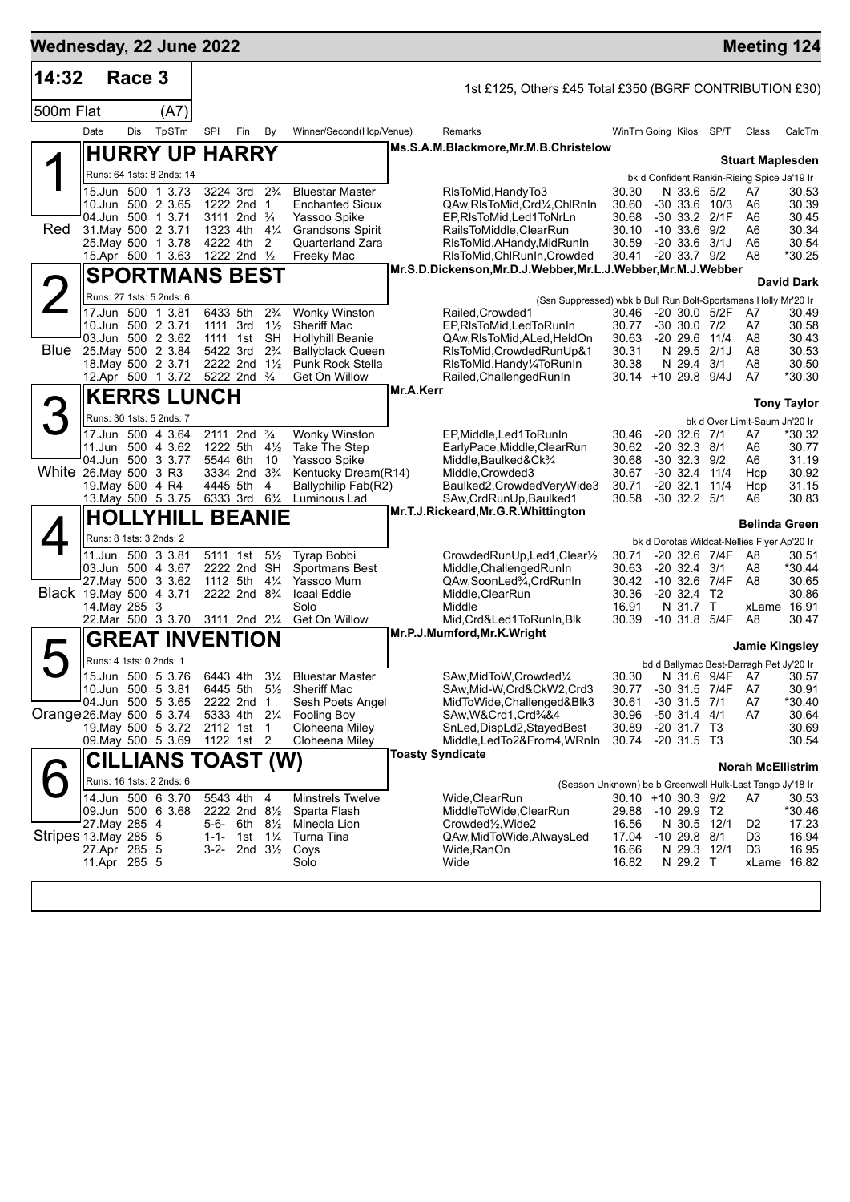# Wednesday, 22 June 2022 — Meeting 124

## 14:32 Race 3 — 500m Flat (A7)

1st £125, Others £45 Total £350 (BGRF CONTRIBUTION £30)

### 1 (Red) HURRY UP HARRY

Ms.S.A.M.Blackmore,Mr.M.B.Christelow — **Stuart Maplesden**

Runs: 64 1sts: 8 2nds: 14 — bk d Confident Rankin-Rising Spice Ja'19 Ir

| Date | Dis | TpSTm | SPl | Fin | By | Winner/Second(Hcp/Venue) | Remarks | WinTm | Going | Kilos | SP/T | Class | CalcTm |
|---|---|---|---|---|---|---|---|---|---|---|---|---|---|
| 15.Jun | 500 | 1 3.73 | 3224 | 3rd | 2¾ | Bluestar Master | RlsToMid,HandyTo3 | 30.30 | N | 33.6 | 5/2 | A7 | 30.53 |
| 10.Jun | 500 | 2 3.65 | 1222 | 2nd | 1 | Enchanted Sioux | QAw,RlsToMid,Crd¼,ChlRnIn | 30.60 | -30 | 33.6 | 10/3 | A6 | 30.39 |
| 04.Jun | 500 | 1 3.71 | 3111 | 2nd | ¾ | Yassoo Spike | EP,RlsToMid,Led1ToNrLn | 30.68 | -30 | 33.2 | 2/1F | A6 | 30.45 |
| 31.May | 500 | 2 3.71 | 1323 | 4th | 4¼ | Grandsons Spirit | RailsToMiddle,ClearRun | 30.10 | -10 | 33.6 | 9/2 | A6 | 30.34 |
| 25.May | 500 | 1 3.78 | 4222 | 4th | 2 | Quarterland Zara | RlsToMid,AHandy,MidRunIn | 30.59 | -20 | 33.6 | 3/1J | A6 | 30.54 |
| 15.Apr | 500 | 1 3.63 | 1222 | 2nd | ½ | Freeky Mac | RlsToMid,ChlRunIn,Crowded | 30.41 | -20 | 33.7 | 9/2 | A8 | *30.25 |

### 2 (Blue) SPORTMANS BEST

Mr.S.D.Dickenson,Mr.D.J.Webber,Mr.L.J.Webber,Mr.M.J.Webber — **David Dark**

Runs: 27 1sts: 5 2nds: 6 — (Ssn Suppressed) wbk b Bull Run Bolt-Sportsmans Holly Mr'20 Ir

| Date | Dis | TpSTm | SPl | Fin | By | Winner/Second(Hcp/Venue) | Remarks | WinTm | Going | Kilos | SP/T | Class | CalcTm |
|---|---|---|---|---|---|---|---|---|---|---|---|---|---|
| 17.Jun | 500 | 1 3.81 | 6433 | 5th | 2¾ | Wonky Winston | Railed,Crowded1 | 30.46 | -20 | 30.0 | 5/2F | A7 | 30.49 |
| 10.Jun | 500 | 2 3.71 | 1111 | 3rd | 1½ | Sheriff Mac | EP,RlsToMid,LedToRunIn | 30.77 | -30 | 30.0 | 7/2 | A7 | 30.58 |
| 03.Jun | 500 | 2 3.62 | 1111 | 1st | SH | Hollyhill Beanie | QAw,RlsToMid,ALed,HeldOn | 30.63 | -20 | 29.6 | 11/4 | A8 | 30.43 |
| 25.May | 500 | 2 3.84 | 5422 | 3rd | 2¾ | Ballyblack Queen | RlsToMid,CrowdedRunUp&1 | 30.31 | N | 29.5 | 2/1J | A8 | 30.53 |
| 18.May | 500 | 2 3.71 | 2222 | 2nd | 1½ | Punk Rock Stella | RlsToMid,Handy¼ToRunIn | 30.38 | N | 29.4 | 3/1 | A8 | 30.50 |
| 12.Apr | 500 | 1 3.72 | 5222 | 2nd | ¾ | Get On Willow | Railed,ChallengedRunIn | 30.14 | +10 | 29.8 | 9/4J | A7 | *30.30 |

### 3 (White) KERRS LUNCH

Mr.A.Kerr — **Tony Taylor**

Runs: 30 1sts: 5 2nds: 7 — bk d Over Limit-Saum Jn'20 Ir

| Date | Dis | TpSTm | SPl | Fin | By | Winner/Second(Hcp/Venue) | Remarks | WinTm | Going | Kilos | SP/T | Class | CalcTm |
|---|---|---|---|---|---|---|---|---|---|---|---|---|---|
| 17.Jun | 500 | 4 3.64 | 2111 | 2nd | ¾ | Wonky Winston | EP,Middle,Led1ToRunIn | 30.46 | -20 | 32.6 | 7/1 | A7 | *30.32 |
| 11.Jun | 500 | 4 3.62 | 1222 | 5th | 4½ | Take The Step | EarlyPace,Middle,ClearRun | 30.62 | -20 | 32.3 | 8/1 | A6 | 30.77 |
| 04.Jun | 500 | 3 3.77 | 5544 | 6th | 10 | Yassoo Spike | Middle,Baulked&Ck¾ | 30.68 | -30 | 32.3 | 9/2 | A6 | 31.19 |
| 26.May | 500 | 3 R3 | 3334 | 2nd | 3¾ | Kentucky Dream(R14) | Middle,Crowded3 | 30.67 | -30 | 32.4 | 11/4 | Hcp | 30.92 |
| 19.May | 500 | 4 R4 | 4445 | 5th | 4 | Ballyphilip Fab(R2) | Baulked2,CrowdedVeryWide3 | 30.71 | -20 | 32.1 | 11/4 | Hcp | 31.15 |
| 13.May | 500 | 5 3.75 | 6333 | 3rd | 6¾ | Luminous Lad | SAw,CrdRunUp,Baulked1 | 30.58 | -30 | 32.2 | 5/1 | A6 | 30.83 |

### 4 (Black) HOLLYHILL BEANIE

Mr.T.J.Rickeard,Mr.G.R.Whittington — **Belinda Green**

Runs: 8 1sts: 3 2nds: 2 — bk d Dorotas Wildcat-Nellies Flyer Ap'20 Ir

| Date | Dis | TpSTm | SPl | Fin | By | Winner/Second(Hcp/Venue) | Remarks | WinTm | Going | Kilos | SP/T | Class | CalcTm |
|---|---|---|---|---|---|---|---|---|---|---|---|---|---|
| 11.Jun | 500 | 3 3.81 | 5111 | 1st | 5½ | Tyrap Bobbi | CrowdedRunUp,Led1,Clear½ | 30.71 | -20 | 32.6 | 7/4F | A8 | 30.51 |
| 03.Jun | 500 | 4 3.67 | 2222 | 2nd | SH | Sportmans Best | Middle,ChallengedRunIn | 30.63 | -20 | 32.4 | 3/1 | A8 | *30.44 |
| 27.May | 500 | 3 3.62 | 1112 | 5th | 4¼ | Yassoo Mum | QAw,SoonLed¾,CrdRunIn | 30.42 | -10 | 32.6 | 7/4F | A8 | 30.65 |
| 19.May | 500 | 4 3.71 | 2222 | 2nd | 8¾ | Icaal Eddie | Middle,ClearRun | 30.36 | -20 | 32.4 | T2 | | 30.86 |
| 14.May | 285 | 3 | | | | Solo | Middle | 16.91 | N | 31.7 | T | xLame | 16.91 |
| 22.Mar | 500 | 3 3.70 | 3111 | 2nd | 2¼ | Get On Willow | Mid,Crd&Led1ToRunIn,Blk | 30.39 | -10 | 31.8 | 5/4F | A8 | 30.47 |

### 5 (Orange) GREAT INVENTION

Mr.P.J.Mumford,Mr.K.Wright — **Jamie Kingsley**

Runs: 4 1sts: 0 2nds: 1 — bd d Ballymac Best-Darragh Pet Jy'20 Ir

| Date | Dis | TpSTm | SPl | Fin | By | Winner/Second(Hcp/Venue) | Remarks | WinTm | Going | Kilos | SP/T | Class | CalcTm |
|---|---|---|---|---|---|---|---|---|---|---|---|---|---|
| 15.Jun | 500 | 5 3.76 | 6443 | 4th | 3¼ | Bluestar Master | SAw,MidToW,Crowded¼ | 30.30 | N | 31.6 | 9/4F | A7 | 30.57 |
| 10.Jun | 500 | 5 3.81 | 6445 | 5th | 5½ | Sheriff Mac | SAw,Mid-W,Crd&CkW2,Crd3 | 30.77 | -30 | 31.5 | 7/4F | A7 | 30.91 |
| 04.Jun | 500 | 5 3.65 | 2222 | 2nd | 1 | Sesh Poets Angel | MidToWide,Challenged&Blk3 | 30.61 | -30 | 31.5 | 7/1 | A7 | *30.40 |
| 26.May | 500 | 5 3.74 | 5333 | 4th | 2¼ | Fooling Boy | SAw,W&Crd1,Crd¾&4 | 30.96 | -50 | 31.4 | 4/1 | A7 | 30.64 |
| 19.May | 500 | 5 3.72 | 2112 | 1st | 1 | Cloheena Miley | SnLed,DispLd2,StayedBest | 30.89 | -20 | 31.7 | T3 | | 30.69 |
| 09.May | 500 | 5 3.69 | 1122 | 1st | 2 | Cloheena Miley | Middle,LedTo2&From4,WRnIn | 30.74 | -20 | 31.5 | T3 | | 30.54 |

### 6 (Stripes) CILLIANS TOAST (W)

Toasty Syndicate — **Norah McEllistrim**

Runs: 16 1sts: 2 2nds: 6 — (Season Unknown) be b Greenwell Hulk-Last Tango Jy'18 Ir

| Date | Dis | TpSTm | SPl | Fin | By | Winner/Second(Hcp/Venue) | Remarks | WinTm | Going | Kilos | SP/T | Class | CalcTm |
|---|---|---|---|---|---|---|---|---|---|---|---|---|---|
| 14.Jun | 500 | 6 3.70 | 5543 | 4th | 4 | Minstrels Twelve | Wide,ClearRun | 30.10 | +10 | 30.3 | 9/2 | A7 | 30.53 |
| 09.Jun | 500 | 6 3.68 | 2222 | 2nd | 8½ | Sparta Flash | MiddleToWide,ClearRun | 29.88 | -10 | 29.9 | T2 | | *30.46 |
| 27.May | 285 | 4 | 5-6- | 6th | 8½ | Mineola Lion | Crowded½,Wide2 | 16.56 | N | 30.5 | 12/1 | D2 | 17.23 |
| 13.May | 285 | 5 | 1-1- | 1st | 1¼ | Turna Tina | QAw,MidToWide,AlwaysLed | 17.04 | -10 | 29.8 | 8/1 | D3 | 16.94 |
| 27.Apr | 285 | 5 | 3-2- | 2nd | 3½ | Coys | Wide,RanOn | 16.66 | N | 29.3 | 12/1 | D3 | 16.95 |
| 11.Apr | 285 | 5 | | | | Solo | Wide | 16.82 | N | 29.2 | T | xLame | 16.82 |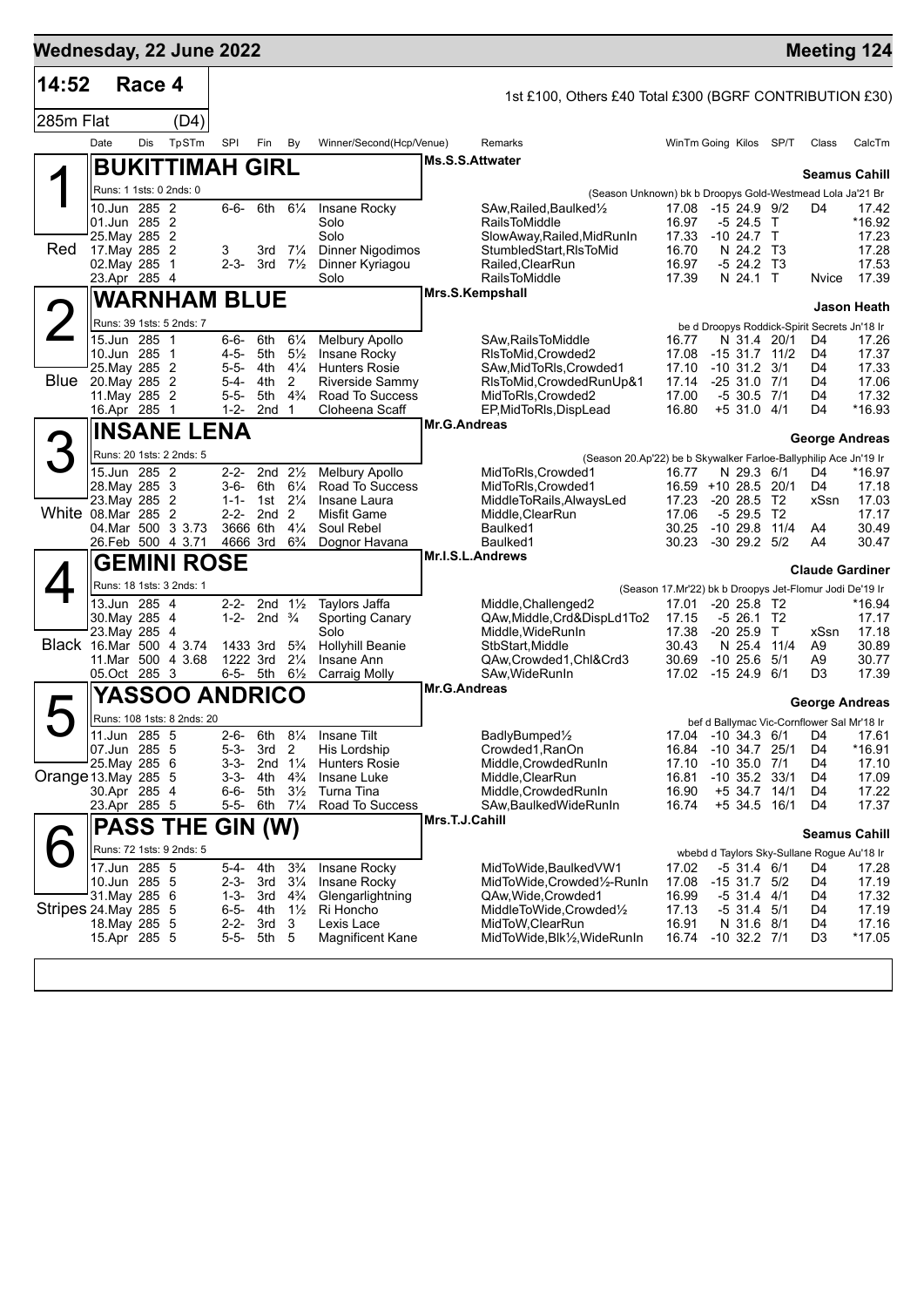## Wednesday, 22 June 2022 — Meeting 124

**14:52 Race 4** — 1st £100, Others £40 Total £300 (BGRF CONTRIBUTION £30)

285m Flat (D4)

| Date | Dis | TpSTm | SPI | Fin | By | Winner/Second(Hcp/Venue) | Remarks | WinTm | Going | Kilos | SP/T | Class | CalcTm |
|---|---|---|---|---|---|---|---|---|---|---|---|---|---|

### 1 (Red) BUKITTIMAH GIRL
Ms.S.S.Attwater — Seamus Cahill

Runs: 1 1sts: 0 2nds: 0 — (Season Unknown) bk b Droopys Gold-Westmead Lola Ja'21 Br

| Date | Dis | TpSTm | SPI | Fin | By | Winner/Second(Hcp/Venue) | Remarks | WinTm | Going | Kilos | SP/T | Class | CalcTm |
|---|---|---|---|---|---|---|---|---|---|---|---|---|---|
| 10.Jun | 285 | 2 | 6-6- | 6th | 6¼ | Insane Rocky | SAw,Railed,Baulked½ | 17.08 | -15 | 24.9 | 9/2 | D4 | 17.42 |
| 01.Jun | 285 | 2 | | | | Solo | RailsToMiddle | 16.97 | -5 | 24.5 | T | | *16.92 |
| 25.May | 285 | 2 | | | | Solo | SlowAway,Railed,MidRunIn | 17.33 | -10 | 24.7 | T | | 17.23 |
| 17.May | 285 | 2 | 3 | 3rd | 7¼ | Dinner Nigodimos | StumbledStart,RlsToMid | 16.70 | N | 24.2 | T3 | | 17.28 |
| 02.May | 285 | 1 | 2-3- | 3rd | 7½ | Dinner Kyriagou | Railed,ClearRun | 16.97 | -5 | 24.2 | T3 | | 17.53 |
| 23.Apr | 285 | 4 | | | | Solo | RailsToMiddle | 17.39 | N | 24.1 | T | Nvice | 17.39 |

### 2 (Blue) WARNHAM BLUE
Mrs.S.Kempshall — Jason Heath

Runs: 39 1sts: 5 2nds: 7 — be d Droopys Roddick-Spirit Secrets Jn'18 Ir

| Date | Dis | TpSTm | SPI | Fin | By | Winner/Second(Hcp/Venue) | Remarks | WinTm | Going | Kilos | SP/T | Class | CalcTm |
|---|---|---|---|---|---|---|---|---|---|---|---|---|---|
| 15.Jun | 285 | 1 | 6-6- | 6th | 6¼ | Melbury Apollo | SAw,RailsToMiddle | 16.77 | N | 31.4 | 20/1 | D4 | 17.26 |
| 10.Jun | 285 | 1 | 4-5- | 5th | 5½ | Insane Rocky | RlsToMid,Crowded2 | 17.08 | -15 | 31.7 | 11/2 | D4 | 17.37 |
| 25.May | 285 | 2 | 5-5- | 4th | 4¼ | Hunters Rosie | SAw,MidToRls,Crowded1 | 17.10 | -10 | 31.2 | 3/1 | D4 | 17.33 |
| 20.May | 285 | 2 | 5-4- | 4th | 2 | Riverside Sammy | RlsToMid,CrowdedRunUp&1 | 17.14 | -25 | 31.0 | 7/1 | D4 | 17.06 |
| 11.May | 285 | 2 | 5-5- | 5th | 4¾ | Road To Success | MidToRls,Crowded2 | 17.00 | -5 | 30.5 | 7/1 | D4 | 17.32 |
| 16.Apr | 285 | 1 | 1-2- | 2nd | 1 | Cloheena Scaff | EP,MidToRls,DispLead | 16.80 | +5 | 31.0 | 4/1 | D4 | *16.93 |

### 3 (White) INSANE LENA
Mr.G.Andreas — George Andreas

Runs: 20 1sts: 2 2nds: 5 — (Season 20.Ap'22) be b Skywalker Farloe-Ballyphilip Ace Jn'19 Ir

| Date | Dis | TpSTm | SPI | Fin | By | Winner/Second(Hcp/Venue) | Remarks | WinTm | Going | Kilos | SP/T | Class | CalcTm |
|---|---|---|---|---|---|---|---|---|---|---|---|---|---|
| 15.Jun | 285 | 2 | 2-2- | 2nd | 2½ | Melbury Apollo | MidToRls,Crowded1 | 16.77 | N | 29.3 | 6/1 | D4 | *16.97 |
| 28.May | 285 | 3 | 3-6- | 6th | 6¼ | Road To Success | MidToRls,Crowded1 | 16.59 | +10 | 28.5 | 20/1 | D4 | 17.18 |
| 23.May | 285 | 2 | 1-1- | 1st | 2¼ | Insane Laura | MiddleToRails,AlwaysLed | 17.23 | -20 | 28.5 | T2 | xSsn | 17.03 |
| 08.Mar | 285 | 2 | 2-2- | 2nd | 2 | Misfit Game | Middle,ClearRun | 17.06 | -5 | 29.5 | T2 | | 17.17 |
| 04.Mar | 500 | 3 3.73 | 3666 | 6th | 4¼ | Soul Rebel | Baulked1 | 30.25 | -10 | 29.8 | 11/4 | A4 | 30.49 |
| 26.Feb | 500 | 4 3.71 | 4666 | 3rd | 6¾ | Dognor Havana | Baulked1 | 30.23 | -30 | 29.2 | 5/2 | A4 | 30.47 |

### 4 (Black) GEMINI ROSE
Mr.I.S.L.Andrews — Claude Gardiner

Runs: 18 1sts: 3 2nds: 1 — (Season 17.Mr'22) bk b Droopys Jet-Flomur Jodi De'19 Ir

| Date | Dis | TpSTm | SPI | Fin | By | Winner/Second(Hcp/Venue) | Remarks | WinTm | Going | Kilos | SP/T | Class | CalcTm |
|---|---|---|---|---|---|---|---|---|---|---|---|---|---|
| 13.Jun | 285 | 4 | 2-2- | 2nd | 1½ | Taylors Jaffa | Middle,Challenged2 | 17.01 | -20 | 25.8 | T2 | | *16.94 |
| 30.May | 285 | 4 | 1-2- | 2nd | ¾ | Sporting Canary | QAw,Middle,Crd&DispLd1To2 | 17.15 | -5 | 26.1 | T2 | | 17.17 |
| 23.May | 285 | 4 | | | | Solo | Middle,WideRunIn | 17.38 | -20 | 25.9 | T | xSsn | 17.18 |
| 16.Mar | 500 | 4 3.74 | 1433 | 3rd | 5¾ | Hollyhill Beanie | StbStart,Middle | 30.43 | N | 25.4 | 11/4 | A9 | 30.89 |
| 11.Mar | 500 | 4 3.68 | 1222 | 3rd | 2¼ | Insane Ann | QAw,Crowded1,Chl&Crd3 | 30.69 | -10 | 25.6 | 5/1 | A9 | 30.77 |
| 05.Oct | 285 | 3 | 6-5- | 5th | 6½ | Carraig Molly | SAw,WideRunIn | 17.02 | -15 | 24.9 | 6/1 | D3 | 17.39 |

### 5 (Orange) YASSOO ANDRICO
Mr.G.Andreas — George Andreas

Runs: 108 1sts: 8 2nds: 20 — bef d Ballymac Vic-Cornflower Sal Mr'18 Ir

| Date | Dis | TpSTm | SPI | Fin | By | Winner/Second(Hcp/Venue) | Remarks | WinTm | Going | Kilos | SP/T | Class | CalcTm |
|---|---|---|---|---|---|---|---|---|---|---|---|---|---|
| 11.Jun | 285 | 5 | 2-6- | 6th | 8¼ | Insane Tilt | BadlyBumped½ | 17.04 | -10 | 34.3 | 6/1 | D4 | 17.61 |
| 07.Jun | 285 | 5 | 5-3- | 3rd | 2 | His Lordship | Crowded1,RanOn | 16.84 | -10 | 34.7 | 25/1 | D4 | *16.91 |
| 25.May | 285 | 6 | 3-3- | 2nd | 1¼ | Hunters Rosie | Middle,CrowdedRunIn | 17.10 | -10 | 35.0 | 7/1 | D4 | 17.10 |
| 13.May | 285 | 5 | 3-3- | 4th | 4¾ | Insane Luke | Middle,ClearRun | 16.81 | -10 | 35.2 | 33/1 | D4 | 17.09 |
| 30.Apr | 285 | 4 | 6-6- | 5th | 3½ | Turna Tina | Middle,CrowdedRunIn | 16.90 | +5 | 34.7 | 14/1 | D4 | 17.22 |
| 23.Apr | 285 | 5 | 5-5- | 6th | 7¼ | Road To Success | SAw,BaulkedWideRunIn | 16.74 | +5 | 34.5 | 16/1 | D4 | 17.37 |

### 6 (Stripes) PASS THE GIN (W)
Mrs.T.J.Cahill — Seamus Cahill

Runs: 72 1sts: 9 2nds: 5 — wbebd d Taylors Sky-Sullane Rogue Au'18 Ir

| Date | Dis | TpSTm | SPI | Fin | By | Winner/Second(Hcp/Venue) | Remarks | WinTm | Going | Kilos | SP/T | Class | CalcTm |
|---|---|---|---|---|---|---|---|---|---|---|---|---|---|
| 17.Jun | 285 | 5 | 5-4- | 4th | 3¾ | Insane Rocky | MidToWide,BaulkedVW1 | 17.02 | -5 | 31.4 | 6/1 | D4 | 17.28 |
| 10.Jun | 285 | 5 | 2-3- | 3rd | 3¼ | Insane Rocky | MidToWide,Crowded½-RunIn | 17.08 | -15 | 31.7 | 5/2 | D4 | 17.19 |
| 31.May | 285 | 6 | 1-3- | 3rd | 4¾ | Glengarlightning | QAw,Wide,Crowded1 | 16.99 | -5 | 31.4 | 4/1 | D4 | 17.32 |
| 24.May | 285 | 5 | 6-5- | 4th | 1½ | Ri Honcho | MiddleToWide,Crowded½ | 17.13 | -5 | 31.4 | 5/1 | D4 | 17.19 |
| 18.May | 285 | 5 | 2-2- | 3rd | 3 | Lexis Lace | MidToW,ClearRun | 16.91 | N | 31.6 | 8/1 | D4 | 17.16 |
| 15.Apr | 285 | 5 | 5-5- | 5th | 5 | Magnificent Kane | MidToWide,Blk½,WideRunIn | 16.74 | -10 | 32.2 | 7/1 | D3 | *17.05 |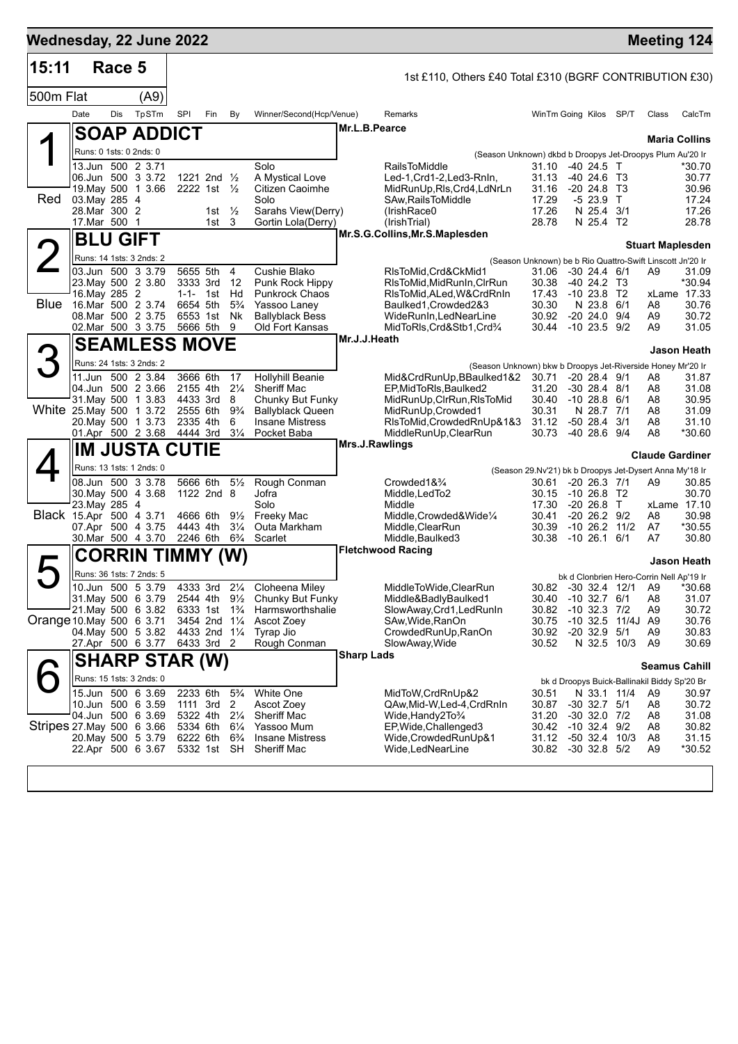# Wednesday, 22 June 2022 — Meeting 124

**15:11 Race 5** — 1st £110, Others £40 Total £310 (BGRF CONTRIBUTION £30)

**500m Flat (A9)**

| Date | Dis | TpSTm | SPI | Fin | By | Winner/Second(Hcp/Venue) | Remarks | WinTm | Going | Kilos | SP/T | Class | CalcTm |
|---|---|---|---|---|---|---|---|---|---|---|---|---|---|

## 1 — SOAP ADDICT (Red)

Mr.L.B.Pearce — **Maria Collins**

Runs: 0 1sts: 0 2nds: 0 — (Season Unknown) dkbd b Droopys Jet-Droopys Plum Au'20 Ir

| Date | Dis | TpSTm | SPI | Fin | By | Winner/Second(Hcp/Venue) | Remarks | WinTm | Going | Kilos | SP/T | Class | CalcTm |
|---|---|---|---|---|---|---|---|---|---|---|---|---|---|
| 13.Jun | 500 | 2 3.71 | | | | Solo | RailsToMiddle | 31.10 | -40 | 24.5 | T | | *30.70 |
| 06.Jun | 500 | 3 3.72 | 1221 | 2nd | ½ | A Mystical Love | Led-1,Crd1-2,Led3-RnIn, | 31.13 | -40 | 24.6 | T3 | | 30.77 |
| 19.May | 500 | 1 3.66 | 2222 | 1st | ½ | Citizen Caoimhe | MidRunUp,Rls,Crd4,LdNrLn | 31.16 | -20 | 24.8 | T3 | | 30.96 |
| 03.May | 285 | 4 | | | | Solo | SAw,RailsToMiddle | 17.29 | -5 | 23.9 | T | | 17.24 |
| 28.Mar | 300 | 2 | | 1st | ½ | Sarahs View(Derry) | (IrishRace0 | 17.26 | N | 25.4 | 3/1 | | 17.26 |
| 17.Mar | 500 | 1 | | 1st | 3 | Gortin Lola(Derry) | (IrishTrial) | 28.78 | N | 25.4 | T2 | | 28.78 |

## 2 — BLU GIFT (Blue)

Mr.S.G.Collins,Mr.S.Maplesden — **Stuart Maplesden**

Runs: 14 1sts: 3 2nds: 2 — (Season Unknown) be b Rio Quattro-Swift Linscott Jn'20 Ir

| Date | Dis | TpSTm | SPI | Fin | By | Winner/Second(Hcp/Venue) | Remarks | WinTm | Going | Kilos | SP/T | Class | CalcTm |
|---|---|---|---|---|---|---|---|---|---|---|---|---|---|
| 03.Jun | 500 | 3 3.79 | 5655 | 5th | 4 | Cushie Blako | RlsToMid,Crd&CkMid1 | 31.06 | -30 | 24.4 | 6/1 | A9 | 31.09 |
| 23.May | 500 | 2 3.80 | 3333 | 3rd | 12 | Punk Rock Hippy | RlsToMid,MidRunIn,ClrRun | 30.38 | -40 | 24.2 | T3 | | *30.94 |
| 16.May | 285 | 2 | 1-1- | 1st | Hd | Punkrock Chaos | RlsToMid,ALed,W&CrdRnIn | 17.43 | -10 | 23.8 | T2 | xLame | 17.33 |
| 16.Mar | 500 | 2 3.74 | 6654 | 5th | 5¾ | Yassoo Laney | Baulked1,Crowded2&3 | 30.30 | N | 23.8 | 6/1 | A8 | 30.76 |
| 08.Mar | 500 | 2 3.75 | 6553 | 1st | Nk | Ballyblack Bess | WideRunIn,LedNearLine | 30.92 | -20 | 24.0 | 9/4 | A9 | 30.72 |
| 02.Mar | 500 | 3 3.75 | 5666 | 5th | 9 | Old Fort Kansas | MidToRls,Crd&Stb1,Crd¾ | 30.44 | -10 | 23.5 | 9/2 | A9 | 31.05 |

## 3 — SEAMLESS MOVE (White)

Mr.J.J.Heath — **Jason Heath**

Runs: 24 1sts: 3 2nds: 2 — (Season Unknown) bkw b Droopys Jet-Riverside Honey Mr'20 Ir

| Date | Dis | TpSTm | SPI | Fin | By | Winner/Second(Hcp/Venue) | Remarks | WinTm | Going | Kilos | SP/T | Class | CalcTm |
|---|---|---|---|---|---|---|---|---|---|---|---|---|---|
| 11.Jun | 500 | 2 3.84 | 3666 | 6th | 17 | Hollyhill Beanie | Mid&CrdRunUp,BBaulked1&2 | 30.71 | -20 | 28.4 | 9/1 | A8 | 31.87 |
| 04.Jun | 500 | 2 3.66 | 2155 | 4th | 2¼ | Sheriff Mac | EP,MidToRls,Baulked2 | 31.20 | -30 | 28.4 | 8/1 | A8 | 31.08 |
| 31.May | 500 | 1 3.83 | 4433 | 3rd | 8 | Chunky But Funky | MidRunUp,ClrRun,RlsToMid | 30.40 | -10 | 28.8 | 6/1 | A8 | 30.95 |
| 25.May | 500 | 1 3.72 | 2555 | 6th | 9¾ | Ballyblack Queen | MidRunUp,Crowded1 | 30.31 | N | 28.7 | 7/1 | A8 | 31.09 |
| 20.May | 500 | 1 3.73 | 2335 | 4th | 6 | Insane Mistress | RlsToMid,CrowdedRnUp&1&3 | 31.12 | -50 | 28.4 | 3/1 | A8 | 31.10 |
| 01.Apr | 500 | 2 3.68 | 4444 | 3rd | 3¼ | Pocket Baba | MiddleRunUp,ClearRun | 30.73 | -40 | 28.6 | 9/4 | A8 | *30.60 |

## 4 — IM JUSTA CUTIE (Black)

Mrs.J.Rawlings — **Claude Gardiner**

Runs: 13 1sts: 1 2nds: 0 — (Season 29.Nv'21) bk b Droopys Jet-Dysert Anna My'18 Ir

| Date | Dis | TpSTm | SPI | Fin | By | Winner/Second(Hcp/Venue) | Remarks | WinTm | Going | Kilos | SP/T | Class | CalcTm |
|---|---|---|---|---|---|---|---|---|---|---|---|---|---|
| 08.Jun | 500 | 3 3.78 | 5666 | 6th | 5½ | Rough Conman | Crowded1&¾ | 30.61 | -20 | 26.3 | 7/1 | A9 | 30.85 |
| 30.May | 500 | 4 3.68 | 1122 | 2nd | 8 | Jofra | Middle,LedTo2 | 30.15 | -10 | 26.8 | T2 | | 30.70 |
| 23.May | 285 | 4 | | | | Solo | Middle | 17.30 | -20 | 26.8 | T | xLame | 17.10 |
| 15.Apr | 500 | 4 3.71 | 4666 | 6th | 9½ | Freeky Mac | Middle,Crowded&Wide¼ | 30.41 | -20 | 26.2 | 9/2 | A8 | 30.98 |
| 07.Apr | 500 | 4 3.75 | 4443 | 4th | 3¼ | Outa Markham | Middle,ClearRun | 30.39 | -10 | 26.2 | 11/2 | A7 | *30.55 |
| 30.Mar | 500 | 4 3.70 | 2246 | 6th | 6¾ | Scarlet | Middle,Baulked3 | 30.38 | -10 | 26.1 | 6/1 | A7 | 30.80 |

## 5 — CORRIN TIMMY (W) (Orange)

Fletchwood Racing — **Jason Heath**

Runs: 36 1sts: 7 2nds: 5 — bk d Clonbrien Hero-Corrin Nell Ap'19 Ir

| Date | Dis | TpSTm | SPI | Fin | By | Winner/Second(Hcp/Venue) | Remarks | WinTm | Going | Kilos | SP/T | Class | CalcTm |
|---|---|---|---|---|---|---|---|---|---|---|---|---|---|
| 10.Jun | 500 | 5 3.79 | 4333 | 3rd | 2¼ | Cloheena Miley | MiddleToWide,ClearRun | 30.82 | -30 | 32.4 | 12/1 | A9 | *30.68 |
| 31.May | 500 | 6 3.79 | 2544 | 4th | 9½ | Chunky But Funky | Middle&BadlyBaulked1 | 30.40 | -10 | 32.7 | 6/1 | A8 | 31.07 |
| 21.May | 500 | 6 3.82 | 6333 | 1st | 1¾ | Harmsworthshalie | SlowAway,Crd1,LedRunIn | 30.82 | -10 | 32.3 | 7/2 | A9 | 30.72 |
| 10.May | 500 | 6 3.71 | 3454 | 2nd | 1¼ | Ascot Zoey | SAw,Wide,RanOn | 30.75 | -10 | 32.5 | 11/4J | A9 | 30.76 |
| 04.May | 500 | 5 3.82 | 4433 | 2nd | 1¼ | Tyrap Jio | CrowdedRunUp,RanOn | 30.92 | -20 | 32.9 | 5/1 | A9 | 30.83 |
| 27.Apr | 500 | 6 3.77 | 6433 | 3rd | 2 | Rough Conman | SlowAway,Wide | 30.52 | N | 32.5 | 10/3 | A9 | 30.69 |

## 6 — SHARP STAR (W) (Stripes)

Sharp Lads — **Seamus Cahill**

Runs: 15 1sts: 3 2nds: 0 — bk d Droopys Buick-Ballinakil Biddy Sp'20 Br

| Date | Dis | TpSTm | SPI | Fin | By | Winner/Second(Hcp/Venue) | Remarks | WinTm | Going | Kilos | SP/T | Class | CalcTm |
|---|---|---|---|---|---|---|---|---|---|---|---|---|---|
| 15.Jun | 500 | 6 3.69 | 2233 | 6th | 5¾ | White One | MidToW,CrdRnUp&2 | 30.51 | N | 33.1 | 11/4 | A9 | 30.97 |
| 10.Jun | 500 | 6 3.59 | 1111 | 3rd | 2 | Ascot Zoey | QAw,Mid-W,Led-4,CrdRnIn | 30.87 | -30 | 32.7 | 5/1 | A8 | 30.72 |
| 04.Jun | 500 | 6 3.69 | 5322 | 4th | 2¼ | Sheriff Mac | Wide,Handy2To¾ | 31.20 | -30 | 32.0 | 7/2 | A8 | 31.08 |
| 27.May | 500 | 6 3.66 | 5334 | 6th | 6¼ | Yassoo Mum | EP,Wide,Challenged3 | 30.42 | -10 | 32.4 | 9/2 | A8 | 30.82 |
| 20.May | 500 | 5 3.79 | 6222 | 6th | 6¾ | Insane Mistress | Wide,CrowdedRunUp&1 | 31.12 | -50 | 32.4 | 10/3 | A8 | 31.15 |
| 22.Apr | 500 | 6 3.67 | 5332 | 1st | SH | Sheriff Mac | Wide,LedNearLine | 30.82 | -30 | 32.8 | 5/2 | A9 | *30.52 |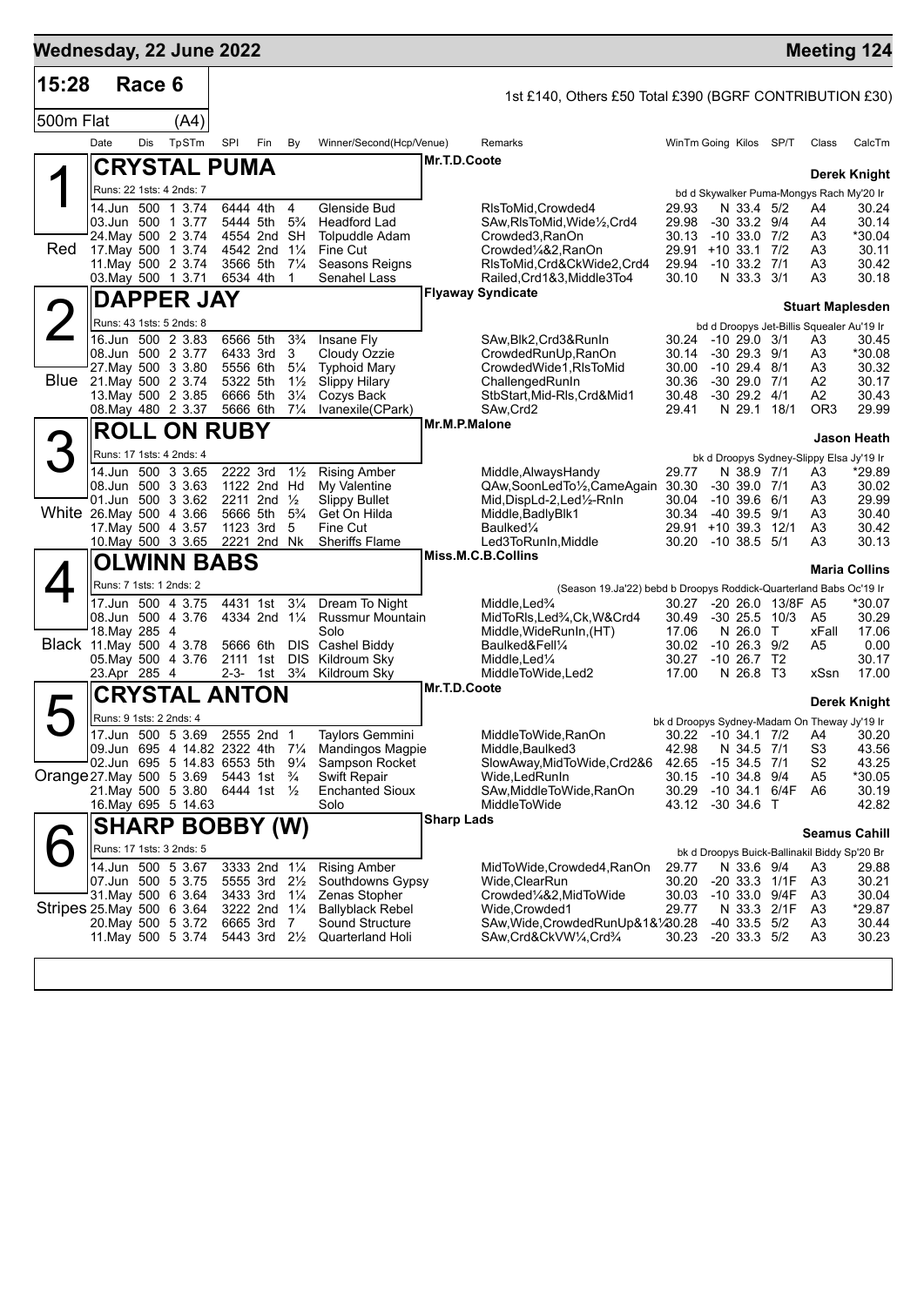**Wednesday, 22 June 2022** — **Meeting 124**

## 15:28 Race 6

1st £140, Others £50 Total £390 (BGRF CONTRIBUTION £30)

500m Flat (A4)

| Date | Dis | TpSTm | SPl | Fin | By | Winner/Second(Hcp/Venue) | Remarks | WinTm | Going | Kilos | SP/T | Class | CalcTm |
|---|---|---|---|---|---|---|---|---|---|---|---|---|---|

### 1 Red — CRYSTAL PUMA
Mr.T.D.Coote — Trainer: **Derek Knight**
Runs: 22 1sts: 4 2nds: 7 — bd d Skywalker Puma-Mongys Rach My'20 Ir

| Date | Dis | TpSTm | SPl | Fin | By | Winner/Second(Hcp/Venue) | Remarks | WinTm | Going | Kilos | SP/T | Class | CalcTm |
|---|---|---|---|---|---|---|---|---|---|---|---|---|---|
| 14.Jun | 500 | 1 3.74 | 6444 | 4th | 4 | Glenside Bud | RlsToMid,Crowded4 | 29.93 | N | 33.4 | 5/2 | A4 | 30.24 |
| 03.Jun | 500 | 1 3.77 | 5444 | 5th | 5¾ | Headford Lad | SAw,RlsToMid,Wide½,Crd4 | 29.98 | -30 | 33.2 | 9/4 | A4 | 30.14 |
| 24.May | 500 | 2 3.74 | 4554 | 2nd | SH | Tolpuddle Adam | Crowded3,RanOn | 30.13 | -10 | 33.0 | 7/2 | A3 | *30.04 |
| 17.May | 500 | 1 3.74 | 4542 | 2nd | 1¼ | Fine Cut | Crowded¼&2,RanOn | 29.91 | +10 | 33.1 | 7/2 | A3 | 30.11 |
| 11.May | 500 | 2 3.74 | 3566 | 5th | 7¼ | Seasons Reigns | RlsToMid,Crd&CkWide2,Crd4 | 29.94 | -10 | 33.2 | 7/1 | A3 | 30.42 |
| 03.May | 500 | 1 3.71 | 6534 | 4th | 1 | Senahel Lass | Railed,Crd1&3,Middle3To4 | 30.10 | N | 33.3 | 3/1 | A3 | 30.18 |

### 2 Blue — DAPPER JAY
Flyaway Syndicate — Trainer: **Stuart Maplesden**
Runs: 43 1sts: 5 2nds: 8 — bd d Droopys Jet-Billis Squealer Au'19 Ir

| Date | Dis | TpSTm | SPl | Fin | By | Winner/Second(Hcp/Venue) | Remarks | WinTm | Going | Kilos | SP/T | Class | CalcTm |
|---|---|---|---|---|---|---|---|---|---|---|---|---|---|
| 16.Jun | 500 | 2 3.83 | 6566 | 5th | 3¾ | Insane Fly | SAw,Blk2,Crd3&RunIn | 30.24 | -10 | 29.0 | 3/1 | A3 | 30.45 |
| 08.Jun | 500 | 2 3.77 | 6433 | 3rd | 3 | Cloudy Ozzie | CrowdedRunUp,RanOn | 30.14 | -30 | 29.3 | 9/1 | A3 | *30.08 |
| 27.May | 500 | 3 3.80 | 5556 | 6th | 5¼ | Typhoid Mary | CrowdedWide1,RlsToMid | 30.00 | -10 | 29.4 | 8/1 | A3 | 30.32 |
| 21.May | 500 | 2 3.74 | 5322 | 5th | 1½ | Slippy Hilary | ChallengedRunIn | 30.36 | -30 | 29.0 | 7/1 | A2 | 30.17 |
| 13.May | 500 | 2 3.85 | 6666 | 5th | 3¼ | Cozys Back | StbStart,Mid-Rls,Crd&Mid1 | 30.48 | -30 | 29.2 | 4/1 | A2 | 30.43 |
| 08.May | 480 | 2 3.37 | 5666 | 6th | 7¼ | Ivanexile(CPark) | SAw,Crd2 | 29.41 | N | 29.1 | 18/1 | OR3 | 29.99 |

### 3 White — ROLL ON RUBY
Mr.M.P.Malone — Trainer: **Jason Heath**
Runs: 17 1sts: 4 2nds: 4 — bk d Droopys Sydney-Slippy Elsa Jy'19 Ir

| Date | Dis | TpSTm | SPl | Fin | By | Winner/Second(Hcp/Venue) | Remarks | WinTm | Going | Kilos | SP/T | Class | CalcTm |
|---|---|---|---|---|---|---|---|---|---|---|---|---|---|
| 14.Jun | 500 | 3 3.65 | 2222 | 3rd | 1½ | Rising Amber | Middle,AlwaysHandy | 29.77 | N | 38.9 | 7/1 | A3 | *29.89 |
| 08.Jun | 500 | 3 3.63 | 1122 | 2nd | Hd | My Valentine | QAw,SoonLedTo½,CameAgain | 30.30 | -30 | 39.0 | 7/1 | A3 | 30.02 |
| 01.Jun | 500 | 3 3.62 | 2211 | 2nd | ½ | Slippy Bullet | Mid,DispLd-2,Led½-RnIn | 30.04 | -10 | 39.6 | 6/1 | A3 | 29.99 |
| 26.May | 500 | 4 3.66 | 5666 | 5th | 5¾ | Get On Hilda | Middle,BadlyBlk1 | 30.34 | -40 | 39.5 | 9/1 | A3 | 30.40 |
| 17.May | 500 | 4 3.57 | 1123 | 3rd | 5 | Fine Cut | Baulked¼ | 29.91 | +10 | 39.3 | 12/1 | A3 | 30.42 |
| 10.May | 500 | 3 3.65 | 2221 | 2nd | Nk | Sheriffs Flame | Led3ToRunIn,Middle | 30.20 | -10 | 38.5 | 5/1 | A3 | 30.13 |

### 4 Black — OLWINN BABS
Miss.M.C.B.Collins — Trainer: **Maria Collins**
Runs: 7 1sts: 1 2nds: 2 — (Season 19.Ja'22) bebd b Droopys Roddick-Quarterland Babs Oc'19 Ir

| Date | Dis | TpSTm | SPl | Fin | By | Winner/Second(Hcp/Venue) | Remarks | WinTm | Going | Kilos | SP/T | Class | CalcTm |
|---|---|---|---|---|---|---|---|---|---|---|---|---|---|
| 17.Jun | 500 | 4 3.75 | 4431 | 1st | 3¼ | Dream To Night | Middle,Led¾ | 30.27 | -20 | 26.0 | 13/8F | A5 | *30.07 |
| 08.Jun | 500 | 4 3.76 | 4334 | 2nd | 1¼ | Russmur Mountain | MidToRls,Led¾,Ck,W&Crd4 | 30.49 | -30 | 25.5 | 10/3 | A5 | 30.29 |
| 18.May | 285 | 4 | | | | Solo | Middle,WideRunIn,(HT) | 17.06 | N | 26.0 | T | xFall | 17.06 |
| 11.May | 500 | 4 3.78 | 5666 | 6th | DIS | Cashel Biddy | Baulked&Fell¼ | 30.02 | -10 | 26.3 | 9/2 | A5 | 0.00 |
| 05.May | 500 | 4 3.76 | 2111 | 1st | DIS | Kildroum Sky | Middle,Led¼ | 30.27 | -10 | 26.7 | T2 | | 30.17 |
| 23.Apr | 285 | 4 | 2-3- | 1st | 3¾ | Kildroum Sky | MiddleToWide,Led2 | 17.00 | N | 26.8 | T3 | xSsn | 17.00 |

### 5 Orange — CRYSTAL ANTON
Mr.T.D.Coote — Trainer: **Derek Knight**
Runs: 9 1sts: 2 2nds: 4 — bk d Droopys Sydney-Madam On Theway Jy'19 Ir

| Date | Dis | TpSTm | SPl | Fin | By | Winner/Second(Hcp/Venue) | Remarks | WinTm | Going | Kilos | SP/T | Class | CalcTm |
|---|---|---|---|---|---|---|---|---|---|---|---|---|---|
| 17.Jun | 500 | 5 3.69 | 2555 | 2nd | 1 | Taylors Gemmini | MiddleToWide,RanOn | 30.22 | -10 | 34.1 | 7/2 | A4 | 30.20 |
| 09.Jun | 695 | 4 14.82 | 2322 | 4th | 7¼ | Mandingos Magpie | Middle,Baulked3 | 42.98 | N | 34.5 | 7/1 | S3 | 43.56 |
| 02.Jun | 695 | 5 14.83 | 6553 | 5th | 9¼ | Sampson Rocket | SlowAway,MidToWide,Crd2&6 | 42.65 | -15 | 34.5 | 7/1 | S2 | 43.25 |
| 27.May | 500 | 5 3.69 | 5443 | 1st | ¾ | Swift Repair | Wide,LedRunIn | 30.15 | -10 | 34.8 | 9/4 | A5 | *30.05 |
| 21.May | 500 | 5 3.80 | 6444 | 1st | ½ | Enchanted Sioux | SAw,MiddleToWide,RanOn | 30.29 | -10 | 34.1 | 6/4F | A6 | 30.19 |
| 16.May | 695 | 5 14.63 | | | | Solo | MiddleToWide | 43.12 | -30 | 34.6 | T | | 42.82 |

### 6 Stripes — SHARP BOBBY (W)
Sharp Lads — Trainer: **Seamus Cahill**
Runs: 17 1sts: 3 2nds: 5 — bk d Droopys Buick-Ballinakil Biddy Sp'20 Br

| Date | Dis | TpSTm | SPl | Fin | By | Winner/Second(Hcp/Venue) | Remarks | WinTm | Going | Kilos | SP/T | Class | CalcTm |
|---|---|---|---|---|---|---|---|---|---|---|---|---|---|
| 14.Jun | 500 | 5 3.67 | 3333 | 2nd | 1¼ | Rising Amber | MidToWide,Crowded4,RanOn | 29.77 | N | 33.6 | 9/4 | A3 | 29.88 |
| 07.Jun | 500 | 5 3.75 | 5555 | 3rd | 2½ | Southdowns Gypsy | Wide,ClearRun | 30.20 | -20 | 33.3 | 1/1F | A3 | 30.21 |
| 31.May | 500 | 6 3.64 | 3433 | 3rd | 1¼ | Zenas Stopher | Crowded¼&2,MidToWide | 30.03 | -10 | 33.0 | 9/4F | A3 | 30.04 |
| 25.May | 500 | 6 3.64 | 3222 | 2nd | 1¼ | Ballyblack Rebel | Wide,Crowded1 | 29.77 | N | 33.3 | 2/1F | A3 | *29.87 |
| 20.May | 500 | 5 3.72 | 6665 | 3rd | 7 | Sound Structure | SAw,Wide,CrowdedRunUp&1&½ | 30.28 | -40 | 33.5 | 5/2 | A3 | 30.44 |
| 11.May | 500 | 5 3.74 | 5443 | 3rd | 2½ | Quarterland Holi | SAw,Crd&CkVW¼,Crd¾ | 30.23 | -20 | 33.3 | 5/2 | A3 | 30.23 |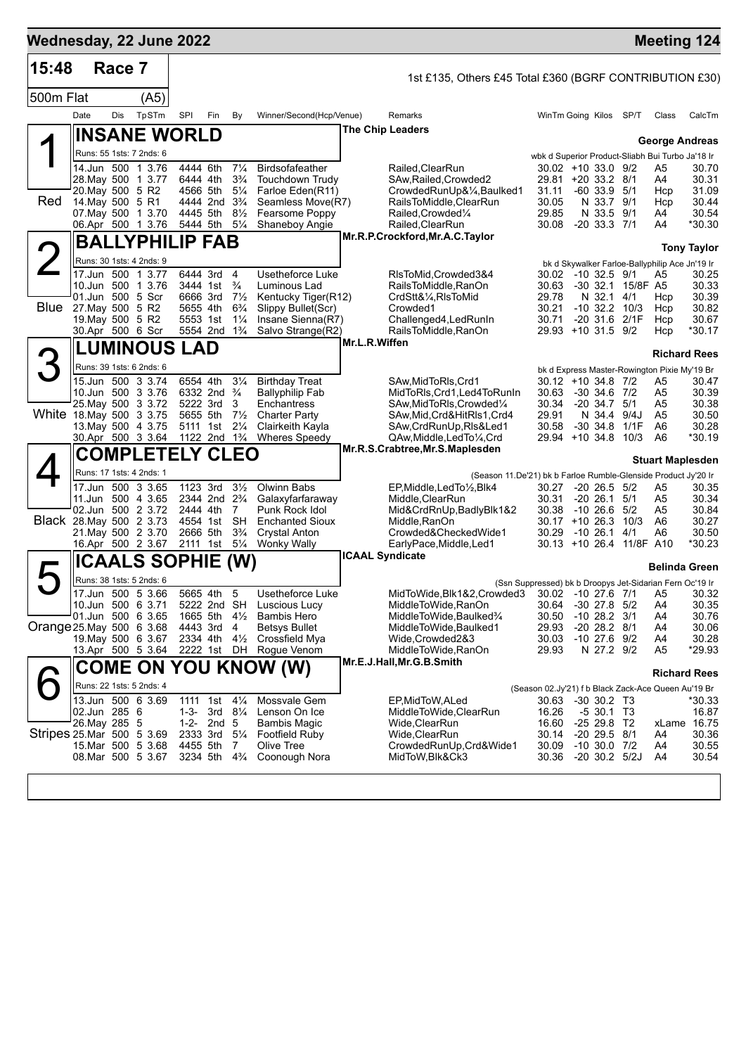## Wednesday, 22 June 2022 — Meeting 124

**15:48 Race 7** — 1st £135, Others £45 Total £360 (BGRF CONTRIBUTION £30)

**500m Flat (A5)**

| Date | Dis | TpSTm | SPI | Fin | By | Winner/Second(Hcp/Venue) | Remarks | WinTm | Going | Kilos | SP/T | Class | CalcTm |
|---|---|---|---|---|---|---|---|---|---|---|---|---|---|

### 1 (Red) INSANE WORLD — The Chip Leaders — George Andreas

Runs: 55 1sts: 7 2nds: 6 — wbk d Superior Product-Sliabh Bui Turbo Ja'18 Ir

| Date | Dis | TpSTm | SPI | Fin | By | Winner/Second(Hcp/Venue) | Remarks | WinTm | Going | Kilos | SP/T | Class | CalcTm |
|---|---|---|---|---|---|---|---|---|---|---|---|---|---|
| 14.Jun | 500 | 1 3.76 | 4444 | 6th | 7¼ | Birdsofafeather | Railed,ClearRun | 30.02 | +10 | 33.0 | 9/2 | A5 | 30.70 |
| 28.May | 500 | 1 3.77 | 6444 | 4th | 3¾ | Touchdown Trudy | SAw,Railed,Crowded2 | 29.81 | +20 | 33.2 | 8/1 | A4 | 30.31 |
| 20.May | 500 | 5 R2 | 4566 | 5th | 5¼ | Farloe Eden(R11) | CrowdedRunUp&¼,Baulked1 | 31.11 | -60 | 33.9 | 5/1 | Hcp | 31.09 |
| 14.May | 500 | 5 R1 | 4444 | 2nd | 3¾ | Seamless Move(R7) | RailsToMiddle,ClearRun | 30.05 | N | 33.7 | 9/1 | Hcp | 30.44 |
| 07.May | 500 | 1 3.70 | 4445 | 5th | 8½ | Fearsome Poppy | Railed,Crowded¼ | 29.85 | N | 33.5 | 9/1 | A4 | 30.54 |
| 06.Apr | 500 | 1 3.76 | 5444 | 5th | 5¼ | Shaneboy Angie | Railed,ClearRun | 30.08 | -20 | 33.3 | 7/1 | A4 | *30.30 |

### 2 (Blue) BALLYPHILIP FAB — Mr.R.P.Crockford,Mr.A.C.Taylor — Tony Taylor

Runs: 30 1sts: 4 2nds: 9 — bk d Skywalker Farloe-Ballyphilip Ace Jn'19 Ir

| Date | Dis | TpSTm | SPI | Fin | By | Winner/Second(Hcp/Venue) | Remarks | WinTm | Going | Kilos | SP/T | Class | CalcTm |
|---|---|---|---|---|---|---|---|---|---|---|---|---|---|
| 17.Jun | 500 | 1 3.77 | 6444 | 3rd | 4 | Usetheforce Luke | RlsToMid,Crowded3&4 | 30.02 | -10 | 32.5 | 9/1 | A5 | 30.25 |
| 10.Jun | 500 | 1 3.76 | 3444 | 1st | ¾ | Luminous Lad | RailsToMiddle,RanOn | 30.63 | -30 | 32.1 | 15/8F | A5 | 30.33 |
| 01.Jun | 500 | 5 Scr | 6666 | 3rd | 7½ | Kentucky Tiger(R12) | CrdStt&¼,RlsToMid | 29.78 | N | 32.1 | 4/1 | Hcp | 30.39 |
| 27.May | 500 | 5 R2 | 5655 | 4th | 6¾ | Slippy Bullet(Scr) | Crowded1 | 30.21 | -10 | 32.2 | 10/3 | Hcp | 30.82 |
| 19.May | 500 | 5 R2 | 5553 | 1st | 1¼ | Insane Sienna(R7) | Challenged4,LedRunIn | 30.71 | -20 | 31.6 | 2/1F | Hcp | 30.67 |
| 30.Apr | 500 | 6 Scr | 5554 | 2nd | 1¾ | Salvo Strange(R2) | RailsToMiddle,RanOn | 29.93 | +10 | 31.5 | 9/2 | Hcp | *30.17 |

### 3 (White) LUMINOUS LAD — Mr.L.R.Wiffen — Richard Rees

Runs: 39 1sts: 6 2nds: 6 — bk d Express Master-Rowington Pixie My'19 Br

| Date | Dis | TpSTm | SPI | Fin | By | Winner/Second(Hcp/Venue) | Remarks | WinTm | Going | Kilos | SP/T | Class | CalcTm |
|---|---|---|---|---|---|---|---|---|---|---|---|---|---|
| 15.Jun | 500 | 3 3.74 | 6554 | 4th | 3¼ | Birthday Treat | SAw,MidToRls,Crd1 | 30.12 | +10 | 34.8 | 7/2 | A5 | 30.47 |
| 10.Jun | 500 | 3 3.76 | 6332 | 2nd | ¾ | Ballyphilip Fab | MidToRls,Crd1,Led4ToRunIn | 30.63 | -30 | 34.6 | 7/2 | A5 | 30.39 |
| 25.May | 500 | 3 3.72 | 5222 | 3rd | 3 | Enchantress | SAw,MidToRls,Crowded¼ | 30.34 | -20 | 34.7 | 5/1 | A5 | 30.38 |
| 18.May | 500 | 3 3.75 | 5655 | 5th | 7½ | Charter Party | SAw,Mid,Crd&HitRls1,Crd4 | 29.91 | N | 34.4 | 9/4J | A5 | 30.50 |
| 13.May | 500 | 4 3.75 | 5111 | 1st | 2¼ | Clairkeith Kayla | SAw,CrdRunUp,Rls&Led1 | 30.58 | -30 | 34.8 | 1/1F | A6 | 30.28 |
| 30.Apr | 500 | 3 3.64 | 1122 | 2nd | 1¾ | Wheres Speedy | QAw,Middle,LedTo¼,Crd | 29.94 | +10 | 34.8 | 10/3 | A6 | *30.19 |

### 4 (Black) COMPLETELY CLEO — Mr.R.S.Crabtree,Mr.S.Maplesden — Stuart Maplesden

Runs: 17 1sts: 4 2nds: 1 — (Season 11.De'21) bk b Farloe Rumble-Glenside Product Jy'20 Ir

| Date | Dis | TpSTm | SPI | Fin | By | Winner/Second(Hcp/Venue) | Remarks | WinTm | Going | Kilos | SP/T | Class | CalcTm |
|---|---|---|---|---|---|---|---|---|---|---|---|---|---|
| 17.Jun | 500 | 3 3.65 | 1123 | 3rd | 3½ | Olwinn Babs | EP,Middle,LedTo½,Blk4 | 30.27 | -20 | 26.5 | 5/2 | A5 | 30.35 |
| 11.Jun | 500 | 4 3.65 | 2344 | 2nd | 2¾ | Galaxyfarfaraway | Middle,ClearRun | 30.31 | -20 | 26.1 | 5/1 | A5 | 30.34 |
| 02.Jun | 500 | 2 3.72 | 2444 | 4th | 7 | Punk Rock Idol | Mid&CrdRnUp,BadlyBlk1&2 | 30.38 | -10 | 26.6 | 5/2 | A5 | 30.84 |
| 28.May | 500 | 2 3.73 | 4554 | 1st | SH | Enchanted Sioux | Middle,RanOn | 30.17 | +10 | 26.3 | 10/3 | A6 | 30.27 |
| 21.May | 500 | 2 3.70 | 2666 | 5th | 3¾ | Crystal Anton | Crowded&CheckedWide1 | 30.29 | -10 | 26.1 | 4/1 | A6 | 30.50 |
| 16.Apr | 500 | 2 3.67 | 2111 | 1st | 5¼ | Wonky Wally | EarlyPace,Middle,Led1 | 30.13 | +10 | 26.4 | 11/8F | A10 | *30.23 |

### 5 (Orange) ICAALS SOPHIE (W) — ICAAL Syndicate — Belinda Green

Runs: 38 1sts: 5 2nds: 6 — (Ssn Suppressed) bk b Droopys Jet-Sidarian Fern Oc'19 Ir

| Date | Dis | TpSTm | SPI | Fin | By | Winner/Second(Hcp/Venue) | Remarks | WinTm | Going | Kilos | SP/T | Class | CalcTm |
|---|---|---|---|---|---|---|---|---|---|---|---|---|---|
| 17.Jun | 500 | 5 3.66 | 5665 | 4th | 5 | Usetheforce Luke | MidToWide,Blk1&2,Crowded3 | 30.02 | -10 | 27.6 | 7/1 | A5 | 30.32 |
| 10.Jun | 500 | 6 3.71 | 5222 | 2nd | SH | Luscious Lucy | MiddleToWide,RanOn | 30.64 | -30 | 27.8 | 5/2 | A4 | 30.35 |
| 01.Jun | 500 | 6 3.65 | 1665 | 5th | 4½ | Bambis Hero | MiddleToWide,Baulked¾ | 30.50 | -10 | 28.2 | 3/1 | A4 | 30.76 |
| 25.May | 500 | 6 3.68 | 4443 | 3rd | 4 | Betsys Bullet | MiddleToWide,Baulked1 | 29.93 | -20 | 28.2 | 8/1 | A4 | 30.06 |
| 19.May | 500 | 6 3.67 | 2334 | 4th | 4½ | Crossfield Mya | Wide,Crowded2&3 | 30.03 | -10 | 27.6 | 9/2 | A4 | 30.28 |
| 13.Apr | 500 | 5 3.64 | 2222 | 1st | DH | Rogue Venom | MiddleToWide,RanOn | 29.93 | N | 27.2 | 9/2 | A5 | *29.93 |

### 6 (Stripes) COME ON YOU KNOW (W) — Mr.E.J.Hall,Mr.G.B.Smith — Richard Rees

Runs: 22 1sts: 5 2nds: 4 — (Season 02.Jy'21) f b Black Zack-Ace Queen Au'19 Br

| Date | Dis | TpSTm | SPI | Fin | By | Winner/Second(Hcp/Venue) | Remarks | WinTm | Going | Kilos | SP/T | Class | CalcTm |
|---|---|---|---|---|---|---|---|---|---|---|---|---|---|
| 13.Jun | 500 | 6 3.69 | 1111 | 1st | 4¼ | Mossvale Gem | EP,MidToW,ALed | 30.63 | -30 | 30.2 | T3 | | *30.33 |
| 02.Jun | 285 | 6 | 1-3- | 3rd | 8¼ | Lenson On Ice | MiddleToWide,ClearRun | 16.26 | -5 | 30.1 | T3 | | 16.87 |
| 26.May | 285 | 5 | 1-2- | 2nd | 5 | Bambis Magic | Wide,ClearRun | 16.60 | -25 | 29.8 | T2 | xLame | 16.75 |
| 25.Mar | 500 | 5 3.69 | 2333 | 3rd | 5¼ | Footfield Ruby | Wide,ClearRun | 30.14 | -20 | 29.5 | 8/1 | A4 | 30.36 |
| 15.Mar | 500 | 5 3.68 | 4455 | 5th | 7 | Olive Tree | CrowdedRunUp,Crd&Wide1 | 30.09 | -10 | 30.0 | 7/2 | A4 | 30.55 |
| 08.Mar | 500 | 5 3.67 | 3234 | 5th | 4¾ | Coonough Nora | MidToW,Blk&Ck3 | 30.36 | -20 | 30.2 | 5/2J | A4 | 30.54 |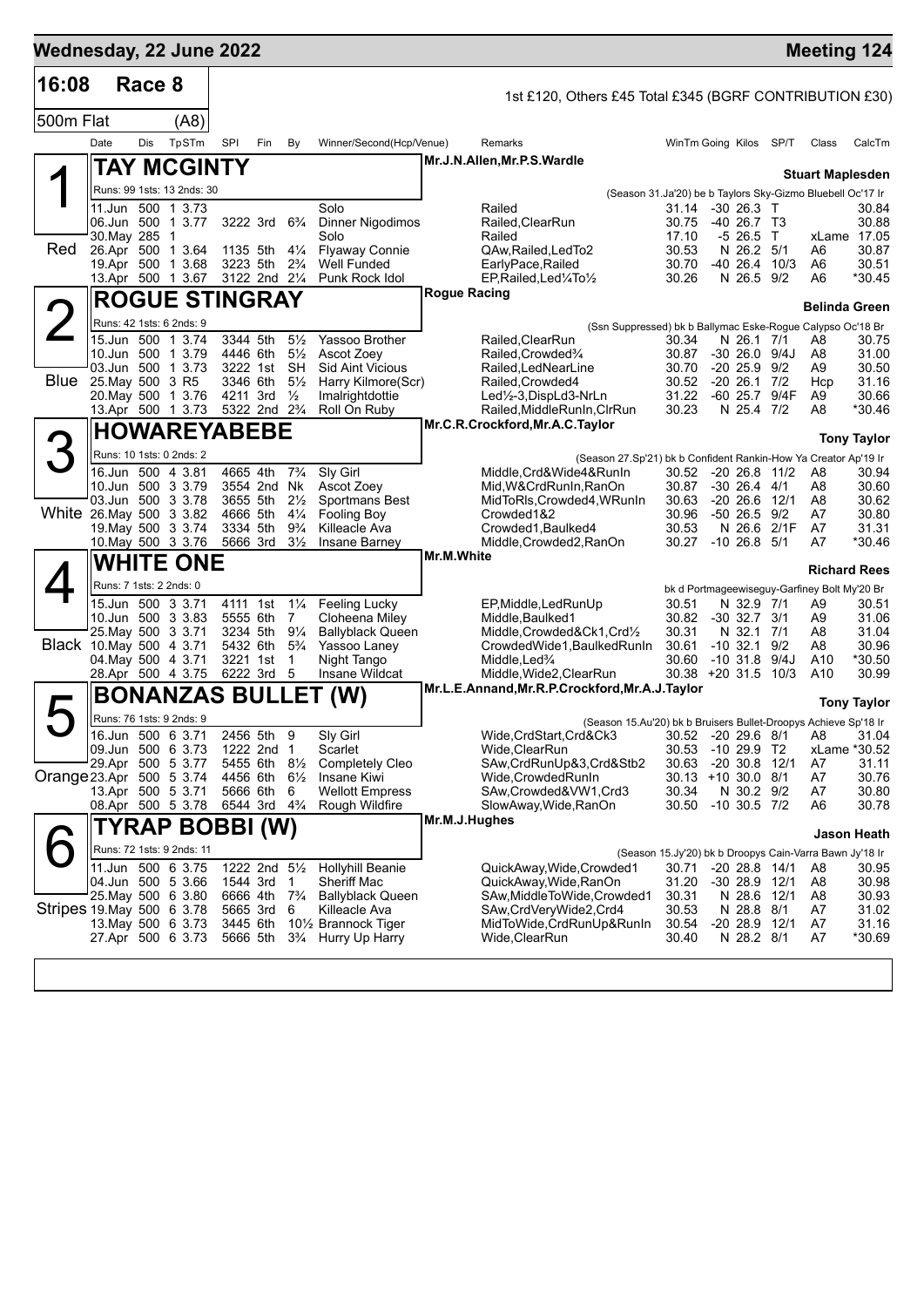**Wednesday, 22 June 2022** — **Meeting 124**

## 16:08 Race 8

1st £120, Others £45 Total £345 (BGRF CONTRIBUTION £30)

500m Flat (A8)

| Date | Dis | TpSTm | SPI | Fin | By | Winner/Second(Hcp/Venue) | Remarks | WinTm | Going | Kilos | SP/T | Class | CalcTm |
|---|---|---|---|---|---|---|---|---|---|---|---|---|---|

### 1 (Red) TAY MCGINTY
Mr.J.N.Allen,Mr.P.S.Wardle — Stuart Maplesden

Runs: 99 1sts: 13 2nds: 30 — (Season 31.Ja'20) be b Taylors Sky-Gizmo Bluebell Oc'17 Ir

| Date | Dis | TpSTm | SPI | Fin | By | Winner/Second(Hcp/Venue) | Remarks | WinTm | Going | Kilos | SP/T | Class | CalcTm |
|---|---|---|---|---|---|---|---|---|---|---|---|---|---|
| 11.Jun | 500 | 1 3.73 | | | | Solo | Railed | 31.14 | -30 | 26.3 | T | | 30.84 |
| 06.Jun | 500 | 1 3.77 | 3222 | 3rd | 6¾ | Dinner Nigodimos | Railed,ClearRun | 30.75 | -40 | 26.7 | T3 | | 30.88 |
| 30.May | 285 | 1 | | | | Solo | Railed | 17.10 | -5 | 26.5 | T | xLame | 17.05 |
| 26.Apr | 500 | 1 3.64 | 1135 | 5th | 4¼ | Flyaway Connie | QAw,Railed,LedTo2 | 30.53 | N | 26.2 | 5/1 | A6 | 30.87 |
| 19.Apr | 500 | 1 3.68 | 3223 | 5th | 2¾ | Well Funded | EarlyPace,Railed | 30.70 | -40 | 26.4 | 10/3 | A6 | 30.51 |
| 13.Apr | 500 | 1 3.67 | 3122 | 2nd | 2¼ | Punk Rock Idol | EP,Railed,Led¼To½ | 30.26 | N | 26.5 | 9/2 | A6 | *30.45 |

### 2 (Blue) ROGUE STINGRAY
Rogue Racing — Belinda Green

Runs: 42 1sts: 6 2nds: 9 — (Ssn Suppressed) bk b Ballymac Eske-Rogue Calypso Oc'18 Br

| Date | Dis | TpSTm | SPI | Fin | By | Winner/Second(Hcp/Venue) | Remarks | WinTm | Going | Kilos | SP/T | Class | CalcTm |
|---|---|---|---|---|---|---|---|---|---|---|---|---|---|
| 15.Jun | 500 | 1 3.74 | 3344 | 5th | 5½ | Yassoo Brother | Railed,ClearRun | 30.34 | N | 26.1 | 7/1 | A8 | 30.75 |
| 10.Jun | 500 | 1 3.79 | 4446 | 6th | 5½ | Ascot Zoey | Railed,Crowded¾ | 30.87 | -30 | 26.0 | 9/4J | A8 | 31.00 |
| 03.Jun | 500 | 1 3.73 | 3222 | 1st | SH | Sid Aint Vicious | Railed,LedNearLine | 30.70 | -20 | 25.9 | 9/2 | A9 | 30.50 |
| 25.May | 500 | 3 R5 | 3346 | 6th | 5½ | Harry Kilmore(Scr) | Railed,Crowded4 | 30.52 | -20 | 26.1 | 7/2 | Hcp | 31.16 |
| 20.May | 500 | 1 3.76 | 4211 | 3rd | ½ | Imalrightdottie | Led½-3,DispLd3-NrLn | 31.22 | -60 | 25.7 | 9/4F | A9 | 30.66 |
| 13.Apr | 500 | 1 3.73 | 5322 | 2nd | 2¾ | Roll On Ruby | Railed,MiddleRunIn,ClrRun | 30.23 | N | 25.4 | 7/2 | A8 | *30.46 |

### 3 (White) HOWAREYABEBE
Mr.C.R.Crockford,Mr.A.C.Taylor — Tony Taylor

Runs: 10 1sts: 0 2nds: 2 — (Season 27.Sp'21) bk b Confident Rankin-How Ya Creator Ap'19 Ir

| Date | Dis | TpSTm | SPI | Fin | By | Winner/Second(Hcp/Venue) | Remarks | WinTm | Going | Kilos | SP/T | Class | CalcTm |
|---|---|---|---|---|---|---|---|---|---|---|---|---|---|
| 16.Jun | 500 | 4 3.81 | 4665 | 4th | 7¾ | Sly Girl | Middle,Crd&Wide4&RunIn | 30.52 | -20 | 26.8 | 11/2 | A8 | 30.94 |
| 10.Jun | 500 | 3 3.79 | 3554 | 2nd | Nk | Ascot Zoey | Mid,W&CrdRunIn,RanOn | 30.87 | -30 | 26.4 | 4/1 | A8 | 30.60 |
| 03.Jun | 500 | 3 3.78 | 3655 | 5th | 2½ | Sportmans Best | MidToRls,Crowded4,WRunIn | 30.63 | -20 | 26.6 | 12/1 | A8 | 30.62 |
| 26.May | 500 | 3 3.82 | 4666 | 5th | 4¼ | Fooling Boy | Crowded1&2 | 30.96 | -50 | 26.5 | 9/2 | A7 | 30.80 |
| 19.May | 500 | 3 3.74 | 3334 | 5th | 9¾ | Killeacle Ava | Crowded1,Baulked4 | 30.53 | N | 26.6 | 2/1F | A7 | 31.31 |
| 10.May | 500 | 3 3.76 | 5666 | 3rd | 3½ | Insane Barney | Middle,Crowded2,RanOn | 30.27 | -10 | 26.8 | 5/1 | A7 | *30.46 |

### 4 (Black) WHITE ONE
Mr.M.White — Richard Rees

Runs: 7 1sts: 2 2nds: 0 — bk d Portmageewiseguy-Garfiney Bolt My'20 Br

| Date | Dis | TpSTm | SPI | Fin | By | Winner/Second(Hcp/Venue) | Remarks | WinTm | Going | Kilos | SP/T | Class | CalcTm |
|---|---|---|---|---|---|---|---|---|---|---|---|---|---|
| 15.Jun | 500 | 3 3.71 | 4111 | 1st | 1¼ | Feeling Lucky | EP,Middle,LedRunUp | 30.51 | N | 32.9 | 7/1 | A9 | 30.51 |
| 10.Jun | 500 | 3 3.83 | 5555 | 6th | 7 | Cloheena Miley | Middle,Baulked1 | 30.82 | -30 | 32.7 | 3/1 | A9 | 31.06 |
| 25.May | 500 | 3 3.71 | 3234 | 5th | 9¼ | Ballyblack Queen | Middle,Crowded&Ck1,Crd½ | 30.31 | N | 32.1 | 7/1 | A8 | 31.04 |
| 10.May | 500 | 4 3.71 | 5432 | 6th | 5¾ | Yassoo Laney | CrowdedWide1,BaulkedRunIn | 30.61 | -10 | 32.1 | 9/2 | A8 | 30.96 |
| 04.May | 500 | 4 3.71 | 3221 | 1st | 1 | Night Tango | Middle,Led¾ | 30.60 | -10 | 31.8 | 9/4J | A10 | *30.50 |
| 28.Apr | 500 | 4 3.75 | 6222 | 3rd | 5 | Insane Wildcat | Middle,Wide2,ClearRun | 30.38 | +20 | 31.5 | 10/3 | A10 | 30.99 |

### 5 (Orange) BONANZAS BULLET (W)
Mr.L.E.Annand,Mr.R.P.Crockford,Mr.A.J.Taylor — Tony Taylor

Runs: 76 1sts: 9 2nds: 9 — (Season 15.Au'20) bk b Bruisers Bullet-Droopys Achieve Sp'18 Ir

| Date | Dis | TpSTm | SPI | Fin | By | Winner/Second(Hcp/Venue) | Remarks | WinTm | Going | Kilos | SP/T | Class | CalcTm |
|---|---|---|---|---|---|---|---|---|---|---|---|---|---|
| 16.Jun | 500 | 6 3.71 | 2456 | 5th | 9 | Sly Girl | Wide,CrdStart,Crd&Ck3 | 30.52 | -20 | 29.6 | 8/1 | A8 | 31.04 |
| 09.Jun | 500 | 6 3.73 | 1222 | 2nd | 1 | Scarlet | Wide,ClearRun | 30.53 | -10 | 29.9 | T2 | xLame | *30.52 |
| 29.Apr | 500 | 5 3.77 | 5455 | 6th | 8½ | Completely Cleo | SAw,CrdRunUp&3,Crd&Stb2 | 30.63 | -20 | 30.8 | 12/1 | A7 | 31.11 |
| 23.Apr | 500 | 5 3.74 | 4456 | 6th | 6½ | Insane Kiwi | Wide,CrowdedRunIn | 30.13 | +10 | 30.0 | 8/1 | A7 | 30.76 |
| 13.Apr | 500 | 5 3.71 | 5666 | 6th | 6 | Wellott Empress | SAw,Crowded&VW1,Crd3 | 30.34 | N | 30.2 | 9/2 | A7 | 30.80 |
| 08.Apr | 500 | 5 3.78 | 6544 | 3rd | 4¾ | Rough Wildfire | SlowAway,Wide,RanOn | 30.50 | -10 | 30.5 | 7/2 | A6 | 30.78 |

### 6 (Stripes) TYRAP BOBBI (W)
Mr.M.J.Hughes — Jason Heath

Runs: 72 1sts: 9 2nds: 11 — (Season 15.Jy'20) bk b Droopys Cain-Varra Bawn Jy'18 Ir

| Date | Dis | TpSTm | SPI | Fin | By | Winner/Second(Hcp/Venue) | Remarks | WinTm | Going | Kilos | SP/T | Class | CalcTm |
|---|---|---|---|---|---|---|---|---|---|---|---|---|---|
| 11.Jun | 500 | 6 3.75 | 1222 | 2nd | 5½ | Hollyhill Beanie | QuickAway,Wide,Crowded1 | 30.71 | -20 | 28.8 | 14/1 | A8 | 30.95 |
| 04.Jun | 500 | 5 3.66 | 1544 | 3rd | 1 | Sheriff Mac | QuickAway,Wide,RanOn | 31.20 | -30 | 28.9 | 12/1 | A8 | 30.98 |
| 25.May | 500 | 6 3.80 | 6666 | 4th | 7¾ | Ballyblack Queen | SAw,MiddleToWide,Crowded1 | 30.31 | N | 28.6 | 12/1 | A8 | 30.93 |
| 19.May | 500 | 6 3.78 | 5665 | 3rd | 6 | Killeacle Ava | SAw,CrdVeryWide2,Crd4 | 30.53 | N | 28.8 | 8/1 | A7 | 31.02 |
| 13.May | 500 | 6 3.73 | 3445 | 6th | 10½ | Brannock Tiger | MidToWide,CrdRunUp&RunIn | 30.54 | -20 | 28.9 | 12/1 | A7 | 31.16 |
| 27.Apr | 500 | 6 3.73 | 5666 | 5th | 3¾ | Hurry Up Harry | Wide,ClearRun | 30.40 | N | 28.2 | 8/1 | A7 | *30.69 |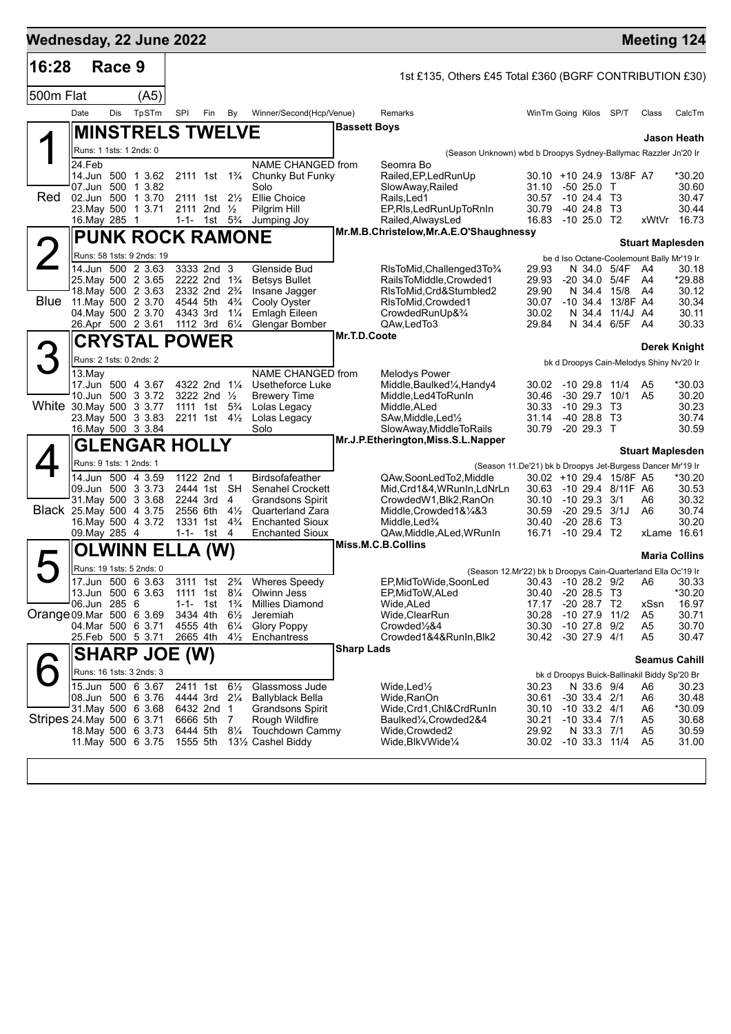# Wednesday, 22 June 2022 — Meeting 124

## 16:28 Race 9

1st £135, Others £45 Total £360 (BGRF CONTRIBUTION £30)

500m Flat (A5)

| Date | Dis | TpSTm | SPI | Fin | By | Winner/Second(Hcp/Venue) | Remarks | WinTm | Going | Kilos | SP/T | Class | CalcTm |
|---|---|---|---|---|---|---|---|---|---|---|---|---|---|

### 1 (Red) MINSTRELS TWELVE — Bassett Boys — Jason Heath

Runs: 1 1sts: 1 2nds: 0

(Season Unknown) wbd b Droopys Sydney-Ballymac Razzler Jn'20 Ir

| Date | Dis | TpSTm | SPI | Fin | By | Winner/Second(Hcp/Venue) | Remarks | WinTm | Going | Kilos | SP/T | Class | CalcTm |
|---|---|---|---|---|---|---|---|---|---|---|---|---|---|
| 24.Feb | | | | | | NAME CHANGED from | Seomra Bo | | | | | | |
| 14.Jun | 500 | 1 3.62 | 2111 | 1st | 1¾ | Chunky But Funky | Railed,EP,LedRunUp | 30.10 | +10 | 24.9 | 13/8F | A7 | *30.20 |
| 07.Jun | 500 | 1 3.82 | | | | Solo | SlowAway,Railed | 31.10 | -50 | 25.0 | T | | 30.60 |
| 02.Jun | 500 | 1 3.70 | 2111 | 1st | 2½ | Ellie Choice | Rails,Led1 | 30.57 | -10 | 24.4 | T3 | | 30.47 |
| 23.May | 500 | 1 3.71 | 2111 | 2nd | ½ | Pilgrim Hill | EP,Rls,LedRunUpToRnIn | 30.79 | -40 | 24.8 | T3 | | 30.44 |
| 16.May | 285 | 1 | 1-1- | 1st | 5¾ | Jumping Joy | Railed,AlwaysLed | 16.83 | -10 | 25.0 | T2 | xWtVr | 16.73 |

### 2 (Blue) PUNK ROCK RAMONE — Mr.M.B.Christelow,Mr.A.E.O'Shaughnessy — Stuart Maplesden

Runs: 58 1sts: 9 2nds: 19

be d Iso Octane-Coolemount Bally Mr'19 Ir

| Date | Dis | TpSTm | SPI | Fin | By | Winner/Second(Hcp/Venue) | Remarks | WinTm | Going | Kilos | SP/T | Class | CalcTm |
|---|---|---|---|---|---|---|---|---|---|---|---|---|---|
| 14.Jun | 500 | 2 3.63 | 3333 | 2nd | 3 | Glenside Bud | RlsToMid,Challenged3To¾ | 29.93 | N | 34.0 | 5/4F | A4 | 30.18 |
| 25.May | 500 | 2 3.65 | 2222 | 2nd | 1¾ | Betsys Bullet | RailsToMiddle,Crowded1 | 29.93 | -20 | 34.0 | 5/4F | A4 | *29.88 |
| 18.May | 500 | 2 3.63 | 2332 | 2nd | 2¾ | Insane Jagger | RlsToMid,Crd&Stumbled2 | 29.90 | N | 34.4 | 15/8 | A4 | 30.12 |
| 11.May | 500 | 2 3.70 | 4544 | 5th | 4¾ | Cooly Oyster | RlsToMid,Crowded1 | 30.07 | -10 | 34.4 | 13/8F | A4 | 30.34 |
| 04.May | 500 | 2 3.70 | 4343 | 3rd | 1¼ | Emlagh Eileen | CrowdedRunUp&¾ | 30.02 | N | 34.4 | 11/4J | A4 | 30.11 |
| 26.Apr | 500 | 2 3.61 | 1112 | 3rd | 6¼ | Glengar Bomber | QAw,LedTo3 | 29.84 | N | 34.4 | 6/5F | A4 | 30.33 |

### 3 (White) CRYSTAL POWER — Mr.T.D.Coote — Derek Knight

Runs: 2 1sts: 0 2nds: 2

bk d Droopys Cain-Melodys Shiny Nv'20 Ir

| Date | Dis | TpSTm | SPI | Fin | By | Winner/Second(Hcp/Venue) | Remarks | WinTm | Going | Kilos | SP/T | Class | CalcTm |
|---|---|---|---|---|---|---|---|---|---|---|---|---|---|
| 13.May | | | | | | NAME CHANGED from | Melodys Power | | | | | | |
| 17.Jun | 500 | 4 3.67 | 4322 | 2nd | 1¼ | Usetheforce Luke | Middle,Baulked¼,Handy4 | 30.02 | -10 | 29.8 | 11/4 | A5 | *30.03 |
| 10.Jun | 500 | 3 3.72 | 3222 | 2nd | ½ | Brewery Time | Middle,Led4ToRunIn | 30.46 | -30 | 29.7 | 10/1 | A5 | 30.20 |
| 30.May | 500 | 3 3.77 | 1111 | 1st | 5¾ | Lolas Legacy | Middle,ALed | 30.33 | -10 | 29.3 | T3 | | 30.23 |
| 23.May | 500 | 3 3.83 | 2211 | 1st | 4½ | Lolas Legacy | SAw,Middle,Led½ | 31.14 | -40 | 28.8 | T3 | | 30.74 |
| 16.May | 500 | 3 3.84 | | | | Solo | SlowAway,MiddleToRails | 30.79 | -20 | 29.3 | T | | 30.59 |

### 4 (Black) GLENGAR HOLLY — Mr.J.P.Etherington,Miss.S.L.Napper — Stuart Maplesden

Runs: 9 1sts: 1 2nds: 1

(Season 11.De'21) bk b Droopys Jet-Burgess Dancer Mr'19 Ir

| Date | Dis | TpSTm | SPI | Fin | By | Winner/Second(Hcp/Venue) | Remarks | WinTm | Going | Kilos | SP/T | Class | CalcTm |
|---|---|---|---|---|---|---|---|---|---|---|---|---|---|
| 14.Jun | 500 | 4 3.59 | 1122 | 2nd | 1 | Birdsofafeather | QAw,SoonLedTo2,Middle | 30.02 | +10 | 29.4 | 15/8F | A5 | *30.20 |
| 09.Jun | 500 | 3 3.73 | 2444 | 1st | SH | Senahel Crockett | Mid,Crd1&4,WRunIn,LdNrLn | 30.63 | -10 | 29.4 | 8/11F | A6 | 30.53 |
| 31.May | 500 | 3 3.68 | 2244 | 3rd | 4 | Grandsons Spirit | CrowdedW1,Blk2,RanOn | 30.10 | -10 | 29.3 | 3/1 | A6 | 30.32 |
| 25.May | 500 | 4 3.75 | 2556 | 6th | 4½ | Quarterland Zara | Middle,Crowded1&¼&3 | 30.59 | -20 | 29.5 | 3/1J | A6 | 30.74 |
| 16.May | 500 | 4 3.72 | 1331 | 1st | 4¾ | Enchanted Sioux | Middle,Led¾ | 30.40 | -20 | 28.6 | T3 | | 30.20 |
| 09.May | 285 | 4 | 1-1- | 1st | 4 | Enchanted Sioux | QAw,Middle,ALed,WRunIn | 16.71 | -10 | 29.4 | T2 | xLame | 16.61 |

### 5 (Orange) OLWINN ELLA (W) — Miss.M.C.B.Collins — Maria Collins

Runs: 19 1sts: 5 2nds: 0

(Season 12.Mr'22) bk b Droopys Cain-Quarterland Ella Oc'19 Ir

| Date | Dis | TpSTm | SPI | Fin | By | Winner/Second(Hcp/Venue) | Remarks | WinTm | Going | Kilos | SP/T | Class | CalcTm |
|---|---|---|---|---|---|---|---|---|---|---|---|---|---|
| 17.Jun | 500 | 6 3.63 | 3111 | 1st | 2¾ | Wheres Speedy | EP,MidToWide,SoonLed | 30.43 | -10 | 28.2 | 9/2 | A6 | 30.33 |
| 13.Jun | 500 | 6 3.63 | 1111 | 1st | 8¼ | Olwinn Jess | EP,MidToW,ALed | 30.40 | -20 | 28.5 | T3 | | *30.20 |
| 06.Jun | 285 | 6 | 1-1- | 1st | 1¾ | Millies Diamond | Wide,ALed | 17.17 | -20 | 28.7 | T2 | xSsn | 16.97 |
| 09.Mar | 500 | 6 3.69 | 3434 | 4th | 6½ | Jeremiah | Wide,ClearRun | 30.28 | -10 | 27.9 | 11/2 | A5 | 30.71 |
| 04.Mar | 500 | 6 3.71 | 4555 | 4th | 6¼ | Glory Poppy | Crowded½&4 | 30.30 | -10 | 27.8 | 9/2 | A5 | 30.70 |
| 25.Feb | 500 | 5 3.71 | 2665 | 4th | 4½ | Enchantress | Crowded1&4&RunIn,Blk2 | 30.42 | -30 | 27.9 | 4/1 | A5 | 30.47 |

### 6 (Stripes) SHARP JOE (W) — Sharp Lads — Seamus Cahill

Runs: 16 1sts: 3 2nds: 3

bk d Droopys Buick-Ballinakil Biddy Sp'20 Br

| Date | Dis | TpSTm | SPI | Fin | By | Winner/Second(Hcp/Venue) | Remarks | WinTm | Going | Kilos | SP/T | Class | CalcTm |
|---|---|---|---|---|---|---|---|---|---|---|---|---|---|
| 15.Jun | 500 | 6 3.67 | 2411 | 1st | 6½ | Glassmoss Jude | Wide,Led½ | 30.23 | N | 33.6 | 9/4 | A6 | 30.23 |
| 08.Jun | 500 | 6 3.76 | 4444 | 3rd | 2¼ | Ballyblack Bella | Wide,RanOn | 30.61 | -30 | 33.4 | 2/1 | A6 | 30.48 |
| 31.May | 500 | 6 3.68 | 6432 | 2nd | 1 | Grandsons Spirit | Wide,Crd1,Chl&CrdRunIn | 30.10 | -10 | 33.2 | 4/1 | A6 | *30.09 |
| 24.May | 500 | 6 3.71 | 6666 | 5th | 7 | Rough Wildfire | Baulked¼,Crowded2&4 | 30.21 | -10 | 33.4 | 7/1 | A5 | 30.68 |
| 18.May | 500 | 6 3.73 | 6444 | 5th | 8¼ | Touchdown Cammy | Wide,Crowded2 | 29.92 | N | 33.3 | 7/1 | A5 | 30.59 |
| 11.May | 500 | 6 3.75 | 1555 | 5th | 13½ | Cashel Biddy | Wide,BlkVWide¼ | 30.02 | -10 | 33.3 | 11/4 | A5 | 31.00 |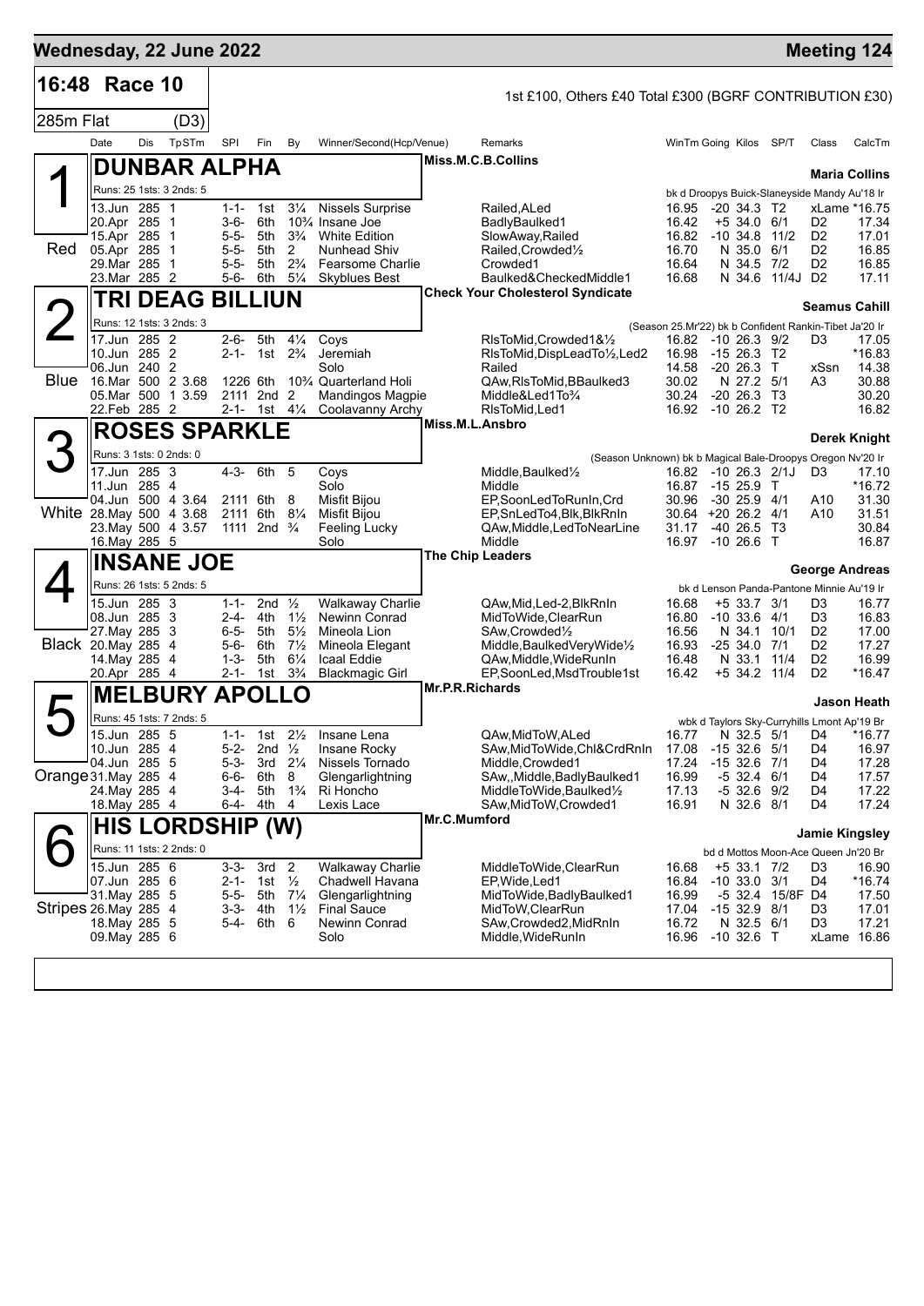# Wednesday, 22 June 2022 — Meeting 124

## 16:48 Race 10

1st £100, Others £40 Total £300 (BGRF CONTRIBUTION £30)

285m Flat (D3)

| Date | Dis | TpSTm | SPI | Fin | By | Winner/Second(Hcp/Venue) | Remarks | WinTm | Going | Kilos | SP/T | Class | CalcTm |
|---|---|---|---|---|---|---|---|---|---|---|---|---|---|

### 1 — Red — DUNBAR ALPHA

Miss.M.C.B.Collins — **Maria Collins**

Runs: 25 1sts: 3 2nds: 5 — bk d Droopys Buick-Slaneyside Mandy Au'18 Ir

| Date | Dis | TpSTm | SPI | Fin | By | Winner/Second(Hcp/Venue) | Remarks | WinTm | Going | Kilos | SP/T | Class | CalcTm |
|---|---|---|---|---|---|---|---|---|---|---|---|---|---|
| 13.Jun | 285 | 1 | 1-1- | 1st | 3¼ | Nissels Surprise | Railed,ALed | 16.95 | -20 | 34.3 | T2 | xLame | *16.75 |
| 20.Apr | 285 | 1 | 3-6- | 6th | 10¾ | Insane Joe | BadlyBaulked1 | 16.42 | +5 | 34.0 | 6/1 | D2 | 17.34 |
| 15.Apr | 285 | 1 | 5-5- | 5th | 3¾ | White Edition | SlowAway,Railed | 16.82 | -10 | 34.8 | 11/2 | D2 | 17.01 |
| 05.Apr | 285 | 1 | 5-5- | 5th | 2 | Nunhead Shiv | Railed,Crowded½ | 16.70 | N | 35.0 | 6/1 | D2 | 16.85 |
| 29.Mar | 285 | 1 | 5-5- | 5th | 2¾ | Fearsome Charlie | Crowded1 | 16.64 | N | 34.5 | 7/2 | D2 | 16.85 |
| 23.Mar | 285 | 2 | 5-6- | 6th | 5¼ | Skyblues Best | Baulked&CheckedMiddle1 | 16.68 | N | 34.6 | 11/4J | D2 | 17.11 |

### 2 — Blue — TRI DEAG BILLIUN

Check Your Cholesterol Syndicate — **Seamus Cahill**

Runs: 12 1sts: 3 2nds: 3 — (Season 25.Mr'22) bk b Confident Rankin-Tibet Ja'20 Ir

| Date | Dis | TpSTm | SPI | Fin | By | Winner/Second(Hcp/Venue) | Remarks | WinTm | Going | Kilos | SP/T | Class | CalcTm |
|---|---|---|---|---|---|---|---|---|---|---|---|---|---|
| 17.Jun | 285 | 2 | 2-6- | 5th | 4¼ | Coys | RlsToMid,Crowded1&½ | 16.82 | -10 | 26.3 | 9/2 | D3 | 17.05 |
| 10.Jun | 285 | 2 | 2-1- | 1st | 2¾ | Jeremiah | RlsToMid,DispLeadTo½,Led2 | 16.98 | -15 | 26.3 | T2 | | *16.83 |
| 06.Jun | 240 | 2 | | | | Solo | Railed | 14.58 | -20 | 26.3 | T | xSsn | 14.38 |
| 16.Mar | 500 | 2 3.68 | 1226 | 6th | 10¾ | Quarterland Holi | QAw,RlsToMid,BBaulked3 | 30.02 | N | 27.2 | 5/1 | A3 | 30.88 |
| 05.Mar | 500 | 1 3.59 | 2111 | 2nd | 3 | Mandingos Magpie | Middle&Led1To¾ | 30.24 | -20 | 26.3 | T3 | | 30.20 |
| 22.Feb | 285 | 2 | 2-1- | 1st | 4¼ | Coolavanny Archy | RlsToMid,Led1 | 16.92 | -10 | 26.2 | T2 | | 16.82 |

### 3 — White — ROSES SPARKLE

Miss.M.L.Ansbro — **Derek Knight**

Runs: 3 1sts: 0 2nds: 0 — (Season Unknown) bk b Magical Bale-Droopys Oregon Nv'20 Ir

| Date | Dis | TpSTm | SPI | Fin | By | Winner/Second(Hcp/Venue) | Remarks | WinTm | Going | Kilos | SP/T | Class | CalcTm |
|---|---|---|---|---|---|---|---|---|---|---|---|---|---|
| 17.Jun | 285 | 3 | 4-3- | 6th | 5 | Coys | Middle,Baulked½ | 16.82 | -10 | 26.3 | 2/1J | D3 | 17.10 |
| 11.Jun | 285 | 4 | | | | Solo | Middle | 16.87 | -15 | 25.9 | T | | *16.72 |
| 04.Jun | 500 | 4 3.64 | 2111 | 6th | 8 | Misfit Bijou | EP,SoonLedToRunIn,Crd | 30.96 | -30 | 25.9 | 4/1 | A10 | 31.30 |
| 28.May | 500 | 4 3.68 | 2111 | 6th | 8¼ | Misfit Bijou | EP,SnLedTo4,Blk,BlkRnIn | 30.64 | +20 | 26.2 | 4/1 | A10 | 31.51 |
| 23.May | 500 | 4 3.57 | 1111 | 2nd | ¾ | Feeling Lucky | QAw,Middle,LedToNearLine | 31.17 | -40 | 26.5 | T3 | | 30.84 |
| 16.May | 285 | 5 | | | | Solo | Middle | 16.97 | -10 | 26.6 | T | | 16.87 |

### 4 — Black — INSANE JOE

The Chip Leaders — **George Andreas**

Runs: 26 1sts: 5 2nds: 5 — bk d Lenson Panda-Pantone Minnie Au'19 Ir

| Date | Dis | TpSTm | SPI | Fin | By | Winner/Second(Hcp/Venue) | Remarks | WinTm | Going | Kilos | SP/T | Class | CalcTm |
|---|---|---|---|---|---|---|---|---|---|---|---|---|---|
| 15.Jun | 285 | 3 | 1-1- | 2nd | ½ | Walkaway Charlie | QAw,Mid,Led-2,BlkRnIn | 16.68 | +5 | 33.7 | 3/1 | D3 | 16.77 |
| 08.Jun | 285 | 3 | 2-4- | 4th | 1½ | Newinn Conrad | MidToWide,ClearRun | 16.80 | -10 | 33.6 | 4/1 | D3 | 16.83 |
| 27.May | 285 | 3 | 6-5- | 5th | 5½ | Mineola Lion | SAw,Crowded½ | 16.56 | N | 34.1 | 10/1 | D2 | 17.00 |
| 20.May | 285 | 4 | 5-6- | 6th | 7½ | Mineola Elegant | Middle,BaulkedVeryWide½ | 16.93 | -25 | 34.0 | 7/1 | D2 | 17.27 |
| 14.May | 285 | 4 | 1-3- | 5th | 6¼ | Icaal Eddie | QAw,Middle,WideRunIn | 16.48 | N | 33.1 | 11/4 | D2 | 16.99 |
| 20.Apr | 285 | 4 | 2-1- | 1st | 3¾ | Blackmagic Girl | EP,SoonLed,MsdTrouble1st | 16.42 | +5 | 34.2 | 11/4 | D2 | *16.47 |

### 5 — Orange — MELBURY APOLLO

Mr.P.R.Richards — **Jason Heath**

Runs: 45 1sts: 7 2nds: 5 — wbk d Taylors Sky-Curryhills Lmont Ap'19 Br

| Date | Dis | TpSTm | SPI | Fin | By | Winner/Second(Hcp/Venue) | Remarks | WinTm | Going | Kilos | SP/T | Class | CalcTm |
|---|---|---|---|---|---|---|---|---|---|---|---|---|---|
| 15.Jun | 285 | 5 | 1-1- | 1st | 2½ | Insane Lena | QAw,MidToW,ALed | 16.77 | N | 32.5 | 5/1 | D4 | *16.77 |
| 10.Jun | 285 | 4 | 5-2- | 2nd | ½ | Insane Rocky | SAw,MidToWide,Chl&CrdRnIn | 17.08 | -15 | 32.6 | 5/1 | D4 | 16.97 |
| 04.Jun | 285 | 5 | 5-3- | 3rd | 2¼ | Nissels Tornado | Middle,Crowded1 | 17.24 | -15 | 32.6 | 7/1 | D4 | 17.28 |
| 31.May | 285 | 4 | 6-6- | 6th | 8 | Glengarlightning | SAw,,Middle,BadlyBaulked1 | 16.99 | -5 | 32.4 | 6/1 | D4 | 17.57 |
| 24.May | 285 | 4 | 3-4- | 5th | 1¾ | Ri Honcho | MiddleToWide,Baulked½ | 17.13 | -5 | 32.6 | 9/2 | D4 | 17.22 |
| 18.May | 285 | 4 | 6-4- | 4th | 4 | Lexis Lace | SAw,MidToW,Crowded1 | 16.91 | N | 32.6 | 8/1 | D4 | 17.24 |

### 6 — Stripes — HIS LORDSHIP (W)

Mr.C.Mumford — **Jamie Kingsley**

Runs: 11 1sts: 2 2nds: 0 — bd d Mottos Moon-Ace Queen Jn'20 Br

| Date | Dis | TpSTm | SPI | Fin | By | Winner/Second(Hcp/Venue) | Remarks | WinTm | Going | Kilos | SP/T | Class | CalcTm |
|---|---|---|---|---|---|---|---|---|---|---|---|---|---|
| 15.Jun | 285 | 6 | 3-3- | 3rd | 2 | Walkaway Charlie | MiddleToWide,ClearRun | 16.68 | +5 | 33.1 | 7/2 | D3 | 16.90 |
| 07.Jun | 285 | 6 | 2-1- | 1st | ½ | Chadwell Havana | EP,Wide,Led1 | 16.84 | -10 | 33.0 | 3/1 | D4 | *16.74 |
| 31.May | 285 | 5 | 5-5- | 5th | 7¼ | Glengarlightning | MidToWide,BadlyBaulked1 | 16.99 | -5 | 32.4 | 15/8F | D4 | 17.50 |
| 26.May | 285 | 4 | 3-3- | 4th | 1½ | Final Sauce | MidToW,ClearRun | 17.04 | -15 | 32.9 | 8/1 | D3 | 17.01 |
| 18.May | 285 | 5 | 5-4- | 6th | 6 | Newinn Conrad | SAw,Crowded2,MidRnIn | 16.72 | N | 32.5 | 6/1 | D3 | 17.21 |
| 09.May | 285 | 6 | | | | Solo | Middle,WideRunIn | 16.96 | -10 | 32.6 | T | xLame | 16.86 |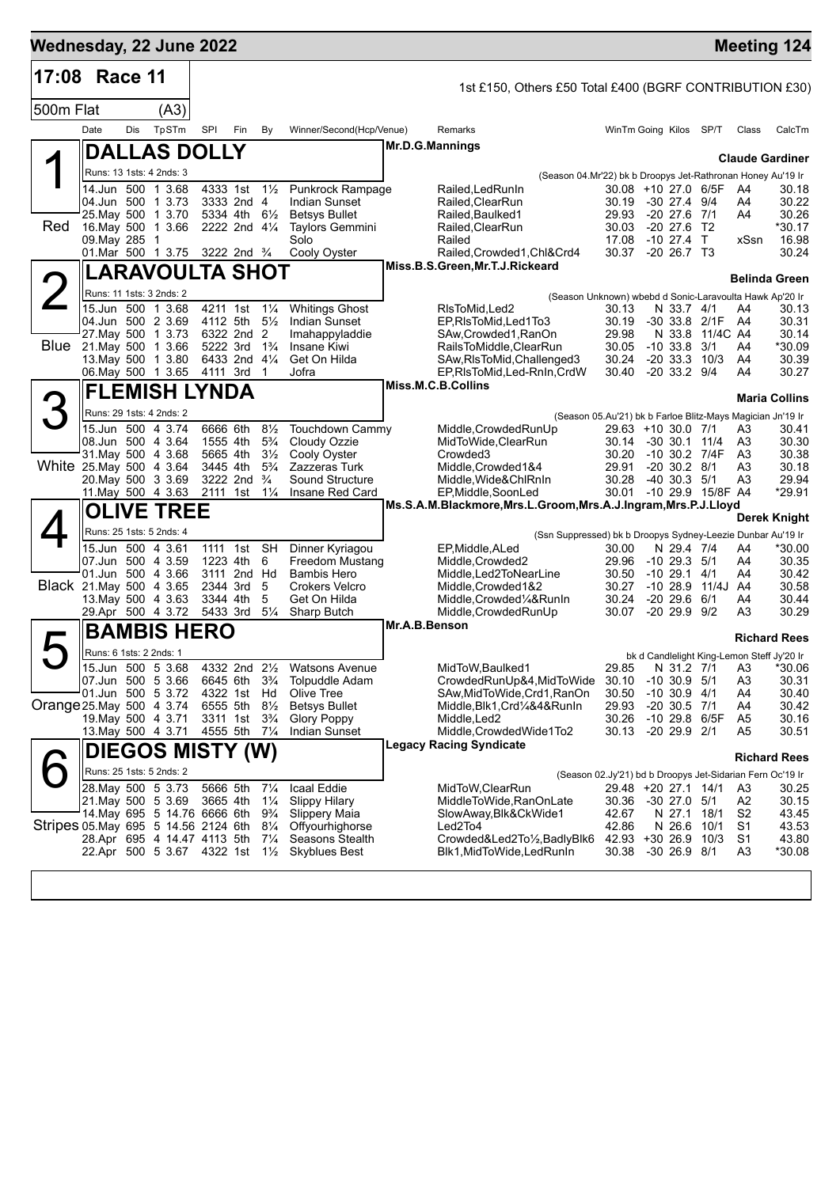# Wednesday, 22 June 2022 — Meeting 124

## 17:08 Race 11

1st £150, Others £50 Total £400 (BGRF CONTRIBUTION £30)

500m Flat (A3)

| Date | Dis | TpSTm | SPI | Fin | By | Winner/Second(Hcp/Venue) | Remarks | WinTm | Going | Kilos | SP/T | Class | CalcTm |
|---|---|---|---|---|---|---|---|---|---|---|---|---|---|

### 1 — DALLAS DOLLY (Red)

Mr.D.G.Mannings — Claude Gardiner

Runs: 13 1sts: 4 2nds: 3 — (Season 04.Mr'22) bk b Droopys Jet-Rathronan Honey Au'19 Ir

| Date | Dis | TpSTm | SPI | Fin | By | Winner/Second(Hcp/Venue) | Remarks | WinTm | Going | Kilos | SP/T | Class | CalcTm |
|---|---|---|---|---|---|---|---|---|---|---|---|---|---|
| 14.Jun | 500 | 1 3.68 | 4333 | 1st | 1½ | Punkrock Rampage | Railed,LedRunIn | 30.08 | +10 | 27.0 | 6/5F | A4 | 30.18 |
| 04.Jun | 500 | 1 3.73 | 3333 | 2nd | 4 | Indian Sunset | Railed,ClearRun | 30.19 | -30 | 27.4 | 9/4 | A4 | 30.22 |
| 25.May | 500 | 1 3.70 | 5334 | 4th | 6½ | Betsys Bullet | Railed,Baulked1 | 29.93 | -20 | 27.6 | 7/1 | A4 | 30.26 |
| 16.May | 500 | 1 3.66 | 2222 | 2nd | 4¼ | Taylors Gemmini | Railed,ClearRun | 30.03 | -20 | 27.6 | T2 | | *30.17 |
| 09.May | 285 | 1 | | | | Solo | Railed | 17.08 | -10 | 27.4 | T | xSsn | 16.98 |
| 01.Mar | 500 | 1 3.75 | 3222 | 2nd | ¾ | Cooly Oyster | Railed,Crowded1,Chl&Crd4 | 30.37 | -20 | 26.7 | T3 | | 30.24 |

### 2 — LARAVOULTA SHOT (Blue)

Miss.B.S.Green,Mr.T.J.Rickeard — Belinda Green

Runs: 11 1sts: 3 2nds: 2 — (Season Unknown) wbebd d Sonic-Laravoulta Hawk Ap'20 Ir

| Date | Dis | TpSTm | SPI | Fin | By | Winner/Second(Hcp/Venue) | Remarks | WinTm | Going | Kilos | SP/T | Class | CalcTm |
|---|---|---|---|---|---|---|---|---|---|---|---|---|---|
| 15.Jun | 500 | 1 3.68 | 4211 | 1st | 1¼ | Whitings Ghost | RlsToMid,Led2 | 30.13 | N | 33.7 | 4/1 | A4 | 30.13 |
| 04.Jun | 500 | 2 3.69 | 4112 | 5th | 5½ | Indian Sunset | EP,RlsToMid,Led1To3 | 30.19 | -30 | 33.8 | 2/1F | A4 | 30.31 |
| 27.May | 500 | 1 3.73 | 6322 | 2nd | 2 | Imahappyladdie | SAw,Crowded1,RanOn | 29.98 | N | 33.8 | 11/4C | A4 | 30.14 |
| 21.May | 500 | 1 3.66 | 5222 | 3rd | 1¾ | Insane Kiwi | RailsToMiddle,ClearRun | 30.05 | -10 | 33.8 | 3/1 | A4 | *30.09 |
| 13.May | 500 | 1 3.80 | 6433 | 2nd | 4¼ | Get On Hilda | SAw,RlsToMid,Challenged3 | 30.24 | -20 | 33.3 | 10/3 | A4 | 30.39 |
| 06.May | 500 | 1 3.65 | 4111 | 3rd | 1 | Jofra | EP,RlsToMid,Led-RnIn,CrdW | 30.40 | -20 | 33.2 | 9/4 | A4 | 30.27 |

### 3 — FLEMISH LYNDA (White)

Miss.M.C.B.Collins — Maria Collins

Runs: 29 1sts: 4 2nds: 2 — (Season 05.Au'21) bk b Farloe Blitz-Mays Magician Jn'19 Ir

| Date | Dis | TpSTm | SPI | Fin | By | Winner/Second(Hcp/Venue) | Remarks | WinTm | Going | Kilos | SP/T | Class | CalcTm |
|---|---|---|---|---|---|---|---|---|---|---|---|---|---|
| 15.Jun | 500 | 4 3.74 | 6666 | 6th | 8½ | Touchdown Cammy | Middle,CrowdedRunUp | 29.63 | +10 | 30.0 | 7/1 | A3 | 30.41 |
| 08.Jun | 500 | 4 3.64 | 1555 | 4th | 5¾ | Cloudy Ozzie | MidToWide,ClearRun | 30.14 | -30 | 30.1 | 11/4 | A3 | 30.30 |
| 31.May | 500 | 4 3.68 | 5665 | 4th | 3½ | Cooly Oyster | Crowded3 | 30.20 | -10 | 30.2 | 7/4F | A3 | 30.38 |
| 25.May | 500 | 4 3.64 | 3445 | 4th | 5¾ | Zazzeras Turk | Middle,Crowded1&4 | 29.91 | -20 | 30.2 | 8/1 | A3 | 30.18 |
| 20.May | 500 | 3 3.69 | 3222 | 2nd | ¾ | Sound Structure | Middle,Wide&ChlRnIn | 30.28 | -40 | 30.3 | 5/1 | A3 | 29.94 |
| 11.May | 500 | 4 3.63 | 2111 | 1st | 1¼ | Insane Red Card | EP,Middle,SoonLed | 30.01 | -10 | 29.9 | 15/8F | A4 | *29.91 |

### 4 — OLIVE TREE (Black)

Ms.S.A.M.Blackmore,Mrs.L.Groom,Mrs.A.J.Ingram,Mrs.P.J.Lloyd — Derek Knight

Runs: 25 1sts: 5 2nds: 4 — (Ssn Suppressed) bk b Droopys Sydney-Leezie Dunbar Au'19 Ir

| Date | Dis | TpSTm | SPI | Fin | By | Winner/Second(Hcp/Venue) | Remarks | WinTm | Going | Kilos | SP/T | Class | CalcTm |
|---|---|---|---|---|---|---|---|---|---|---|---|---|---|
| 15.Jun | 500 | 4 3.61 | 1111 | 1st | SH | Dinner Kyriagou | EP,Middle,ALed | 30.00 | N | 29.4 | 7/4 | A4 | *30.00 |
| 07.Jun | 500 | 4 3.59 | 1223 | 4th | 6 | Freedom Mustang | Middle,Crowded2 | 29.96 | -10 | 29.3 | 5/1 | A4 | 30.35 |
| 01.Jun | 500 | 4 3.66 | 3111 | 2nd | Hd | Bambis Hero | Middle,Led2ToNearLine | 30.50 | -10 | 29.1 | 4/1 | A4 | 30.42 |
| 21.May | 500 | 4 3.65 | 2344 | 3rd | 5 | Crokers Velcro | Middle,Crowded1&2 | 30.27 | -10 | 28.9 | 11/4J | A4 | 30.58 |
| 13.May | 500 | 4 3.63 | 3344 | 4th | 5 | Get On Hilda | Middle,Crowded¼&RunIn | 30.24 | -20 | 29.6 | 6/1 | A4 | 30.44 |
| 29.Apr | 500 | 4 3.72 | 5433 | 3rd | 5¼ | Sharp Butch | Middle,CrowdedRunUp | 30.07 | -20 | 29.9 | 9/2 | A3 | 30.29 |

### 5 — BAMBIS HERO (Orange)

Mr.A.B.Benson — Richard Rees

Runs: 6 1sts: 2 2nds: 1 — bk d Candlelight King-Lemon Steff Jy'20 Ir

| Date | Dis | TpSTm | SPI | Fin | By | Winner/Second(Hcp/Venue) | Remarks | WinTm | Going | Kilos | SP/T | Class | CalcTm |
|---|---|---|---|---|---|---|---|---|---|---|---|---|---|
| 15.Jun | 500 | 5 3.68 | 4332 | 2nd | 2½ | Watsons Avenue | MidToW,Baulked1 | 29.85 | N | 31.2 | 7/1 | A3 | *30.06 |
| 07.Jun | 500 | 5 3.66 | 6645 | 6th | 3¾ | Tolpuddle Adam | CrowdedRunUp&4,MidToWide | 30.10 | -10 | 30.9 | 5/1 | A3 | 30.31 |
| 01.Jun | 500 | 5 3.72 | 4322 | 1st | Hd | Olive Tree | SAw,MidToWide,Crd1,RanOn | 30.50 | -10 | 30.9 | 4/1 | A4 | 30.40 |
| 25.May | 500 | 4 3.74 | 6555 | 5th | 8½ | Betsys Bullet | Middle,Blk1,Crd¼&4&RunIn | 29.93 | -20 | 30.5 | 7/1 | A4 | 30.42 |
| 19.May | 500 | 4 3.71 | 3311 | 1st | 3¾ | Glory Poppy | Middle,Led2 | 30.26 | -10 | 29.8 | 6/5F | A5 | 30.16 |
| 13.May | 500 | 4 3.71 | 4555 | 5th | 7¼ | Indian Sunset | Middle,CrowdedWide1To2 | 30.13 | -20 | 29.9 | 2/1 | A5 | 30.51 |

### 6 — DIEGOS MISTY (W) (Stripes)

Legacy Racing Syndicate — Richard Rees

Runs: 25 1sts: 5 2nds: 2 — (Season 02.Jy'21) bd b Droopys Jet-Sidarian Fern Oc'19 Ir

| Date | Dis | TpSTm | SPI | Fin | By | Winner/Second(Hcp/Venue) | Remarks | WinTm | Going | Kilos | SP/T | Class | CalcTm |
|---|---|---|---|---|---|---|---|---|---|---|---|---|---|
| 28.May | 500 | 5 3.73 | 5666 | 5th | 7¼ | Icaal Eddie | MidToW,ClearRun | 29.48 | +20 | 27.1 | 14/1 | A3 | 30.25 |
| 21.May | 500 | 5 3.69 | 3665 | 4th | 1¼ | Slippy Hilary | MiddleToWide,RanOnLate | 30.36 | -30 | 27.0 | 5/1 | A2 | 30.15 |
| 14.May | 695 | 5 14.76 | 6666 | 6th | 9¾ | Slippery Maia | SlowAway,Blk&CkWide1 | 42.67 | N | 27.1 | 18/1 | S2 | 43.45 |
| 05.May | 695 | 5 14.56 | 2124 | 6th | 8¼ | Offyourhighorse | Led2To4 | 42.86 | N | 26.6 | 10/1 | S1 | 43.53 |
| 28.Apr | 695 | 4 14.47 | 4113 | 5th | 7¼ | Seasons Stealth | Crowded&Led2To½,BadlyBlk6 | 42.93 | +30 | 26.9 | 10/3 | S1 | 43.80 |
| 22.Apr | 500 | 5 3.67 | 4322 | 1st | 1½ | Skyblues Best | Blk1,MidToWide,LedRunIn | 30.38 | -30 | 26.9 | 8/1 | A3 | *30.08 |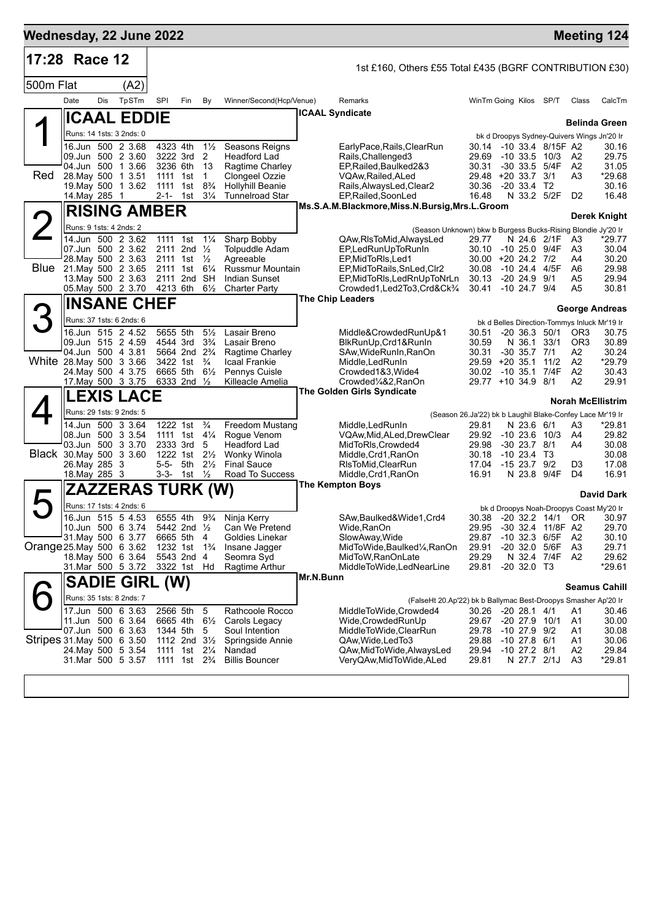# Wednesday, 22 June 2022

**Meeting 124**

## 17:28 Race 12

1st £160, Others £55 Total £435 (BGRF CONTRIBUTION £30)

500m Flat (A2)

| Date | Dis | TpSTm | SPI | Fin | By | Winner/Second(Hcp/Venue) | Remarks | WinTm | Going | Kilos | SP/T | Class | CalcTm |
|---|---|---|---|---|---|---|---|---|---|---|---|---|---|

### 1 ICAAL EDDIE — Red

ICAAL Syndicate — **Belinda Green**

Runs: 14 1sts: 3 2nds: 0 — bk d Droopys Sydney-Quivers Wings Jn'20 Ir

| Date | Dis | TpSTm | SPI | Fin | By | Winner/Second(Hcp/Venue) | Remarks | WinTm | Going | Kilos | SP/T | Class | CalcTm |
|---|---|---|---|---|---|---|---|---|---|---|---|---|---|
| 16.Jun | 500 | 2 3.68 | 4323 | 4th | 1½ | Seasons Reigns | EarlyPace,Rails,ClearRun | 30.14 | -10 | 33.4 | 8/15F | A2 | 30.16 |
| 09.Jun | 500 | 2 3.60 | 3222 | 3rd | 2 | Headford Lad | Rails,Challenged3 | 29.69 | -10 | 33.5 | 10/3 | A2 | 29.75 |
| 04.Jun | 500 | 1 3.66 | 3236 | 6th | 13 | Ragtime Charley | EP,Railed,Baulked2&3 | 30.31 | -30 | 33.5 | 5/4F | A2 | 31.05 |
| 28.May | 500 | 1 3.51 | 1111 | 1st | 1 | Clongeel Ozzie | VQAw,Railed,ALed | 29.48 | +20 | 33.7 | 3/1 | A3 | *29.68 |
| 19.May | 500 | 1 3.62 | 1111 | 1st | 8¾ | Hollyhill Beanie | Rails,AlwaysLed,Clear2 | 30.36 | -20 | 33.4 | T2 | | 30.16 |
| 14.May | 285 | 1 | 2-1- | 1st | 3¼ | Tunnelroad Star | EP,Railed,SoonLed | 16.48 | N | 33.2 | 5/2F | D2 | 16.48 |

### 2 RISING AMBER — Blue

Ms.S.A.M.Blackmore,Miss.N.Bursig,Mrs.L.Groom — **Derek Knight**

Runs: 9 1sts: 4 2nds: 2 — (Season Unknown) bkw b Burgess Bucks-Rising Blondie Jy'20 Ir

| Date | Dis | TpSTm | SPI | Fin | By | Winner/Second(Hcp/Venue) | Remarks | WinTm | Going | Kilos | SP/T | Class | CalcTm |
|---|---|---|---|---|---|---|---|---|---|---|---|---|---|
| 14.Jun | 500 | 2 3.62 | 1111 | 1st | 1¼ | Sharp Bobby | QAw,RlsToMid,AlwaysLed | 29.77 | N | 24.6 | 2/1F | A3 | *29.77 |
| 07.Jun | 500 | 2 3.62 | 2111 | 2nd | ½ | Tolpuddle Adam | EP,LedRunUpToRunIn | 30.10 | -10 | 25.0 | 9/4F | A3 | 30.04 |
| 28.May | 500 | 2 3.63 | 2111 | 1st | ½ | Agreeable | EP,MidToRls,Led1 | 30.00 | +20 | 24.2 | 7/2 | A4 | 30.20 |
| 21.May | 500 | 2 3.65 | 2111 | 1st | 6¼ | Russmur Mountain | EP,MidToRails,SnLed,Clr2 | 30.08 | -10 | 24.4 | 4/5F | A6 | 29.98 |
| 13.May | 500 | 2 3.63 | 2111 | 2nd | SH | Indian Sunset | EP,MidToRls,LedRnUpToNrLn | 30.13 | -20 | 24.9 | 9/1 | A5 | 29.94 |
| 05.May | 500 | 2 3.70 | 4213 | 6th | 6½ | Charter Party | Crowded1,Led2To3,Crd&Ck¾ | 30.41 | -10 | 24.7 | 9/4 | A5 | 30.81 |

### 3 INSANE CHEF — White

The Chip Leaders — **George Andreas**

Runs: 37 1sts: 6 2nds: 6 — bk d Belles Direction-Tommys Inluck Mr'19 Ir

| Date | Dis | TpSTm | SPI | Fin | By | Winner/Second(Hcp/Venue) | Remarks | WinTm | Going | Kilos | SP/T | Class | CalcTm |
|---|---|---|---|---|---|---|---|---|---|---|---|---|---|
| 16.Jun | 515 | 2 4.52 | 5655 | 5th | 5½ | Lasair Breno | Middle&CrowdedRunUp&1 | 30.51 | -20 | 36.3 | 50/1 | OR3 | 30.75 |
| 09.Jun | 515 | 2 4.59 | 4544 | 3rd | 3¾ | Lasair Breno | BlkRunUp,Crd1&RunIn | 30.59 | N | 36.1 | 33/1 | OR3 | 30.89 |
| 04.Jun | 500 | 4 3.81 | 5664 | 2nd | 2¾ | Ragtime Charley | SAw,WideRunIn,RanOn | 30.31 | -30 | 35.7 | 7/1 | A2 | 30.24 |
| 28.May | 500 | 3 3.66 | 3422 | 1st | ¾ | Icaal Frankie | Middle,LedRunIn | 29.59 | +20 | 35.1 | 11/2 | A2 | *29.79 |
| 24.May | 500 | 4 3.75 | 6665 | 5th | 6½ | Pennys Cuisle | Crowded1&3,Wide4 | 30.02 | -10 | 35.1 | 7/4F | A2 | 30.43 |
| 17.May | 500 | 3 3.75 | 6333 | 2nd | ½ | Killeacle Amelia | Crowded¼&2,RanOn | 29.77 | +10 | 34.9 | 8/1 | A2 | 29.91 |

### 4 LEXIS LACE — Black

The Golden Girls Syndicate — **Norah McEllistrim**

Runs: 29 1sts: 9 2nds: 5 — (Season 26.Ja'22) bk b Laughil Blake-Confey Lace Mr'19 Ir

| Date | Dis | TpSTm | SPI | Fin | By | Winner/Second(Hcp/Venue) | Remarks | WinTm | Going | Kilos | SP/T | Class | CalcTm |
|---|---|---|---|---|---|---|---|---|---|---|---|---|---|
| 14.Jun | 500 | 3 3.64 | 1222 | 1st | ¾ | Freedom Mustang | Middle,LedRunIn | 29.81 | N | 23.6 | 6/1 | A3 | *29.81 |
| 08.Jun | 500 | 3 3.54 | 1111 | 1st | 4¼ | Rogue Venom | VQAw,Mid,ALed,DrewClear | 29.92 | -10 | 23.6 | 10/3 | A4 | 29.82 |
| 03.Jun | 500 | 3 3.70 | 2333 | 3rd | 5 | Headford Lad | MidToRls,Crowded4 | 29.98 | -30 | 23.7 | 8/1 | A4 | 30.08 |
| 30.May | 500 | 3 3.60 | 1222 | 1st | 2½ | Wonky Winola | Middle,Crd1,RanOn | 30.18 | -10 | 23.4 | T3 | | 30.08 |
| 26.May | 285 | 3 | 5-5- | 5th | 2½ | Final Sauce | RlsToMid,ClearRun | 17.04 | -15 | 23.7 | 9/2 | D3 | 17.08 |
| 18.May | 285 | 3 | 3-3- | 1st | ½ | Road To Success | Middle,Crd1,RanOn | 16.91 | N | 23.8 | 9/4F | D4 | 16.91 |

### 5 ZAZZERAS TURK (W) — Orange

The Kempton Boys — **David Dark**

Runs: 17 1sts: 4 2nds: 6 — bk d Droopys Noah-Droopys Coast My'20 Ir

| Date | Dis | TpSTm | SPI | Fin | By | Winner/Second(Hcp/Venue) | Remarks | WinTm | Going | Kilos | SP/T | Class | CalcTm |
|---|---|---|---|---|---|---|---|---|---|---|---|---|---|
| 16.Jun | 515 | 5 4.53 | 6555 | 4th | 9¾ | Ninja Kerry | SAw,Baulked&Wide1,Crd4 | 30.38 | -20 | 32.2 | 14/1 | OR | 30.97 |
| 10.Jun | 500 | 6 3.74 | 5442 | 2nd | ½ | Can We Pretend | Wide,RanOn | 29.95 | -30 | 32.4 | 11/8F | A2 | 29.70 |
| 31.May | 500 | 6 3.77 | 6665 | 5th | 4 | Goldies Linekar | SlowAway,Wide | 29.87 | -10 | 32.3 | 6/5F | A2 | 30.10 |
| 25.May | 500 | 6 3.62 | 1232 | 1st | 1¾ | Insane Jagger | MidToWide,Baulked¼,RanOn | 29.91 | -20 | 32.0 | 5/6F | A3 | 29.71 |
| 18.May | 500 | 6 3.64 | 5543 | 2nd | 4 | Seomra Syd | MidToW,RanOnLate | 29.29 | N | 32.4 | 7/4F | A2 | 29.62 |
| 31.Mar | 500 | 5 3.72 | 3322 | 1st | Hd | Ragtime Arthur | MiddleToWide,LedNearLine | 29.81 | -20 | 32.0 | T3 | | *29.61 |

### 6 SADIE GIRL (W) — Stripes

Mr.N.Bunn — **Seamus Cahill**

Runs: 35 1sts: 8 2nds: 7 — (FalseHt 20.Ap'22) bk b Ballymac Best-Droopys Smasher Ap'20 Ir

| Date | Dis | TpSTm | SPI | Fin | By | Winner/Second(Hcp/Venue) | Remarks | WinTm | Going | Kilos | SP/T | Class | CalcTm |
|---|---|---|---|---|---|---|---|---|---|---|---|---|---|
| 17.Jun | 500 | 6 3.63 | 2566 | 5th | 5 | Rathcoole Rocco | MiddleToWide,Crowded4 | 30.26 | -20 | 28.1 | 4/1 | A1 | 30.46 |
| 11.Jun | 500 | 6 3.64 | 6665 | 4th | 6½ | Carols Legacy | Wide,CrowdedRunUp | 29.67 | -20 | 27.9 | 10/1 | A1 | 30.00 |
| 07.Jun | 500 | 6 3.63 | 1344 | 5th | 5 | Soul Intention | MiddleToWide,ClearRun | 29.78 | -10 | 27.9 | 9/2 | A1 | 30.08 |
| 31.May | 500 | 6 3.50 | 1112 | 2nd | 3½ | Springside Annie | QAw,Wide,LedTo3 | 29.88 | -10 | 27.8 | 6/1 | A1 | 30.06 |
| 24.May | 500 | 5 3.54 | 1111 | 1st | 2¼ | Nandad | QAw,MidToWide,AlwaysLed | 29.94 | -10 | 27.2 | 8/1 | A2 | 29.84 |
| 31.Mar | 500 | 5 3.57 | 1111 | 1st | 2¾ | Billis Bouncer | VeryQAw,MidToWide,ALed | 29.81 | N | 27.7 | 2/1J | A3 | *29.81 |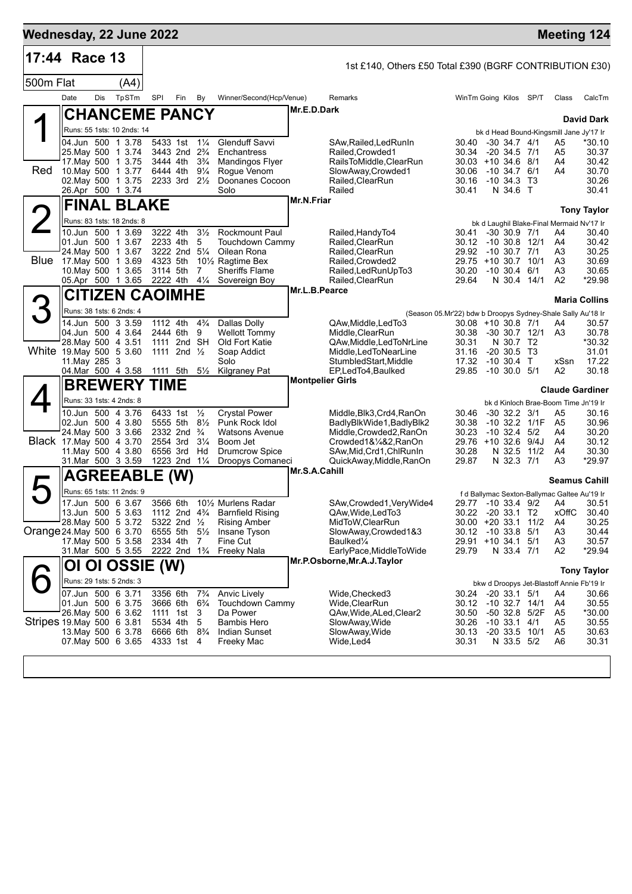## Wednesday, 22 June 2022 — Meeting 124

**17:44 Race 13** — 1st £140, Others £50 Total £390 (BGRF CONTRIBUTION £30)

500m Flat (A4)

| Date | Dis | TpSTm | SPI | Fin | By | Winner/Second(Hcp/Venue) | Remarks | WinTm | Going | Kilos | SP/T | Class | CalcTm |
|---|---|---|---|---|---|---|---|---|---|---|---|---|---|

### 1 (Red) CHANCEME PANCY — Mr.E.D.Dark — David Dark
Runs: 55 1sts: 10 2nds: 14 — bk d Head Bound-Kingsmill Jane Jy'17 Ir

| Date | Dis | TpSTm | SPI | Fin | By | Winner/Second(Hcp/Venue) | Remarks | WinTm | Going | Kilos | SP/T | Class | CalcTm |
|---|---|---|---|---|---|---|---|---|---|---|---|---|---|
| 04.Jun | 500 | 1 3.78 | 5433 | 1st | 1¼ | Glenduff Savvi | SAw,Railed,LedRunIn | 30.40 | -30 | 34.7 | 4/1 | A5 | *30.10 |
| 25.May | 500 | 1 3.74 | 3443 | 2nd | 2¾ | Enchantress | Railed,Crowded1 | 30.34 | -20 | 34.5 | 7/1 | A5 | 30.37 |
| 17.May | 500 | 1 3.75 | 3444 | 4th | 3¾ | Mandingos Flyer | RailsToMiddle,ClearRun | 30.03 | +10 | 34.6 | 8/1 | A4 | 30.42 |
| 10.May | 500 | 1 3.77 | 6444 | 4th | 9¼ | Rogue Venom | SlowAway,Crowded1 | 30.06 | -10 | 34.7 | 6/1 | A4 | 30.70 |
| 02.May | 500 | 1 3.75 | 2233 | 3rd | 2½ | Doonanes Cocoon | Railed,ClearRun | 30.16 | -10 | 34.3 | T3 | | 30.26 |
| 26.Apr | 500 | 1 3.74 | | | | Solo | Railed | 30.41 | N | 34.6 | T | | 30.41 |

### 2 (Blue) FINAL BLAKE — Mr.N.Friar — Tony Taylor
Runs: 83 1sts: 18 2nds: 8 — bk d Laughil Blake-Final Mermaid Nv'17 Ir

| Date | Dis | TpSTm | SPI | Fin | By | Winner/Second(Hcp/Venue) | Remarks | WinTm | Going | Kilos | SP/T | Class | CalcTm |
|---|---|---|---|---|---|---|---|---|---|---|---|---|---|
| 10.Jun | 500 | 1 3.69 | 3222 | 4th | 3½ | Rockmount Paul | Railed,HandyTo4 | 30.41 | -30 | 30.9 | 7/1 | A4 | 30.40 |
| 01.Jun | 500 | 1 3.67 | 2233 | 4th | 5 | Touchdown Cammy | Railed,ClearRun | 30.12 | -10 | 30.8 | 12/1 | A4 | 30.42 |
| 24.May | 500 | 1 3.67 | 3222 | 2nd | 5¼ | Oilean Rona | Railed,ClearRun | 29.92 | -10 | 30.7 | 7/1 | A3 | 30.25 |
| 17.May | 500 | 1 3.69 | 4323 | 5th | 10½ | Ragtime Bex | Railed,Crowded2 | 29.75 | +10 | 30.7 | 10/1 | A3 | 30.69 |
| 10.May | 500 | 1 3.65 | 3114 | 5th | 7 | Sheriffs Flame | Railed,LedRunUpTo3 | 30.20 | -10 | 30.4 | 6/1 | A3 | 30.65 |
| 05.Apr | 500 | 1 3.65 | 2222 | 4th | 4¼ | Sovereign Boy | Railed,ClearRun | 29.64 | N | 30.4 | 14/1 | A2 | *29.98 |

### 3 (White) CITIZEN CAOIMHE — Mr.L.B.Pearce — Maria Collins
Runs: 38 1sts: 6 2nds: 4 — (Season 05.Mr'22) bdw b Droopys Sydney-Shale Sally Au'18 Ir

| Date | Dis | TpSTm | SPI | Fin | By | Winner/Second(Hcp/Venue) | Remarks | WinTm | Going | Kilos | SP/T | Class | CalcTm |
|---|---|---|---|---|---|---|---|---|---|---|---|---|---|
| 14.Jun | 500 | 3 3.59 | 1112 | 4th | 4¾ | Dallas Dolly | QAw,Middle,LedTo3 | 30.08 | +10 | 30.8 | 7/1 | A4 | 30.57 |
| 04.Jun | 500 | 4 3.64 | 2444 | 6th | 9 | Wellott Tommy | Middle,ClearRun | 30.38 | -30 | 30.7 | 12/1 | A3 | 30.78 |
| 28.May | 500 | 4 3.51 | 1111 | 2nd | SH | Old Fort Katie | QAw,Middle,LedToNrLine | 30.31 | N | 30.7 | T2 | | *30.32 |
| 19.May | 500 | 5 3.60 | 1111 | 2nd | ½ | Soap Addict | Middle,LedToNearLine | 31.16 | -20 | 30.5 | T3 | | 31.01 |
| 11.May | 285 | 3 | | | | Solo | StumbledStart,Middle | 17.32 | -10 | 30.4 | T | xSsn | 17.22 |
| 04.Mar | 500 | 4 3.58 | 1111 | 5th | 5½ | Kilgraney Pat | EP,LedTo4,Baulked | 29.85 | -10 | 30.0 | 5/1 | A2 | 30.18 |

### 4 (Black) BREWERY TIME — Montpelier Girls — Claude Gardiner
Runs: 33 1sts: 4 2nds: 8 — bk d Kinloch Brae-Boom Time Jn'19 Ir

| Date | Dis | TpSTm | SPI | Fin | By | Winner/Second(Hcp/Venue) | Remarks | WinTm | Going | Kilos | SP/T | Class | CalcTm |
|---|---|---|---|---|---|---|---|---|---|---|---|---|---|
| 10.Jun | 500 | 4 3.76 | 6433 | 1st | ½ | Crystal Power | Middle,Blk3,Crd4,RanOn | 30.46 | -30 | 32.2 | 3/1 | A5 | 30.16 |
| 02.Jun | 500 | 4 3.80 | 5555 | 5th | 8½ | Punk Rock Idol | BadlyBlkWide1,BadlyBlk2 | 30.38 | -10 | 32.2 | 1/1F | A5 | 30.96 |
| 24.May | 500 | 3 3.66 | 2332 | 2nd | ¾ | Watsons Avenue | Middle,Crowded2,RanOn | 30.23 | -10 | 32.4 | 5/2 | A4 | 30.20 |
| 17.May | 500 | 4 3.70 | 2554 | 3rd | 3¼ | Boom Jet | Crowded1&¼&2,RanOn | 29.76 | +10 | 32.6 | 9/4J | A4 | 30.12 |
| 11.May | 500 | 4 3.80 | 6556 | 3rd | Hd | Drumcrow Spice | SAw,Mid,Crd1,ChlRunIn | 30.28 | N | 32.5 | 11/2 | A4 | 30.30 |
| 31.Mar | 500 | 3 3.59 | 1223 | 2nd | 1¼ | Droopys Comaneci | QuickAway,Middle,RanOn | 29.87 | N | 32.3 | 7/1 | A3 | *29.97 |

### 5 (Orange) AGREEABLE (W) — Mr.S.A.Cahill — Seamus Cahill
Runs: 65 1sts: 11 2nds: 9 — f d Ballymac Sexton-Ballymac Galtee Au'19 Ir

| Date | Dis | TpSTm | SPI | Fin | By | Winner/Second(Hcp/Venue) | Remarks | WinTm | Going | Kilos | SP/T | Class | CalcTm |
|---|---|---|---|---|---|---|---|---|---|---|---|---|---|
| 17.Jun | 500 | 6 3.67 | 3566 | 6th | 10½ | Murlens Radar | SAw,Crowded1,VeryWide4 | 29.77 | -10 | 33.4 | 9/2 | A4 | 30.51 |
| 13.Jun | 500 | 5 3.63 | 1112 | 2nd | 4¾ | Barnfield Rising | QAw,Wide,LedTo3 | 30.22 | -20 | 33.1 | T2 | xOffC | 30.40 |
| 28.May | 500 | 5 3.72 | 5322 | 2nd | ½ | Rising Amber | MidToW,ClearRun | 30.00 | +20 | 33.1 | 11/2 | A4 | 30.25 |
| 24.May | 500 | 6 3.70 | 6555 | 5th | 5½ | Insane Tyson | SlowAway,Crowded1&3 | 30.12 | -10 | 33.8 | 5/1 | A3 | 30.44 |
| 17.May | 500 | 5 3.58 | 2334 | 4th | 7 | Fine Cut | Baulked¼ | 29.91 | +10 | 34.1 | 5/1 | A3 | 30.57 |
| 31.Mar | 500 | 5 3.55 | 2222 | 2nd | 1¾ | Freeky Nala | EarlyPace,MiddleToWide | 29.79 | N | 33.4 | 7/1 | A2 | *29.94 |

### 6 (Stripes) OI OI OSSIE (W) — Mr.P.Osborne,Mr.A.J.Taylor — Tony Taylor
Runs: 29 1sts: 5 2nds: 3 — bkw d Droopys Jet-Blastoff Annie Fb'19 Ir

| Date | Dis | TpSTm | SPI | Fin | By | Winner/Second(Hcp/Venue) | Remarks | WinTm | Going | Kilos | SP/T | Class | CalcTm |
|---|---|---|---|---|---|---|---|---|---|---|---|---|---|
| 07.Jun | 500 | 6 3.71 | 3356 | 6th | 7¾ | Anvic Lively | Wide,Checked3 | 30.24 | -20 | 33.1 | 5/1 | A4 | 30.66 |
| 01.Jun | 500 | 6 3.75 | 3666 | 6th | 6¾ | Touchdown Cammy | Wide,ClearRun | 30.12 | -10 | 32.7 | 14/1 | A4 | 30.55 |
| 26.May | 500 | 6 3.62 | 1111 | 1st | 3 | Da Power | QAw,Wide,ALed,Clear2 | 30.50 | -50 | 32.8 | 5/2F | A5 | *30.00 |
| 19.May | 500 | 6 3.81 | 5534 | 4th | 5 | Bambis Hero | SlowAway,Wide | 30.26 | -10 | 33.1 | 4/1 | A5 | 30.55 |
| 13.May | 500 | 6 3.78 | 6666 | 6th | 8¾ | Indian Sunset | SlowAway,Wide | 30.13 | -20 | 33.5 | 10/1 | A5 | 30.63 |
| 07.May | 500 | 6 3.65 | 4333 | 1st | 4 | Freeky Mac | Wide,Led4 | 30.31 | N | 33.5 | 5/2 | A6 | 30.31 |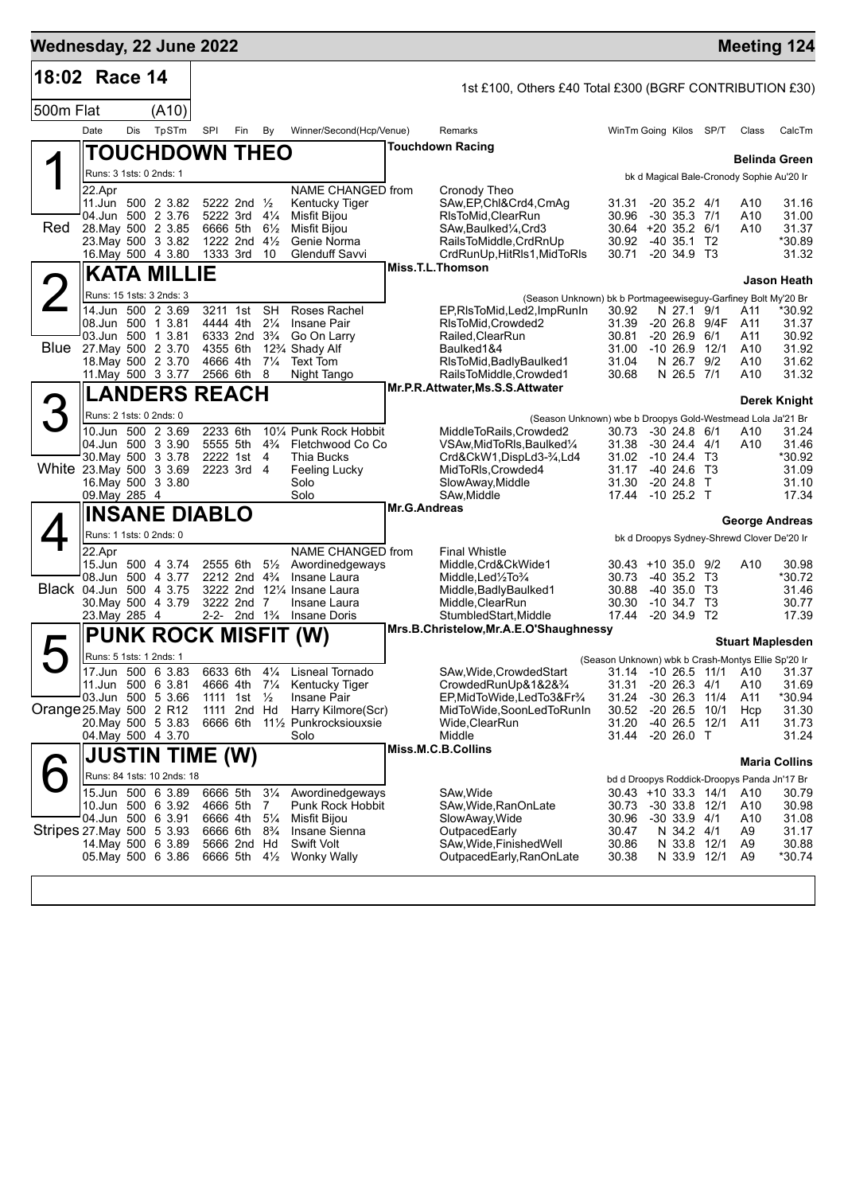# Wednesday, 22 June 2022 — Meeting 124

## 18:02 Race 14

500m Flat (A10)

1st £100, Others £40 Total £300 (BGRF CONTRIBUTION £30)

| Date | Dis | TpSTm | SPI | Fin | By | Winner/Second(Hcp/Venue) | Remarks | WinTm | Going | Kilos | SP/T | Class | CalcTm |
|---|---|---|---|---|---|---|---|---|---|---|---|---|---|

### 1 Red — TOUCHDOWN THEO
Touchdown Racing — Belinda Green
Runs: 3 1sts: 0 2nds: 1 — bk d Magical Bale-Cronody Sophie Au'20 Ir

| Date | Dis | TpSTm | SPI | Fin | By | Winner/Second(Hcp/Venue) | Remarks | WinTm | Going | Kilos | SP/T | Class | CalcTm |
|---|---|---|---|---|---|---|---|---|---|---|---|---|---|
| 22.Apr | | | | | | NAME CHANGED from | Cronody Theo | | | | | | |
| 11.Jun | 500 | 2 3.82 | 5222 | 2nd | ½ | Kentucky Tiger | SAw,EP,Chl&Crd4,CmAg | 31.31 | -20 | 35.2 | 4/1 | A10 | 31.16 |
| 04.Jun | 500 | 2 3.76 | 5222 | 3rd | 4¼ | Misfit Bijou | RlsToMid,ClearRun | 30.96 | -30 | 35.3 | 7/1 | A10 | 31.00 |
| 28.May | 500 | 2 3.85 | 6666 | 5th | 6½ | Misfit Bijou | SAw,Baulked¼,Crd3 | 30.64 | +20 | 35.2 | 6/1 | A10 | 31.37 |
| 23.May | 500 | 3 3.82 | 1222 | 2nd | 4½ | Genie Norma | RailsToMiddle,CrdRnUp | 30.92 | -40 | 35.1 | T2 | | *30.89 |
| 16.May | 500 | 4 3.80 | 1333 | 3rd | 10 | Glenduff Savvi | CrdRunUp,HitRls1,MidToRls | 30.71 | -20 | 34.9 | T3 | | 31.32 |

### 2 Blue — KATA MILLIE
Miss.T.L.Thomson — Jason Heath
Runs: 15 1sts: 3 2nds: 3 — (Season Unknown) bk b Portmageewiseguy-Garfiney Bolt My'20 Br

| Date | Dis | TpSTm | SPI | Fin | By | Winner/Second(Hcp/Venue) | Remarks | WinTm | Going | Kilos | SP/T | Class | CalcTm |
|---|---|---|---|---|---|---|---|---|---|---|---|---|---|
| 14.Jun | 500 | 2 3.69 | 3211 | 1st | SH | Roses Rachel | EP,RlsToMid,Led2,ImpRunIn | 30.92 | N | 27.1 | 9/1 | A11 | *30.92 |
| 08.Jun | 500 | 1 3.81 | 4444 | 4th | 2¼ | Insane Pair | RlsToMid,Crowded2 | 31.39 | -20 | 26.8 | 9/4F | A11 | 31.37 |
| 03.Jun | 500 | 1 3.81 | 6333 | 2nd | 3¾ | Go On Larry | Railed,ClearRun | 30.81 | -20 | 26.9 | 6/1 | A11 | 30.92 |
| 27.May | 500 | 2 3.70 | 4355 | 6th | 12¾ | Shady Alf | Baulked1&4 | 31.00 | -10 | 26.9 | 12/1 | A10 | 31.92 |
| 18.May | 500 | 2 3.70 | 4666 | 4th | 7¼ | Text Tom | RlsToMid,BadlyBaulked1 | 31.04 | N | 26.7 | 9/2 | A10 | 31.62 |
| 11.May | 500 | 3 3.77 | 2566 | 6th | 8 | Night Tango | RailsToMiddle,Crowded1 | 30.68 | N | 26.5 | 7/1 | A10 | 31.32 |

### 3 White — LANDERS REACH
Mr.P.R.Attwater,Ms.S.S.Attwater — Derek Knight
Runs: 2 1sts: 0 2nds: 0 — (Season Unknown) wbe b Droopys Gold-Westmead Lola Ja'21 Br

| Date | Dis | TpSTm | SPI | Fin | By | Winner/Second(Hcp/Venue) | Remarks | WinTm | Going | Kilos | SP/T | Class | CalcTm |
|---|---|---|---|---|---|---|---|---|---|---|---|---|---|
| 10.Jun | 500 | 2 3.69 | 2233 | 6th | 10¼ | Punk Rock Hobbit | MiddleToRails,Crowded2 | 30.73 | -30 | 24.8 | 6/1 | A10 | 31.24 |
| 04.Jun | 500 | 3 3.90 | 5555 | 5th | 4¾ | Fletchwood Co Co | VSAw,MidToRls,Baulked¼ | 31.38 | -30 | 24.4 | 4/1 | A10 | 31.46 |
| 30.May | 500 | 3 3.78 | 2222 | 1st | 4 | Thia Bucks | Crd&CkW1,DispLd3-¾,Ld4 | 31.02 | -10 | 24.4 | T3 | | *30.92 |
| 23.May | 500 | 3 3.69 | 2223 | 3rd | 4 | Feeling Lucky | MidToRls,Crowded4 | 31.17 | -40 | 24.6 | T3 | | 31.09 |
| 16.May | 500 | 3 3.80 | | | | Solo | SlowAway,Middle | 31.30 | -20 | 24.8 | T | | 31.10 |
| 09.May | 285 | 4 | | | | Solo | SAw,Middle | 17.44 | -10 | 25.2 | T | | 17.34 |

### 4 Black — INSANE DIABLO
Mr.G.Andreas — George Andreas
Runs: 1 1sts: 0 2nds: 0 — bk d Droopys Sydney-Shrewd Clover De'20 Ir

| Date | Dis | TpSTm | SPI | Fin | By | Winner/Second(Hcp/Venue) | Remarks | WinTm | Going | Kilos | SP/T | Class | CalcTm |
|---|---|---|---|---|---|---|---|---|---|---|---|---|---|
| 22.Apr | | | | | | NAME CHANGED from | Final Whistle | | | | | | |
| 15.Jun | 500 | 4 3.74 | 2555 | 6th | 5½ | Awordinedgeways | Middle,Crd&CkWide1 | 30.43 | +10 | 35.0 | 9/2 | A10 | 30.98 |
| 08.Jun | 500 | 4 3.77 | 2212 | 2nd | 4¾ | Insane Laura | Middle,Led½To¾ | 30.73 | -40 | 35.2 | T3 | | *30.72 |
| 04.Jun | 500 | 4 3.75 | 3222 | 2nd | 12¼ | Insane Laura | Middle,BadlyBaulked1 | 30.88 | -40 | 35.0 | T3 | | 31.46 |
| 30.May | 500 | 4 3.79 | 3222 | 2nd | 7 | Insane Laura | Middle,ClearRun | 30.30 | -10 | 34.7 | T3 | | 30.77 |
| 23.May | 285 | 4 | 2-2- | 2nd | 1¾ | Insane Doris | StumbledStart,Middle | 17.44 | -20 | 34.9 | T2 | | 17.39 |

### 5 Orange — PUNK ROCK MISFIT (W)
Mrs.B.Christelow,Mr.A.E.O'Shaughnessy — Stuart Maplesden
Runs: 5 1sts: 1 2nds: 1 — (Season Unknown) wbk b Crash-Montys Ellie Sp'20 Ir

| Date | Dis | TpSTm | SPI | Fin | By | Winner/Second(Hcp/Venue) | Remarks | WinTm | Going | Kilos | SP/T | Class | CalcTm |
|---|---|---|---|---|---|---|---|---|---|---|---|---|---|
| 17.Jun | 500 | 6 3.83 | 6633 | 6th | 4¼ | Lisneal Tornado | SAw,Wide,CrowdedStart | 31.14 | -10 | 26.5 | 11/1 | A10 | 31.37 |
| 11.Jun | 500 | 6 3.81 | 4666 | 4th | 7¼ | Kentucky Tiger | CrowdedRunUp&1&2&¾ | 31.31 | -20 | 26.3 | 4/1 | A10 | 31.69 |
| 03.Jun | 500 | 5 3.66 | 1111 | 1st | ½ | Insane Pair | EP,MidToWide,LedTo3&Fr¾ | 31.24 | -30 | 26.3 | 11/4 | A11 | *30.94 |
| 25.May | 500 | 2 R12 | 1111 | 2nd | Hd | Harry Kilmore(Scr) | MidToWide,SoonLedToRunIn | 30.52 | -20 | 26.5 | 10/1 | Hcp | 31.30 |
| 20.May | 500 | 5 3.83 | 6666 | 6th | 11½ | Punkrocksiouxsie | Wide,ClearRun | 31.20 | -40 | 26.5 | 12/1 | A11 | 31.73 |
| 04.May | 500 | 4 3.70 | | | | Solo | Middle | 31.44 | -20 | 26.0 | T | | 31.24 |

### 6 Stripes — JUSTIN TIME (W)
Miss.M.C.B.Collins — Maria Collins
Runs: 84 1sts: 10 2nds: 18 — bd d Droopys Roddick-Droopys Panda Jn'17 Br

| Date | Dis | TpSTm | SPI | Fin | By | Winner/Second(Hcp/Venue) | Remarks | WinTm | Going | Kilos | SP/T | Class | CalcTm |
|---|---|---|---|---|---|---|---|---|---|---|---|---|---|
| 15.Jun | 500 | 6 3.89 | 6666 | 5th | 3¼ | Awordinedgeways | SAw,Wide | 30.43 | +10 | 33.3 | 14/1 | A10 | 30.79 |
| 10.Jun | 500 | 6 3.92 | 4666 | 5th | 7 | Punk Rock Hobbit | SAw,Wide,RanOnLate | 30.73 | -30 | 33.8 | 12/1 | A10 | 30.98 |
| 04.Jun | 500 | 6 3.91 | 6666 | 4th | 5¼ | Misfit Bijou | SlowAway,Wide | 30.96 | -30 | 33.9 | 4/1 | A10 | 31.08 |
| 27.May | 500 | 5 3.93 | 6666 | 6th | 8¾ | Insane Sienna | OutpacedEarly | 30.47 | N | 34.2 | 4/1 | A9 | 31.17 |
| 14.May | 500 | 6 3.89 | 5666 | 2nd | Hd | Swift Volt | SAw,Wide,FinishedWell | 30.86 | N | 33.8 | 12/1 | A9 | 30.88 |
| 05.May | 500 | 6 3.86 | 6666 | 5th | 4½ | Wonky Wally | OutpacedEarly,RanOnLate | 30.38 | N | 33.9 | 12/1 | A9 | *30.74 |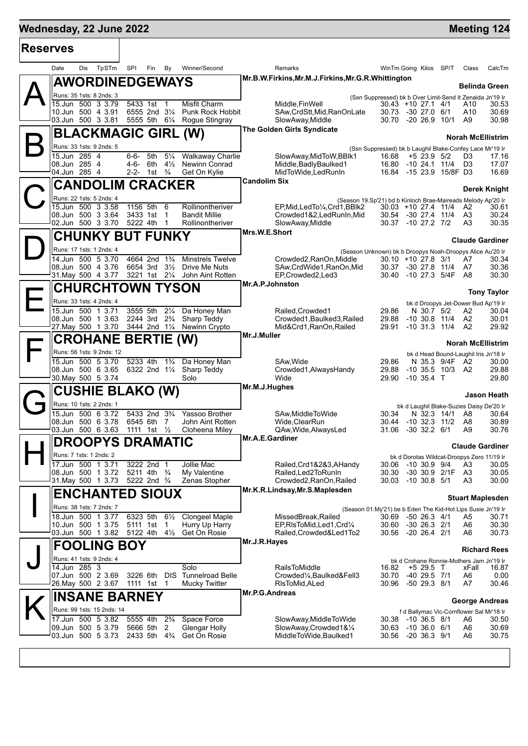# Wednesday, 22 June 2022 — Meeting 124

## Reserves

| Date | Dis | TpSTm | SPI | Fin | By | Winner/Second | Remarks | WinTm | Going | Kilos | SP/T | Class | CalcTm |
|---|---|---|---|---|---|---|---|---|---|---|---|---|---|

### A — AWORDINEDGEWAYS
Mr.B.W.Firkins,Mr.M.J.Firkins,Mr.G.R.Whittington — **Belinda Green**

Runs: 35 1sts: 8 2nds: 3 — (Ssn Suppressed) bk b Over Limit-Send It Zenaida Jn'19 Ir

| Date | Dis | TpSTm | SPI | Fin | By | Winner/Second | Remarks | WinTm | Going | Kilos | SP/T | Class | CalcTm |
|---|---|---|---|---|---|---|---|---|---|---|---|---|---|
| 15.Jun | 500 | 3 3.79 | 5433 | 1st | 1 | Misfit Charm | Middle,FinWell | 30.43 | +10 | 27.1 | 4/1 | A10 | 30.53 |
| 10.Jun | 500 | 4 3.91 | 6555 | 2nd | 3¼ | Punk Rock Hobbit | SAw,CrdStt,Mid,RanOnLate | 30.73 | -30 | 27.0 | 6/1 | A10 | 30.69 |
| 03.Jun | 500 | 3 3.81 | 5555 | 5th | 6¼ | Rogue Stingray | SlowAway,Middle | 30.70 | -20 | 26.9 | 10/1 | A9 | 30.98 |

### B — BLACKMAGIC GIRL (W)
The Golden Girls Syndicate — **Norah McEllistrim**

Runs: 33 1sts: 9 2nds: 5 — (Ssn Suppressed) bk b Laughil Blake-Confey Lace Mr'19 Ir

| Date | Dis | TpSTm | SPI | Fin | By | Winner/Second | Remarks | WinTm | Going | Kilos | SP/T | Class | CalcTm |
|---|---|---|---|---|---|---|---|---|---|---|---|---|---|
| 15.Jun | 285 | 4 | 6-6- | 5th | 5¼ | Walkaway Charlie | SlowAway,MidToW,BBlk1 | 16.68 | +5 | 23.9 | 5/2 | D3 | 17.16 |
| 08.Jun | 285 | 4 | 4-6- | 6th | 4½ | Newinn Conrad | Middle,BadlyBaulked1 | 16.80 | -10 | 24.1 | 11/4 | D3 | 17.07 |
| 04.Jun | 285 | 4 | 2-2- | 1st | ¾ | Get On Kylie | MidToWide,LedRunIn | 16.84 | -15 | 23.9 | 15/8F | D3 | 16.69 |

### C — CANDOLIM CRACKER
Candolim Six — **Derek Knight**

Runs: 22 1sts: 5 2nds: 4 — (Season 19.Sp'21) bd b Kinloch Brae-Maireads Melody Ap'20 Ir

| Date | Dis | TpSTm | SPI | Fin | By | Winner/Second | Remarks | WinTm | Going | Kilos | SP/T | Class | CalcTm |
|---|---|---|---|---|---|---|---|---|---|---|---|---|---|
| 15.Jun | 500 | 3 3.58 | 1156 | 5th | 6 | Rollintheriver | EP,Mid,LedTo¼,Crd1,BBlk2 | 30.03 | +10 | 27.4 | 11/4 | A2 | 30.61 |
| 08.Jun | 500 | 3 3.64 | 3433 | 1st | 1 | Bandit Millie | Crowded1&2,LedRunIn,Mid | 30.54 | -30 | 27.4 | 11/4 | A3 | 30.24 |
| 02.Jun | 500 | 3 3.70 | 5222 | 4th | 1 | Rollintheriver | SlowAway,Middle | 30.37 | -10 | 27.2 | 7/2 | A3 | 30.35 |

### D — CHUNKY BUT FUNKY
Mrs.W.E.Short — **Claude Gardiner**

Runs: 17 1sts: 1 2nds: 4 — (Season Unknown) bk b Droopys Noah-Droopys Alice Au'20 Ir

| Date | Dis | TpSTm | SPI | Fin | By | Winner/Second | Remarks | WinTm | Going | Kilos | SP/T | Class | CalcTm |
|---|---|---|---|---|---|---|---|---|---|---|---|---|---|
| 14.Jun | 500 | 5 3.70 | 4664 | 2nd | 1¾ | Minstrels Twelve | Crowded2,RanOn,Middle | 30.10 | +10 | 27.8 | 3/1 | A7 | 30.34 |
| 08.Jun | 500 | 4 3.76 | 6654 | 3rd | 3½ | Drive Me Nuts | SAw,CrdWide1,RanOn,Mid | 30.37 | -30 | 27.8 | 11/4 | A7 | 30.36 |
| 31.May | 500 | 4 3.77 | 3221 | 1st | 2¼ | John Aint Rotten | EP,Crowded2,Led3 | 30.40 | -10 | 27.3 | 5/4F | A8 | 30.30 |

### E — CHURCHTOWN TYSON
Mr.A.P.Johnston — **Tony Taylor**

Runs: 33 1sts: 4 2nds: 4 — bk d Droopys Jet-Dower Bud Ap'19 Ir

| Date | Dis | TpSTm | SPI | Fin | By | Winner/Second | Remarks | WinTm | Going | Kilos | SP/T | Class | CalcTm |
|---|---|---|---|---|---|---|---|---|---|---|---|---|---|
| 15.Jun | 500 | 1 3.71 | 3555 | 5th | 2¼ | Da Honey Man | Railed,Crowded1 | 29.86 | N | 30.7 | 5/2 | A2 | 30.04 |
| 08.Jun | 500 | 1 3.63 | 2244 | 3rd | 2¾ | Sharp Teddy | Crowded1,Baulked3,Railed | 29.88 | -10 | 30.8 | 11/4 | A2 | 30.01 |
| 27.May | 500 | 1 3.70 | 3444 | 2nd | 1¼ | Newinn Crypto | Mid&Crd1,RanOn,Railed | 29.91 | -10 | 31.3 | 11/4 | A2 | 29.92 |

### F — CROHANE BERTIE (W)
Mr.J.Muller — **Norah McEllistrim**

Runs: 56 1sts: 9 2nds: 12 — bk d Head Bound-Laughil Iris Jn'18 Ir

| Date | Dis | TpSTm | SPI | Fin | By | Winner/Second | Remarks | WinTm | Going | Kilos | SP/T | Class | CalcTm |
|---|---|---|---|---|---|---|---|---|---|---|---|---|---|
| 15.Jun | 500 | 5 3.70 | 5233 | 4th | 1¾ | Da Honey Man | SAw,Wide | 29.86 | N | 35.3 | 9/4F | A2 | 30.00 |
| 08.Jun | 500 | 6 3.65 | 6322 | 2nd | 1¼ | Sharp Teddy | Crowded1,AlwaysHandy | 29.88 | -10 | 35.5 | 10/3 | A2 | 29.88 |
| 30.May | 500 | 5 3.74 | | | | Solo | Wide | 29.90 | -10 | 35.4 | T | | 29.80 |

### G — CUSHIE BLAKO (W)
Mr.M.J.Hughes — **Jason Heath**

Runs: 10 1sts: 2 2nds: 1 — bk d Laughil Blake-Suzies Daisy De'20 Ir

| Date | Dis | TpSTm | SPI | Fin | By | Winner/Second | Remarks | WinTm | Going | Kilos | SP/T | Class | CalcTm |
|---|---|---|---|---|---|---|---|---|---|---|---|---|---|
| 15.Jun | 500 | 6 3.72 | 5433 | 2nd | 3¾ | Yassoo Brother | SAw,MiddleToWide | 30.34 | N | 32.3 | 14/1 | A8 | 30.64 |
| 08.Jun | 500 | 6 3.78 | 6545 | 6th | 7 | John Aint Rotten | Wide,ClearRun | 30.44 | -10 | 32.3 | 11/2 | A8 | 30.89 |
| 03.Jun | 500 | 6 3.63 | 1111 | 1st | ½ | Cloheena Miley | QAw,Wide,AlwaysLed | 31.06 | -30 | 32.2 | 6/1 | A9 | 30.76 |

### H — DROOPYS DRAMATIC
Mr.A.E.Gardiner — **Claude Gardiner**

Runs: 7 1sts: 1 2nds: 2 — bk d Dorotas Wildcat-Droopys Zero 11/19 Ir

| Date | Dis | TpSTm | SPI | Fin | By | Winner/Second | Remarks | WinTm | Going | Kilos | SP/T | Class | CalcTm |
|---|---|---|---|---|---|---|---|---|---|---|---|---|---|
| 17.Jun | 500 | 1 3.71 | 3222 | 2nd | 1 | Jollie Mac | Railed,Crd1&2&3,AHandy | 30.06 | -10 | 30.9 | 9/4 | A3 | 30.05 |
| 08.Jun | 500 | 1 3.72 | 5211 | 4th | ¾ | My Valentine | Railed,Led2ToRunIn | 30.30 | -30 | 30.9 | 2/1F | A3 | 30.05 |
| 31.May | 500 | 1 3.73 | 5222 | 2nd | ¾ | Zenas Stopher | Crowded2,RanOn,Railed | 30.03 | -10 | 30.8 | 5/1 | A3 | 30.00 |

### I — ENCHANTED SIOUX
Mr.K.R.Lindsay,Mr.S.Maplesden — **Stuart Maplesden**

Runs: 38 1sts: 7 2nds: 7 — (Season 01.My'21) be b Eden The Kid-Hot Lips Susie Jn'19 Ir

| Date | Dis | TpSTm | SPI | Fin | By | Winner/Second | Remarks | WinTm | Going | Kilos | SP/T | Class | CalcTm |
|---|---|---|---|---|---|---|---|---|---|---|---|---|---|
| 18.Jun | 500 | 1 3.77 | 6323 | 5th | 6½ | Clongeel Maple | MissedBreak,Railed | 30.69 | -50 | 26.3 | 4/1 | A5 | 30.71 |
| 10.Jun | 500 | 1 3.75 | 5111 | 1st | 1 | Hurry Up Harry | EP,RlsToMid,Led1,Crd¼ | 30.60 | -30 | 26.3 | 2/1 | A6 | 30.30 |
| 03.Jun | 500 | 1 3.82 | 5122 | 4th | 4½ | Get On Rosie | Railed,Crowded&Led1To2 | 30.56 | -20 | 26.4 | 2/1 | A6 | 30.73 |

### J — FOOLING BOY
Mr.J.R.Hayes — **Richard Rees**

Runs: 41 1sts: 9 2nds: 4 — bk d Crohane Ronnie-Mothers Jam Jn'19 Ir

| Date | Dis | TpSTm | SPI | Fin | By | Winner/Second | Remarks | WinTm | Going | Kilos | SP/T | Class | CalcTm |
|---|---|---|---|---|---|---|---|---|---|---|---|---|---|
| 14.Jun | 285 | 3 | | | | Solo | RailsToMiddle | 16.82 | +5 | 29.5 | T | xFall | 16.87 |
| 07.Jun | 500 | 2 3.69 | 3226 | 6th | DIS | Tunnelroad Belle | Crowded¼,Baulked&Fell3 | 30.70 | -40 | 29.5 | 7/1 | A6 | 0.00 |
| 26.May | 500 | 2 3.67 | 1111 | 1st | 1 | Mucky Twitter | RlsToMid,ALed | 30.96 | -50 | 29.3 | 8/1 | A7 | 30.46 |

### K — INSANE BARNEY
Mr.P.G.Andreas — **George Andreas**

Runs: 99 1sts: 15 2nds: 14 — f d Ballymac Vic-Cornflower Sal Mr'18 Ir

| Date | Dis | TpSTm | SPI | Fin | By | Winner/Second | Remarks | WinTm | Going | Kilos | SP/T | Class | CalcTm |
|---|---|---|---|---|---|---|---|---|---|---|---|---|---|
| 17.Jun | 500 | 5 3.82 | 5555 | 4th | 2¾ | Space Force | SlowAway,MiddleToWide | 30.38 | -10 | 36.5 | 8/1 | A6 | 30.50 |
| 09.Jun | 500 | 5 3.79 | 5666 | 5th | 2 | Glengar Holly | SlowAway,Crowded1&¼ | 30.63 | -10 | 36.0 | 6/1 | A6 | 30.69 |
| 03.Jun | 500 | 5 3.73 | 2433 | 5th | 4¾ | Get On Rosie | MiddleToWide,Baulked1 | 30.56 | -20 | 36.3 | 9/1 | A6 | 30.75 |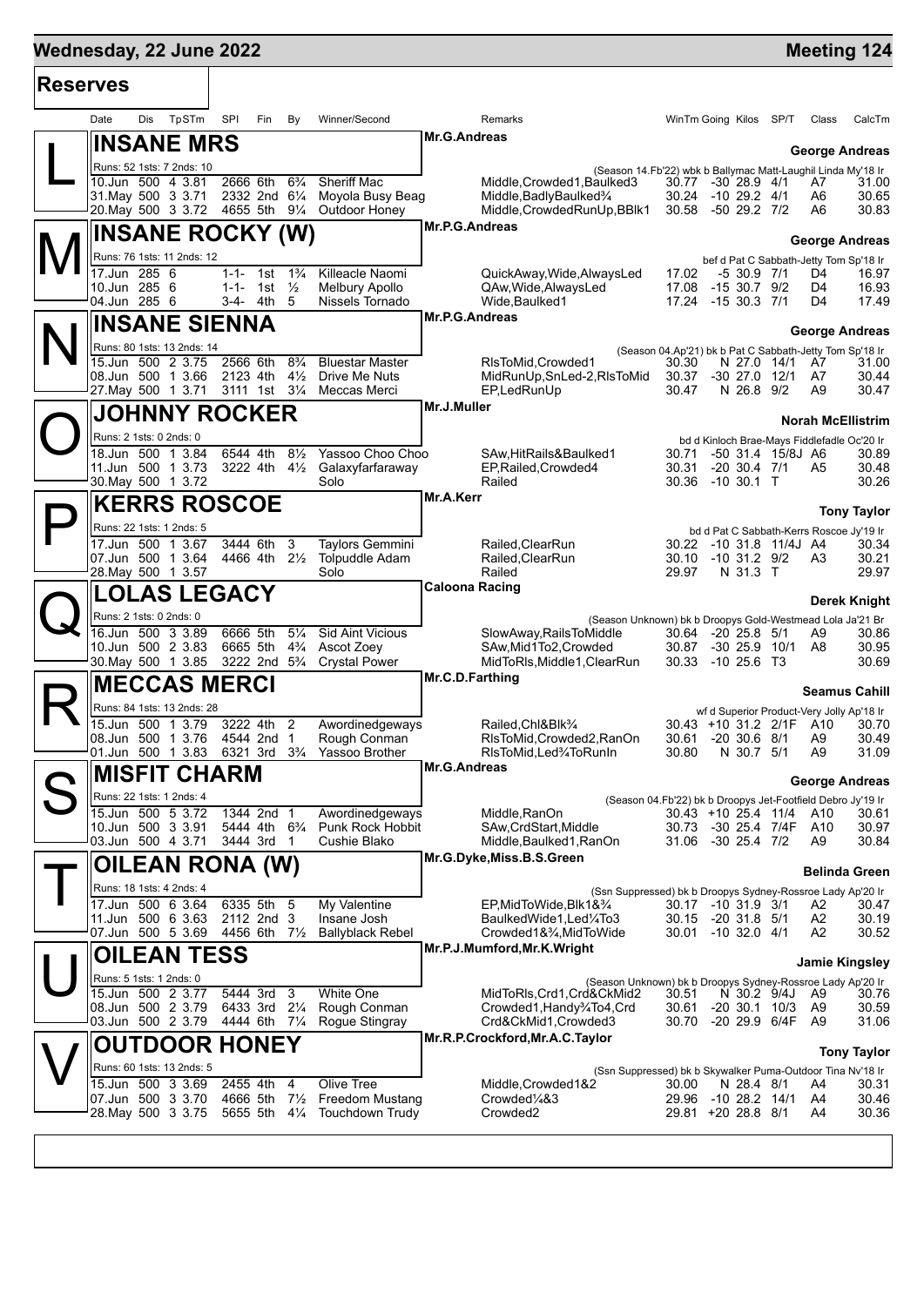# Wednesday, 22 June 2022 — Meeting 124

## Reserves

| Date | Dis | TpSTm | SPI | Fin | By | Winner/Second | Remarks | WinTm | Going | Kilos | SP/T | Class | CalcTm |
|---|---|---|---|---|---|---|---|---|---|---|---|---|---|

### L — INSANE MRS
Mr.G.Andreas — George Andreas
Runs: 52 1sts: 7 2nds: 10 — (Season 14.Fb'22) wbk b Ballymac Matt-Laughil Linda My'18 Ir

| Date | Dis | TpSTm | SPI | Fin | By | Winner/Second | Remarks | WinTm | Going | Kilos | SP/T | Class | CalcTm |
|---|---|---|---|---|---|---|---|---|---|---|---|---|---|
| 10.Jun | 500 | 4 3.81 | 2666 | 6th | 6¾ | Sheriff Mac | Middle,Crowded1,Baulked3 | 30.77 | -30 | 28.9 | 4/1 | A7 | 31.00 |
| 31.May | 500 | 3 3.71 | 2332 | 2nd | 6¼ | Moyola Busy Beag | Middle,BadlyBaulked¾ | 30.24 | -10 | 29.2 | 4/1 | A6 | 30.65 |
| 20.May | 500 | 3 3.72 | 4655 | 5th | 9¼ | Outdoor Honey | Middle,CrowdedRunUp,BBlk1 | 30.58 | -50 | 29.2 | 7/2 | A6 | 30.83 |

### M — INSANE ROCKY (W)
Mr.P.G.Andreas — George Andreas
Runs: 76 1sts: 11 2nds: 12 — bef d Pat C Sabbath-Jetty Tom Sp'18 Ir

| Date | Dis | TpSTm | SPI | Fin | By | Winner/Second | Remarks | WinTm | Going | Kilos | SP/T | Class | CalcTm |
|---|---|---|---|---|---|---|---|---|---|---|---|---|---|
| 17.Jun | 285 | 6 | 1-1- | 1st | 1¾ | Killeacle Naomi | QuickAway,Wide,AlwaysLed | 17.02 | -5 | 30.9 | 7/1 | D4 | 16.97 |
| 10.Jun | 285 | 6 | 1-1- | 1st | ½ | Melbury Apollo | QAw,Wide,AlwaysLed | 17.08 | -15 | 30.7 | 9/2 | D4 | 16.93 |
| 04.Jun | 285 | 6 | 3-4- | 4th | 5 | Nissels Tornado | Wide,Baulked1 | 17.24 | -15 | 30.3 | 7/1 | D4 | 17.49 |

### N — INSANE SIENNA
Mr.P.G.Andreas — George Andreas
Runs: 80 1sts: 13 2nds: 14 — (Season 04.Ap'21) bk b Pat C Sabbath-Jetty Tom Sp'18 Ir

| Date | Dis | TpSTm | SPI | Fin | By | Winner/Second | Remarks | WinTm | Going | Kilos | SP/T | Class | CalcTm |
|---|---|---|---|---|---|---|---|---|---|---|---|---|---|
| 15.Jun | 500 | 2 3.75 | 2566 | 6th | 8¾ | Bluestar Master | RlsToMid,Crowded1 | 30.30 | N | 27.0 | 14/1 | A7 | 31.00 |
| 08.Jun | 500 | 1 3.66 | 2123 | 4th | 4½ | Drive Me Nuts | MidRunUp,SnLed-2,RlsToMid | 30.37 | -30 | 27.0 | 12/1 | A7 | 30.44 |
| 27.May | 500 | 1 3.71 | 3111 | 1st | 3¼ | Meccas Merci | EP,LedRunUp | 30.47 | N | 26.8 | 9/2 | A9 | 30.47 |

### O — JOHNNY ROCKER
Mr.J.Muller — Norah McEllistrim
Runs: 2 1sts: 0 2nds: 0 — bd d Kinloch Brae-Mays Fiddlefadle Oc'20 Ir

| Date | Dis | TpSTm | SPI | Fin | By | Winner/Second | Remarks | WinTm | Going | Kilos | SP/T | Class | CalcTm |
|---|---|---|---|---|---|---|---|---|---|---|---|---|---|
| 18.Jun | 500 | 1 3.84 | 6544 | 4th | 8½ | Yassoo Choo Choo | SAw,HitRails&Baulked1 | 30.71 | -50 | 31.4 | 15/8J | A6 | 30.89 |
| 11.Jun | 500 | 1 3.73 | 3222 | 4th | 4½ | Galaxyfarfaraway | EP,Railed,Crowded4 | 30.31 | -20 | 30.4 | 7/1 | A5 | 30.48 |
| 30.May | 500 | 1 3.72 | | | | Solo | Railed | 30.36 | -10 | 30.1 | T | | 30.26 |

### P — KERRS ROSCOE
Mr.A.Kerr — Tony Taylor
Runs: 22 1sts: 1 2nds: 5 — bd d Pat C Sabbath-Kerrs Roscoe Jy'19 Ir

| Date | Dis | TpSTm | SPI | Fin | By | Winner/Second | Remarks | WinTm | Going | Kilos | SP/T | Class | CalcTm |
|---|---|---|---|---|---|---|---|---|---|---|---|---|---|
| 17.Jun | 500 | 1 3.67 | 3444 | 6th | 3 | Taylors Gemmini | Railed,ClearRun | 30.22 | -10 | 31.8 | 11/4J | A4 | 30.34 |
| 07.Jun | 500 | 1 3.64 | 4466 | 4th | 2½ | Tolpuddle Adam | Railed,ClearRun | 30.10 | -10 | 31.2 | 9/2 | A3 | 30.21 |
| 28.May | 500 | 1 3.57 | | | | Solo | Railed | 29.97 | N | 31.3 | T | | 29.97 |

### Q — LOLAS LEGACY
Caloona Racing — Derek Knight
Runs: 2 1sts: 0 2nds: 0 — (Season Unknown) bk b Droopys Gold-Westmead Lola Ja'21 Br

| Date | Dis | TpSTm | SPI | Fin | By | Winner/Second | Remarks | WinTm | Going | Kilos | SP/T | Class | CalcTm |
|---|---|---|---|---|---|---|---|---|---|---|---|---|---|
| 16.Jun | 500 | 3 3.89 | 6666 | 5th | 5¼ | Sid Aint Vicious | SlowAway,RailsToMiddle | 30.64 | -20 | 25.8 | 5/1 | A9 | 30.86 |
| 10.Jun | 500 | 2 3.83 | 6665 | 5th | 4¾ | Ascot Zoey | SAw,Mid1To2,Crowded | 30.87 | -30 | 25.9 | 10/1 | A8 | 30.95 |
| 30.May | 500 | 1 3.85 | 3222 | 2nd | 5¾ | Crystal Power | MidToRls,Middle1,ClearRun | 30.33 | -10 | 25.6 | T3 | | 30.69 |

### R — MECCAS MERCI
Mr.C.D.Farthing — Seamus Cahill
Runs: 84 1sts: 13 2nds: 28 — wf d Superior Product-Very Jolly Ap'18 Ir

| Date | Dis | TpSTm | SPI | Fin | By | Winner/Second | Remarks | WinTm | Going | Kilos | SP/T | Class | CalcTm |
|---|---|---|---|---|---|---|---|---|---|---|---|---|---|
| 15.Jun | 500 | 1 3.79 | 3222 | 4th | 2 | Awordinedgeways | Railed,Chl&Blk¾ | 30.43 | +10 | 31.2 | 2/1F | A10 | 30.70 |
| 08.Jun | 500 | 1 3.76 | 4544 | 2nd | 1 | Rough Conman | RlsToMid,Crowded2,RanOn | 30.61 | -20 | 30.6 | 8/1 | A9 | 30.49 |
| 01.Jun | 500 | 1 3.83 | 6321 | 3rd | 3¾ | Yassoo Brother | RlsToMid,Led¾ToRunIn | 30.80 | N | 30.7 | 5/1 | A9 | 31.09 |

### S — MISFIT CHARM
Mr.G.Andreas — George Andreas
Runs: 22 1sts: 1 2nds: 4 — (Season 04.Fb'22) bk b Droopys Jet-Footfield Debro Jy'19 Ir

| Date | Dis | TpSTm | SPI | Fin | By | Winner/Second | Remarks | WinTm | Going | Kilos | SP/T | Class | CalcTm |
|---|---|---|---|---|---|---|---|---|---|---|---|---|---|
| 15.Jun | 500 | 5 3.72 | 1344 | 2nd | 1 | Awordinedgeways | Middle,RanOn | 30.43 | +10 | 25.4 | 11/4 | A10 | 30.61 |
| 10.Jun | 500 | 3 3.91 | 5444 | 4th | 6¾ | Punk Rock Hobbit | SAw,CrdStart,Middle | 30.73 | -30 | 25.4 | 7/4F | A10 | 30.97 |
| 03.Jun | 500 | 4 3.71 | 3444 | 3rd | 1 | Cushie Blako | Middle,Baulked1,RanOn | 31.06 | -30 | 25.4 | 7/2 | A9 | 30.84 |

### T — OILEAN RONA (W)
Mr.G.Dyke,Miss.B.S.Green — Belinda Green
Runs: 18 1sts: 4 2nds: 4 — (Ssn Suppressed) bk b Droopys Sydney-Rossroe Lady Ap'20 Ir

| Date | Dis | TpSTm | SPI | Fin | By | Winner/Second | Remarks | WinTm | Going | Kilos | SP/T | Class | CalcTm |
|---|---|---|---|---|---|---|---|---|---|---|---|---|---|
| 17.Jun | 500 | 6 3.64 | 6335 | 5th | 5 | My Valentine | EP,MidToWide,Blk1&¾ | 30.17 | -10 | 31.9 | 3/1 | A2 | 30.47 |
| 11.Jun | 500 | 6 3.63 | 2112 | 2nd | 3 | Insane Josh | BaulkedWide1,Led¼To3 | 30.15 | -20 | 31.8 | 5/1 | A2 | 30.19 |
| 07.Jun | 500 | 5 3.69 | 4456 | 6th | 7½ | Ballyblack Rebel | Crowded1&¾,MidToWide | 30.01 | -10 | 32.0 | 4/1 | A2 | 30.52 |

### U — OILEAN TESS
Mr.P.J.Mumford,Mr.K.Wright — Jamie Kingsley
Runs: 5 1sts: 1 2nds: 0 — (Season Unknown) bk b Droopys Sydney-Rossroe Lady Ap'20 Ir

| Date | Dis | TpSTm | SPI | Fin | By | Winner/Second | Remarks | WinTm | Going | Kilos | SP/T | Class | CalcTm |
|---|---|---|---|---|---|---|---|---|---|---|---|---|---|
| 15.Jun | 500 | 2 3.77 | 5444 | 3rd | 3 | White One | MidToRls,Crd1,Crd&CkMid2 | 30.51 | N | 30.2 | 9/4J | A9 | 30.76 |
| 08.Jun | 500 | 2 3.79 | 6433 | 3rd | 2¼ | Rough Conman | Crowded1,Handy¾To4,Crd | 30.61 | -20 | 30.1 | 10/3 | A9 | 30.59 |
| 03.Jun | 500 | 2 3.79 | 4444 | 6th | 7¼ | Rogue Stingray | Crd&CkMid1,Crowded3 | 30.70 | -20 | 29.9 | 6/4F | A9 | 31.06 |

### V — OUTDOOR HONEY
Mr.R.P.Crockford,Mr.A.C.Taylor — Tony Taylor
Runs: 60 1sts: 13 2nds: 5 — (Ssn Suppressed) bk b Skywalker Puma-Outdoor Tina Nv'18 Ir

| Date | Dis | TpSTm | SPI | Fin | By | Winner/Second | Remarks | WinTm | Going | Kilos | SP/T | Class | CalcTm |
|---|---|---|---|---|---|---|---|---|---|---|---|---|---|
| 15.Jun | 500 | 3 3.69 | 2455 | 4th | 4 | Olive Tree | Middle,Crowded1&2 | 30.00 | N | 28.4 | 8/1 | A4 | 30.31 |
| 07.Jun | 500 | 3 3.70 | 4666 | 5th | 7½ | Freedom Mustang | Crowded¼&3 | 29.96 | -10 | 28.2 | 14/1 | A4 | 30.46 |
| 28.May | 500 | 3 3.75 | 5655 | 5th | 4¼ | Touchdown Trudy | Crowded2 | 29.81 | +20 | 28.8 | 8/1 | A4 | 30.36 |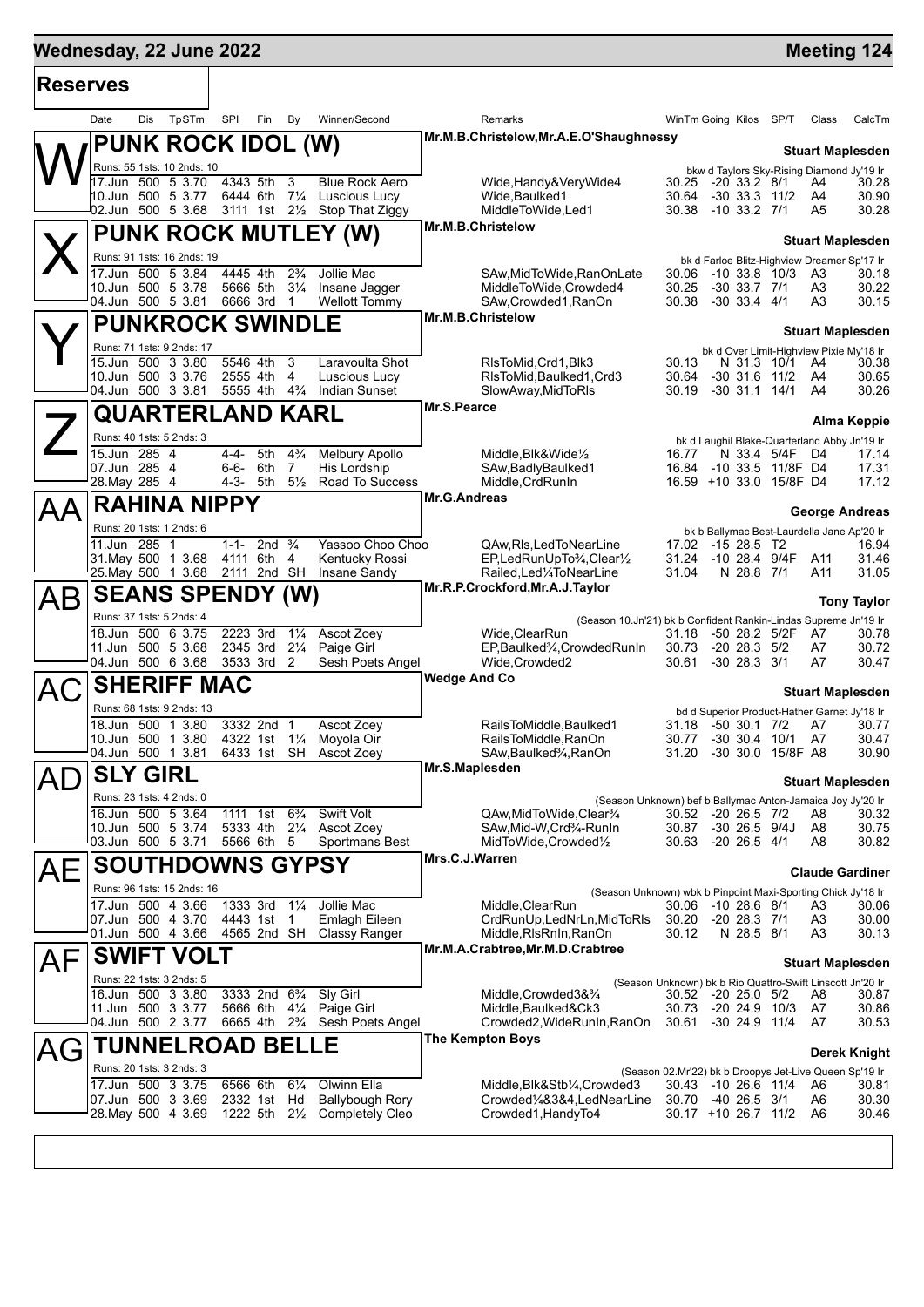# Wednesday, 22 June 2022 — Meeting 124

## Reserves

| Date | Dis | TpSTm | SPI | Fin | By | Winner/Second | Remarks | WinTm | Going | Kilos | SP/T | Class | CalcTm |
|---|---|---|---|---|---|---|---|---|---|---|---|---|---|

### W — PUNK ROCK IDOL (W)
Mr.M.B.Christelow,Mr.A.E.O'Shaughnessy — **Stuart Maplesden**
Runs: 55 1sts: 10 2nds: 10 — bkw d Taylors Sky-Rising Diamond Jy'19 Ir

| Date | Dis | TpSTm | SPI | Fin | By | Winner/Second | Remarks | WinTm | Going | Kilos | SP/T | Class | CalcTm |
|---|---|---|---|---|---|---|---|---|---|---|---|---|---|
| 17.Jun | 500 | 5 3.70 | 4343 | 5th | 3 | Blue Rock Aero | Wide,Handy&VeryWide4 | 30.25 | -20 | 33.2 | 8/1 | A4 | 30.28 |
| 10.Jun | 500 | 5 3.77 | 6444 | 6th | 7¼ | Luscious Lucy | Wide,Baulked1 | 30.64 | -30 | 33.3 | 11/2 | A4 | 30.90 |
| 02.Jun | 500 | 5 3.68 | 3111 | 1st | 2½ | Stop That Ziggy | MiddleToWide,Led1 | 30.38 | -10 | 33.2 | 7/1 | A5 | 30.28 |

### X — PUNK ROCK MUTLEY (W)
Mr.M.B.Christelow — **Stuart Maplesden**
Runs: 91 1sts: 16 2nds: 19 — bk d Farloe Blitz-Highview Dreamer Sp'17 Ir

| Date | Dis | TpSTm | SPI | Fin | By | Winner/Second | Remarks | WinTm | Going | Kilos | SP/T | Class | CalcTm |
|---|---|---|---|---|---|---|---|---|---|---|---|---|---|
| 17.Jun | 500 | 5 3.84 | 4445 | 4th | 2¾ | Jollie Mac | SAw,MidToWide,RanOnLate | 30.06 | -10 | 33.8 | 10/3 | A3 | 30.18 |
| 10.Jun | 500 | 5 3.78 | 5666 | 5th | 3¼ | Insane Jagger | MiddleToWide,Crowded4 | 30.25 | -30 | 33.7 | 7/1 | A3 | 30.22 |
| 04.Jun | 500 | 5 3.81 | 6666 | 3rd | 1 | Wellott Tommy | SAw,Crowded1,RanOn | 30.38 | -30 | 33.4 | 4/1 | A3 | 30.15 |

### Y — PUNKROCK SWINDLE
Mr.M.B.Christelow — **Stuart Maplesden**
Runs: 71 1sts: 9 2nds: 17 — bk d Over Limit-Highview Pixie My'18 Ir

| Date | Dis | TpSTm | SPI | Fin | By | Winner/Second | Remarks | WinTm | Going | Kilos | SP/T | Class | CalcTm |
|---|---|---|---|---|---|---|---|---|---|---|---|---|---|
| 15.Jun | 500 | 3 3.80 | 5546 | 4th | 3 | Laravoulta Shot | RlsToMid,Crd1,Blk3 | 30.13 | N | 31.3 | 10/1 | A4 | 30.38 |
| 10.Jun | 500 | 3 3.76 | 2555 | 4th | 4 | Luscious Lucy | RlsToMid,Baulked1,Crd3 | 30.64 | -30 | 31.6 | 11/2 | A4 | 30.65 |
| 04.Jun | 500 | 3 3.81 | 5555 | 4th | 4¾ | Indian Sunset | SlowAway,MidToRls | 30.19 | -30 | 31.1 | 14/1 | A4 | 30.26 |

### Z — QUARTERLAND KARL
Mr.S.Pearce — **Alma Keppie**
Runs: 40 1sts: 5 2nds: 3 — bk d Laughil Blake-Quarterland Abby Jn'19 Ir

| Date | Dis | TpSTm | SPI | Fin | By | Winner/Second | Remarks | WinTm | Going | Kilos | SP/T | Class | CalcTm |
|---|---|---|---|---|---|---|---|---|---|---|---|---|---|
| 15.Jun | 285 | 4 | 4-4- | 5th | 4¾ | Melbury Apollo | Middle,Blk&Wide½ | 16.77 | N | 33.4 | 5/4F | D4 | 17.14 |
| 07.Jun | 285 | 4 | 6-6- | 6th | 7 | His Lordship | SAw,BadlyBaulked1 | 16.84 | -10 | 33.5 | 11/8F | D4 | 17.31 |
| 28.May | 285 | 4 | 4-3- | 5th | 5½ | Road To Success | Middle,CrdRunIn | 16.59 | +10 | 33.0 | 15/8F | D4 | 17.12 |

### AA — RAHINA NIPPY
Mr.G.Andreas — **George Andreas**
Runs: 20 1sts: 1 2nds: 6 — bk b Ballymac Best-Laurdella Jane Ap'20 Ir

| Date | Dis | TpSTm | SPI | Fin | By | Winner/Second | Remarks | WinTm | Going | Kilos | SP/T | Class | CalcTm |
|---|---|---|---|---|---|---|---|---|---|---|---|---|---|
| 11.Jun | 285 | 1 | 1-1- | 2nd | ¾ | Yassoo Choo Choo | QAw,Rls,LedToNearLine | 17.02 | -15 | 28.5 | T2 | | 16.94 |
| 31.May | 500 | 1 3.68 | 4111 | 6th | 4 | Kentucky Rossi | EP,LedRunUpTo¾,Clear½ | 31.24 | -10 | 28.4 | 9/4F | A11 | 31.46 |
| 25.May | 500 | 1 3.68 | 2111 | 2nd | SH | Insane Sandy | Railed,Led¼ToNearLine | 31.04 | N | 28.8 | 7/1 | A11 | 31.05 |

### AB — SEANS SPENDY (W)
Mr.R.P.Crockford,Mr.A.J.Taylor — **Tony Taylor**
Runs: 37 1sts: 5 2nds: 4 — (Season 10.Jn'21) bk b Confident Rankin-Lindas Supreme Jn'19 Ir

| Date | Dis | TpSTm | SPI | Fin | By | Winner/Second | Remarks | WinTm | Going | Kilos | SP/T | Class | CalcTm |
|---|---|---|---|---|---|---|---|---|---|---|---|---|---|
| 18.Jun | 500 | 6 3.75 | 2223 | 3rd | 1¼ | Ascot Zoey | Wide,ClearRun | 31.18 | -50 | 28.2 | 5/2F | A7 | 30.78 |
| 11.Jun | 500 | 5 3.68 | 2345 | 3rd | 2¼ | Paige Girl | EP,Baulked¾,CrowdedRunIn | 30.73 | -20 | 28.3 | 5/2 | A7 | 30.72 |
| 04.Jun | 500 | 6 3.68 | 3533 | 3rd | 2 | Sesh Poets Angel | Wide,Crowded2 | 30.61 | -30 | 28.3 | 3/1 | A7 | 30.47 |

### AC — SHERIFF MAC
Wedge And Co — **Stuart Maplesden**
Runs: 68 1sts: 9 2nds: 13 — bd d Superior Product-Hather Garnet Jy'18 Ir

| Date | Dis | TpSTm | SPI | Fin | By | Winner/Second | Remarks | WinTm | Going | Kilos | SP/T | Class | CalcTm |
|---|---|---|---|---|---|---|---|---|---|---|---|---|---|
| 18.Jun | 500 | 1 3.80 | 3332 | 2nd | 1 | Ascot Zoey | RailsToMiddle,Baulked1 | 31.18 | -50 | 30.1 | 7/2 | A7 | 30.77 |
| 10.Jun | 500 | 1 3.80 | 4322 | 1st | 1¼ | Moyola Oir | RailsToMiddle,RanOn | 30.77 | -30 | 30.4 | 10/1 | A7 | 30.47 |
| 04.Jun | 500 | 1 3.81 | 6433 | 1st | SH | Ascot Zoey | SAw,Baulked¾,RanOn | 31.20 | -30 | 30.0 | 15/8F | A8 | 30.90 |

### AD — SLY GIRL
Mr.S.Maplesden — **Stuart Maplesden**
Runs: 23 1sts: 4 2nds: 0 — (Season Unknown) bef b Ballymac Anton-Jamaica Joy Jy'20 Ir

| Date | Dis | TpSTm | SPI | Fin | By | Winner/Second | Remarks | WinTm | Going | Kilos | SP/T | Class | CalcTm |
|---|---|---|---|---|---|---|---|---|---|---|---|---|---|
| 16.Jun | 500 | 5 3.64 | 1111 | 1st | 6¾ | Swift Volt | QAw,MidToWide,Clear¾ | 30.52 | -20 | 26.5 | 7/2 | A8 | 30.32 |
| 10.Jun | 500 | 5 3.74 | 5333 | 4th | 2¼ | Ascot Zoey | SAw,Mid-W,Crd¾-RunIn | 30.87 | -30 | 26.5 | 9/4J | A8 | 30.75 |
| 03.Jun | 500 | 5 3.71 | 5566 | 6th | 5 | Sportmans Best | MidToWide,Crowded½ | 30.63 | -20 | 26.5 | 4/1 | A8 | 30.82 |

### AE — SOUTHDOWNS GYPSY
Mrs.C.J.Warren — **Claude Gardiner**
Runs: 96 1sts: 15 2nds: 16 — (Season Unknown) wbk b Pinpoint Maxi-Sporting Chick Jy'18 Ir

| Date | Dis | TpSTm | SPI | Fin | By | Winner/Second | Remarks | WinTm | Going | Kilos | SP/T | Class | CalcTm |
|---|---|---|---|---|---|---|---|---|---|---|---|---|---|
| 17.Jun | 500 | 4 3.66 | 1333 | 3rd | 1¼ | Jollie Mac | Middle,ClearRun | 30.06 | -10 | 28.6 | 8/1 | A3 | 30.06 |
| 07.Jun | 500 | 4 3.70 | 4443 | 1st | 1 | Emlagh Eileen | CrdRunUp,LedNrLn,MidToRls | 30.20 | -20 | 28.3 | 7/1 | A3 | 30.00 |
| 01.Jun | 500 | 4 3.66 | 4565 | 2nd | SH | Classy Ranger | Middle,RlsRnIn,RanOn | 30.12 | N | 28.5 | 8/1 | A3 | 30.13 |

### AF — SWIFT VOLT
Mr.M.A.Crabtree,Mr.M.D.Crabtree — **Stuart Maplesden**
Runs: 22 1sts: 3 2nds: 5 — (Season Unknown) bk b Rio Quattro-Swift Linscott Jn'20 Ir

| Date | Dis | TpSTm | SPI | Fin | By | Winner/Second | Remarks | WinTm | Going | Kilos | SP/T | Class | CalcTm |
|---|---|---|---|---|---|---|---|---|---|---|---|---|---|
| 16.Jun | 500 | 3 3.80 | 3333 | 2nd | 6¾ | Sly Girl | Middle,Crowded3&¾ | 30.52 | -20 | 25.0 | 5/2 | A8 | 30.87 |
| 11.Jun | 500 | 3 3.77 | 5666 | 6th | 4¼ | Paige Girl | Middle,Baulked&Ck3 | 30.73 | -20 | 24.9 | 10/3 | A7 | 30.86 |
| 04.Jun | 500 | 2 3.77 | 6665 | 4th | 2¾ | Sesh Poets Angel | Crowded2,WideRunIn,RanOn | 30.61 | -30 | 24.9 | 11/4 | A7 | 30.53 |

### AG — TUNNELROAD BELLE
The Kempton Boys — **Derek Knight**
Runs: 20 1sts: 3 2nds: 3 — (Season 02.Mr'22) bk b Droopys Jet-Live Queen Sp'19 Ir

| Date | Dis | TpSTm | SPI | Fin | By | Winner/Second | Remarks | WinTm | Going | Kilos | SP/T | Class | CalcTm |
|---|---|---|---|---|---|---|---|---|---|---|---|---|---|
| 17.Jun | 500 | 3 3.75 | 6566 | 6th | 6¼ | Olwinn Ella | Middle,Blk&Stb¼,Crowded3 | 30.43 | -10 | 26.6 | 11/4 | A6 | 30.81 |
| 07.Jun | 500 | 3 3.69 | 2332 | 1st | Hd | Ballybough Rory | Crowded¼&3&4,LedNearLine | 30.70 | -40 | 26.5 | 3/1 | A6 | 30.30 |
| 28.May | 500 | 4 3.69 | 1222 | 5th | 2½ | Completely Cleo | Crowded1,HandyTo4 | 30.17 | +10 | 26.7 | 11/2 | A6 | 30.46 |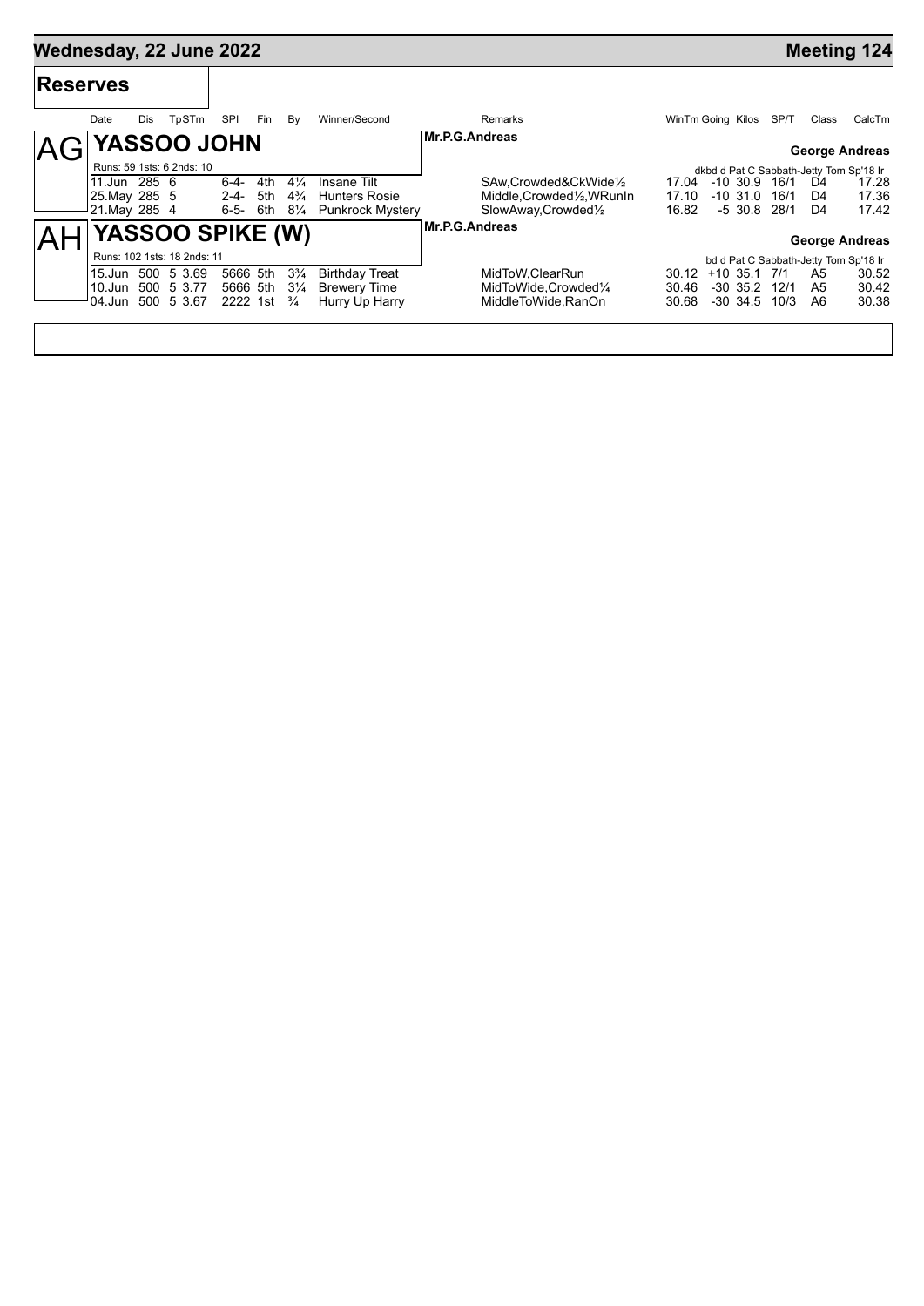# Wednesday, 22 June 2022

**Meeting 124**

## Reserves

### AG YASSOO JOHN

Mr.P.G.Andreas — **George Andreas**

Runs: 59 1sts: 6 2nds: 10

dkbd d Pat C Sabbath-Jetty Tom Sp'18 Ir

| Date | Dis | TpSTm | SPI | Fin | By | Winner/Second | Remarks | WinTm | Going | Kilos | SP/T | Class | CalcTm |
|---|---|---|---|---|---|---|---|---|---|---|---|---|---|
| 11.Jun | 285 | 6 | 6-4- | 4th | 4¼ | Insane Tilt | SAw,Crowded&CkWide½ | 17.04 | -10 | 30.9 | 16/1 | D4 | 17.28 |
| 25.May | 285 | 5 | 2-4- | 5th | 4¾ | Hunters Rosie | Middle,Crowded½,WRunIn | 17.10 | -10 | 31.0 | 16/1 | D4 | 17.36 |
| 21.May | 285 | 4 | 6-5- | 6th | 8¼ | Punkrock Mystery | SlowAway,Crowded½ | 16.82 | -5 | 30.8 | 28/1 | D4 | 17.42 |

### AH YASSOO SPIKE (W)

Mr.P.G.Andreas — **George Andreas**

Runs: 102 1sts: 18 2nds: 11

bd d Pat C Sabbath-Jetty Tom Sp'18 Ir

| Date | Dis | TpSTm | SPI | Fin | By | Winner/Second | Remarks | WinTm | Going | Kilos | SP/T | Class | CalcTm |
|---|---|---|---|---|---|---|---|---|---|---|---|---|---|
| 15.Jun | 500 | 5 3.69 | 5666 | 5th | 3¾ | Birthday Treat | MidToW,ClearRun | 30.12 | +10 | 35.1 | 7/1 | A5 | 30.52 |
| 10.Jun | 500 | 5 3.77 | 5666 | 5th | 3¼ | Brewery Time | MidToWide,Crowded¼ | 30.46 | -30 | 35.2 | 12/1 | A5 | 30.42 |
| 04.Jun | 500 | 5 3.67 | 2222 | 1st | ¾ | Hurry Up Harry | MiddleToWide,RanOn | 30.68 | -30 | 34.5 | 10/3 | A6 | 30.38 |